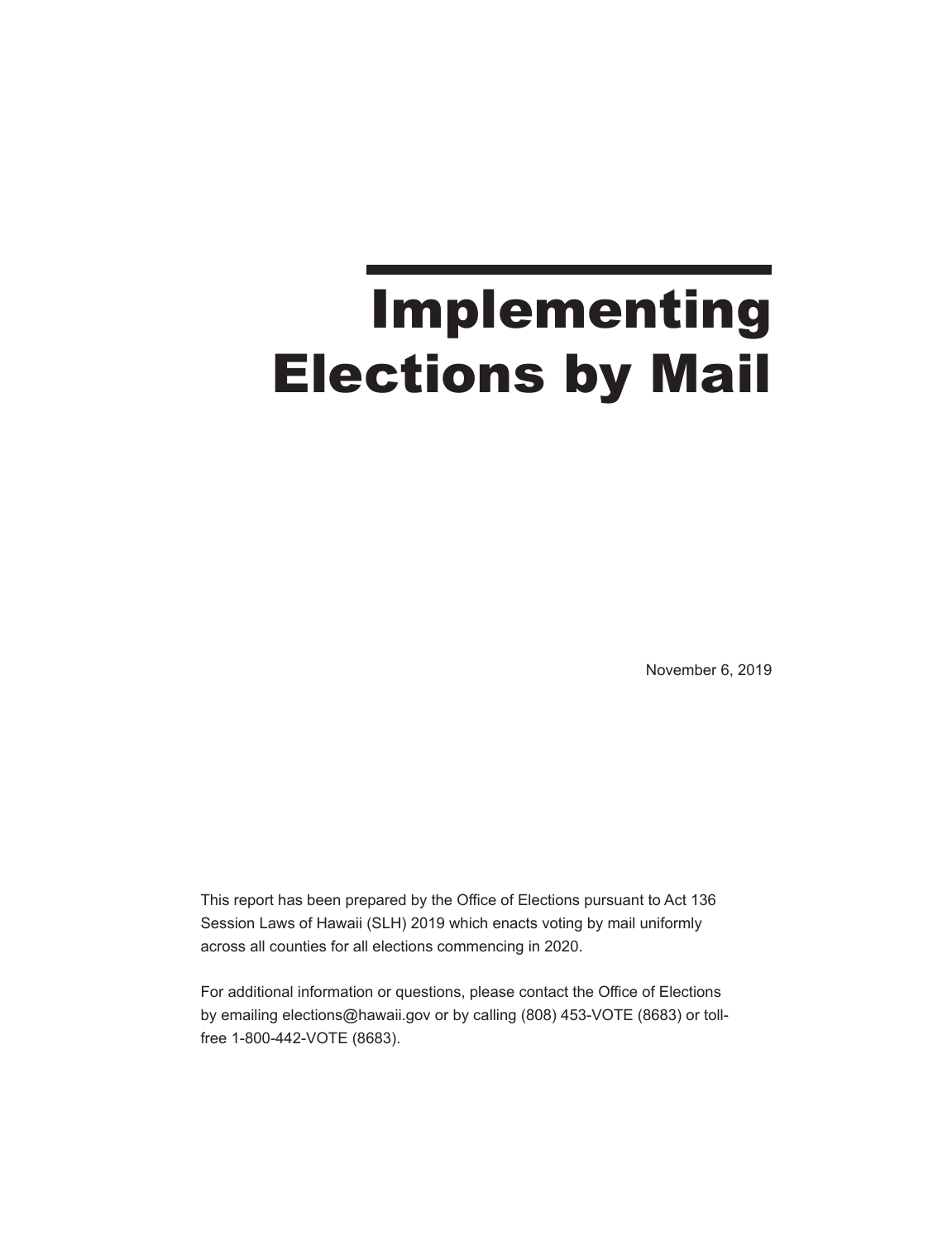# Implementing Elections by Mail

November 6, 2019

This report has been prepared by the Office of Elections pursuant to Act 136 Session Laws of Hawaii (SLH) 2019 which enacts voting by mail uniformly across all counties for all elections commencing in 2020.

For additional information or questions, please contact the Office of Elections by emailing elections@hawaii.gov or by calling (808) 453-VOTE (8683) or toll-free 1-800-442-VOTE (8683).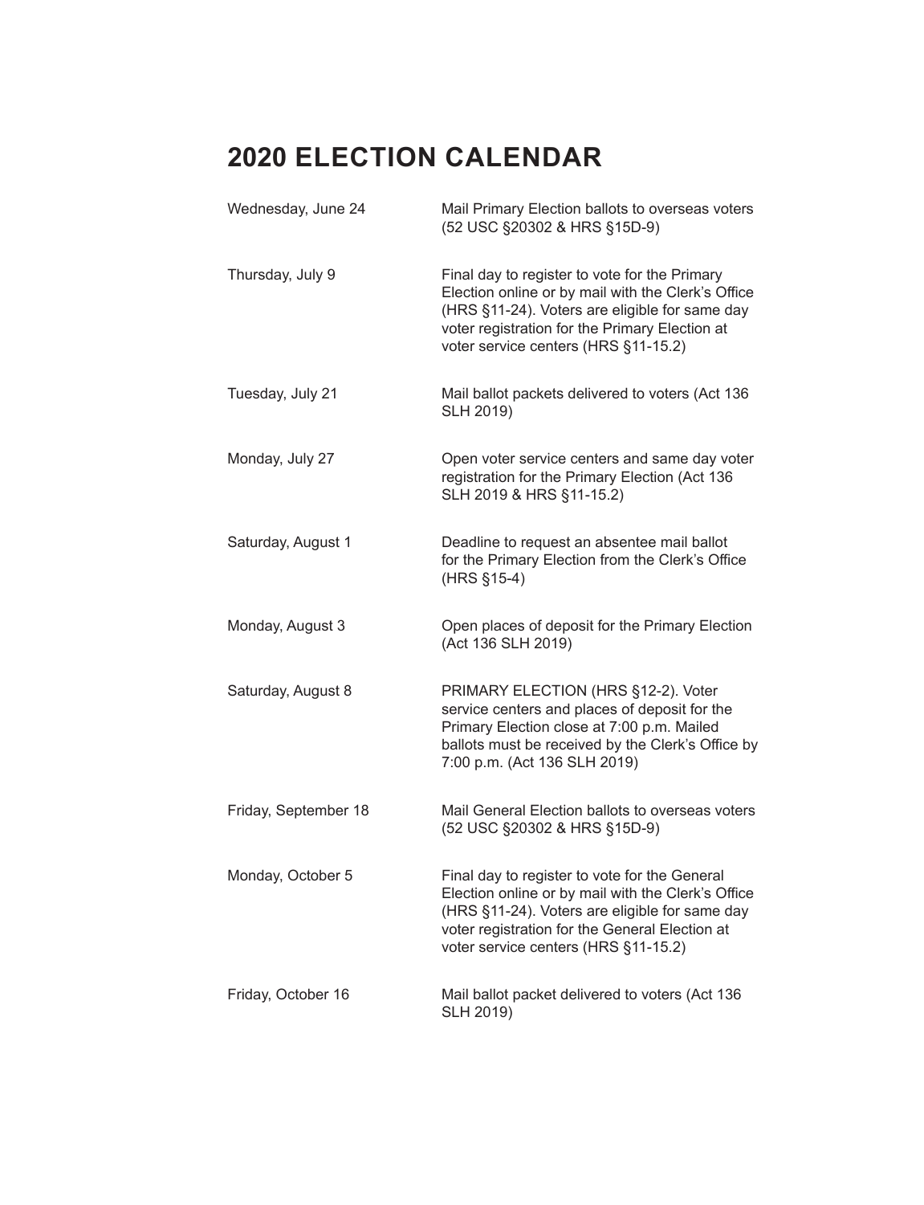# 2020 ELECTION CALENDAR

| | |
|---|---|
| Wednesday, June 24 | Mail Primary Election ballots to overseas voters (52 USC §20302 & HRS §15D-9) |
| Thursday, July 9 | Final day to register to vote for the Primary Election online or by mail with the Clerk's Office (HRS §11-24). Voters are eligible for same day voter registration for the Primary Election at voter service centers (HRS §11-15.2) |
| Tuesday, July 21 | Mail ballot packets delivered to voters (Act 136 SLH 2019) |
| Monday, July 27 | Open voter service centers and same day voter registration for the Primary Election (Act 136 SLH 2019 & HRS §11-15.2) |
| Saturday, August 1 | Deadline to request an absentee mail ballot for the Primary Election from the Clerk's Office (HRS §15-4) |
| Monday, August 3 | Open places of deposit for the Primary Election (Act 136 SLH 2019) |
| Saturday, August 8 | PRIMARY ELECTION (HRS §12-2). Voter service centers and places of deposit for the Primary Election close at 7:00 p.m. Mailed ballots must be received by the Clerk's Office by 7:00 p.m. (Act 136 SLH 2019) |
| Friday, September 18 | Mail General Election ballots to overseas voters (52 USC §20302 & HRS §15D-9) |
| Monday, October 5 | Final day to register to vote for the General Election online or by mail with the Clerk's Office (HRS §11-24). Voters are eligible for same day voter registration for the General Election at voter service centers (HRS §11-15.2) |
| Friday, October 16 | Mail ballot packet delivered to voters (Act 136 SLH 2019) |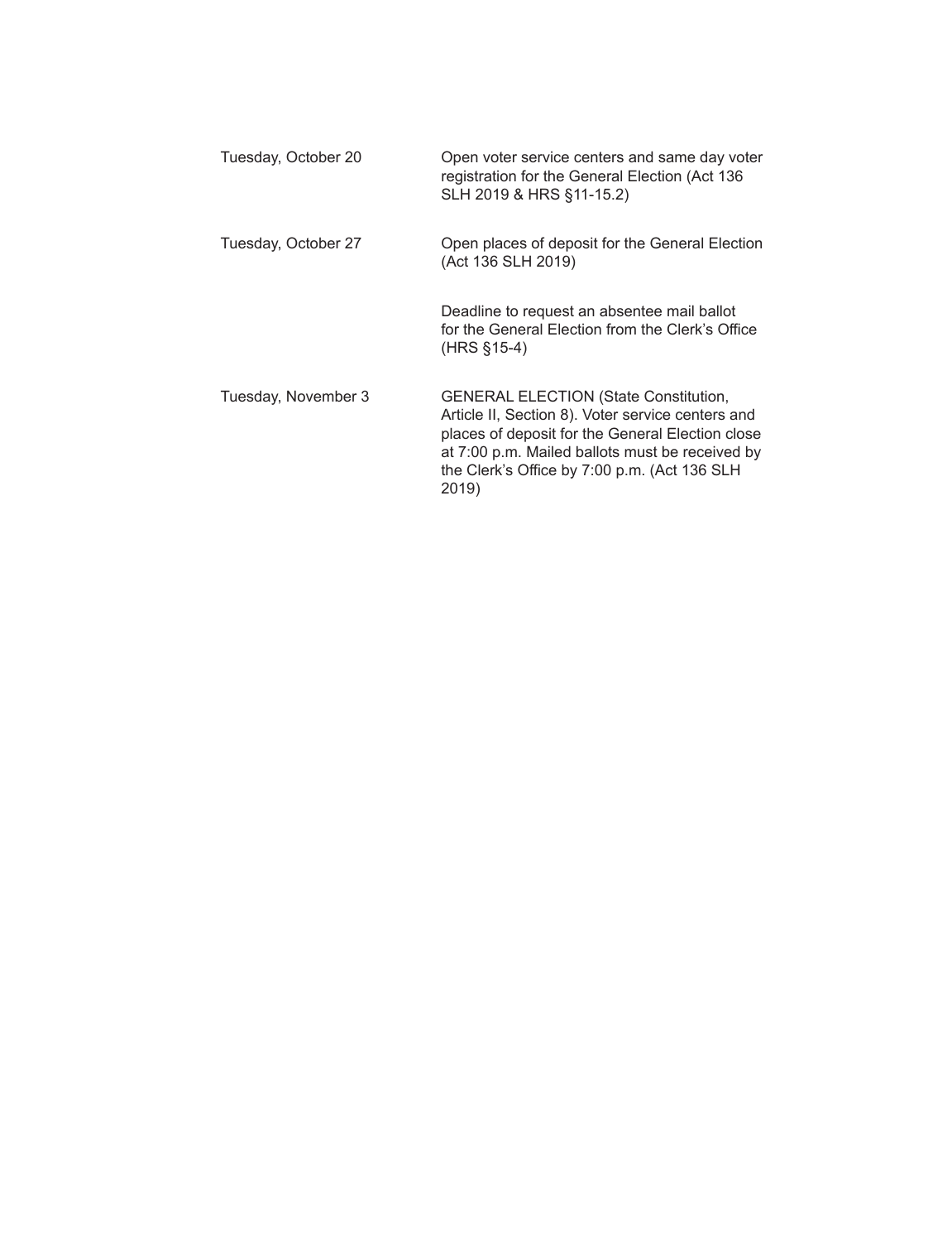| | |
|---|---|
| Tuesday, October 20 | Open voter service centers and same day voter registration for the General Election (Act 136 SLH 2019 & HRS §11-15.2) |
| Tuesday, October 27 | Open places of deposit for the General Election (Act 136 SLH 2019) |
| | Deadline to request an absentee mail ballot for the General Election from the Clerk's Office (HRS §15-4) |
| Tuesday, November 3 | GENERAL ELECTION (State Constitution, Article II, Section 8). Voter service centers and places of deposit for the General Election close at 7:00 p.m. Mailed ballots must be received by the Clerk's Office by 7:00 p.m. (Act 136 SLH 2019) |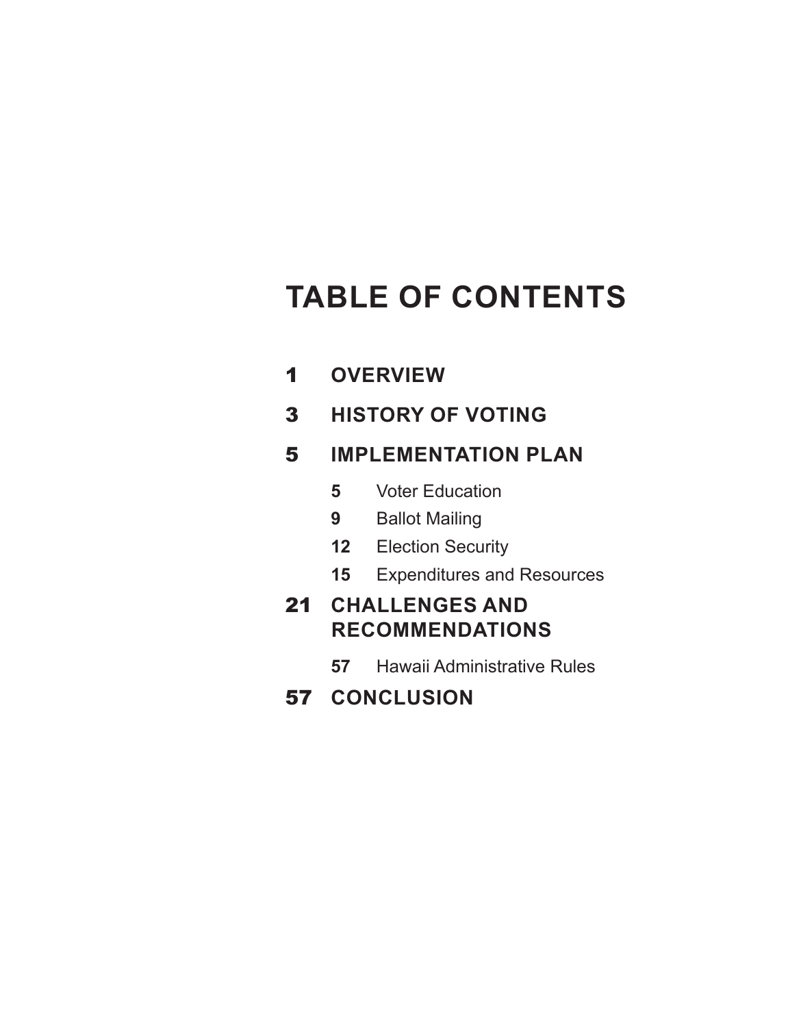# TABLE OF CONTENTS

**1 OVERVIEW**

**3 HISTORY OF VOTING**

**5 IMPLEMENTATION PLAN**

- **5** Voter Education
- **9** Ballot Mailing
- **12** Election Security
- **15** Expenditures and Resources

**21 CHALLENGES AND RECOMMENDATIONS**

- **57** Hawaii Administrative Rules

**57 CONCLUSION**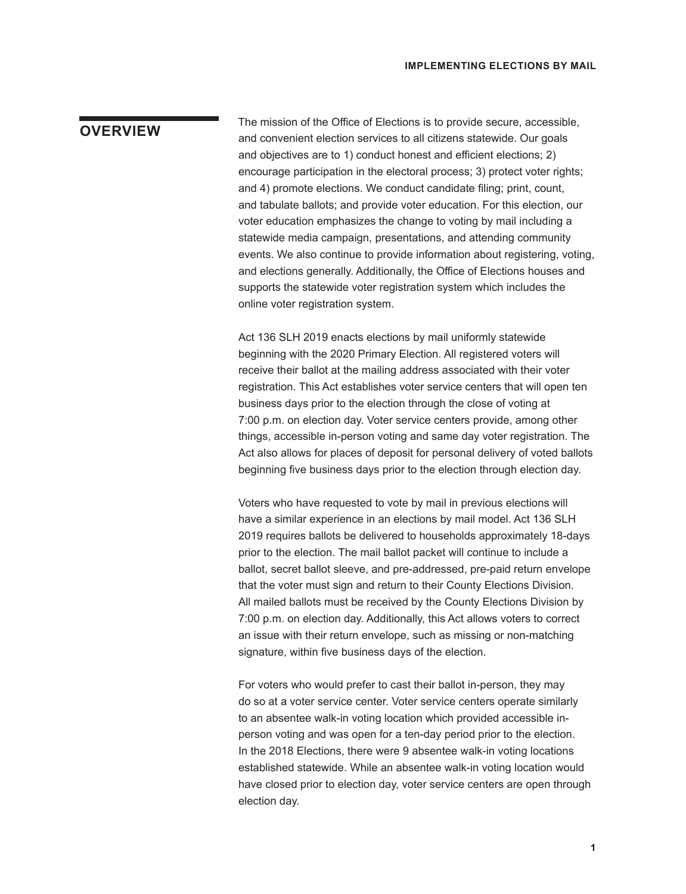## OVERVIEW

The mission of the Office of Elections is to provide secure, accessible, and convenient election services to all citizens statewide. Our goals and objectives are to 1) conduct honest and efficient elections; 2) encourage participation in the electoral process; 3) protect voter rights; and 4) promote elections. We conduct candidate filing; print, count, and tabulate ballots; and provide voter education. For this election, our voter education emphasizes the change to voting by mail including a statewide media campaign, presentations, and attending community events. We also continue to provide information about registering, voting, and elections generally. Additionally, the Office of Elections houses and supports the statewide voter registration system which includes the online voter registration system.

Act 136 SLH 2019 enacts elections by mail uniformly statewide beginning with the 2020 Primary Election. All registered voters will receive their ballot at the mailing address associated with their voter registration. This Act establishes voter service centers that will open ten business days prior to the election through the close of voting at 7:00 p.m. on election day. Voter service centers provide, among other things, accessible in-person voting and same day voter registration. The Act also allows for places of deposit for personal delivery of voted ballots beginning five business days prior to the election through election day.

Voters who have requested to vote by mail in previous elections will have a similar experience in an elections by mail model. Act 136 SLH 2019 requires ballots be delivered to households approximately 18-days prior to the election. The mail ballot packet will continue to include a ballot, secret ballot sleeve, and pre-addressed, pre-paid return envelope that the voter must sign and return to their County Elections Division. All mailed ballots must be received by the County Elections Division by 7:00 p.m. on election day. Additionally, this Act allows voters to correct an issue with their return envelope, such as missing or non-matching signature, within five business days of the election.

For voters who would prefer to cast their ballot in-person, they may do so at a voter service center. Voter service centers operate similarly to an absentee walk-in voting location which provided accessible in-person voting and was open for a ten-day period prior to the election. In the 2018 Elections, there were 9 absentee walk-in voting locations established statewide. While an absentee walk-in voting location would have closed prior to election day, voter service centers are open through election day.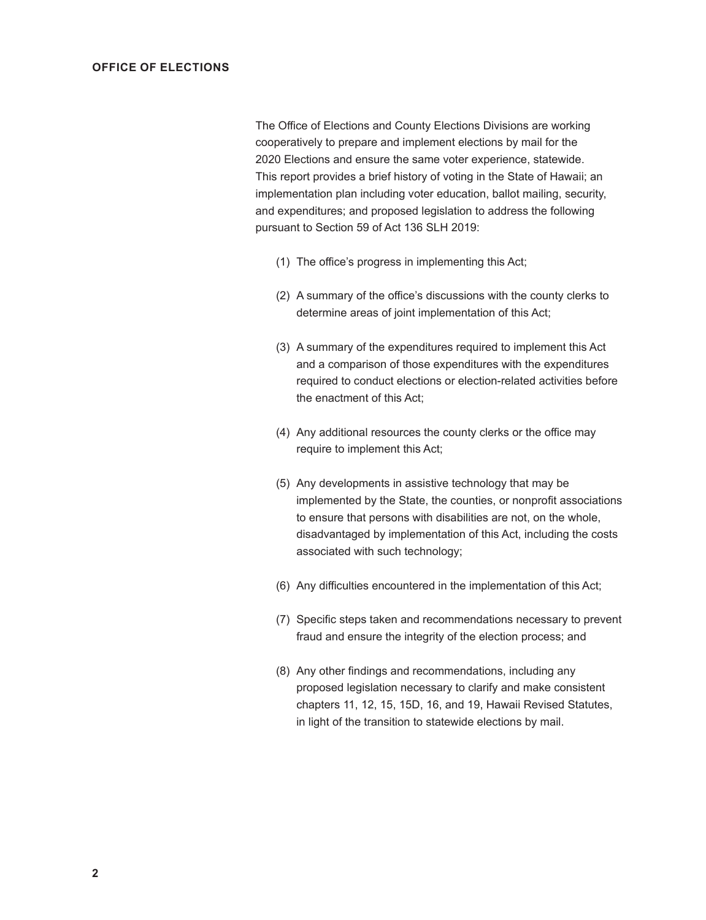The Office of Elections and County Elections Divisions are working cooperatively to prepare and implement elections by mail for the 2020 Elections and ensure the same voter experience, statewide. This report provides a brief history of voting in the State of Hawaii; an implementation plan including voter education, ballot mailing, security, and expenditures; and proposed legislation to address the following pursuant to Section 59 of Act 136 SLH 2019:

(1) The office's progress in implementing this Act;

(2) A summary of the office's discussions with the county clerks to determine areas of joint implementation of this Act;

(3) A summary of the expenditures required to implement this Act and a comparison of those expenditures with the expenditures required to conduct elections or election-related activities before the enactment of this Act;

(4) Any additional resources the county clerks or the office may require to implement this Act;

(5) Any developments in assistive technology that may be implemented by the State, the counties, or nonprofit associations to ensure that persons with disabilities are not, on the whole, disadvantaged by implementation of this Act, including the costs associated with such technology;

(6) Any difficulties encountered in the implementation of this Act;

(7) Specific steps taken and recommendations necessary to prevent fraud and ensure the integrity of the election process; and

(8) Any other findings and recommendations, including any proposed legislation necessary to clarify and make consistent chapters 11, 12, 15, 15D, 16, and 19, Hawaii Revised Statutes, in light of the transition to statewide elections by mail.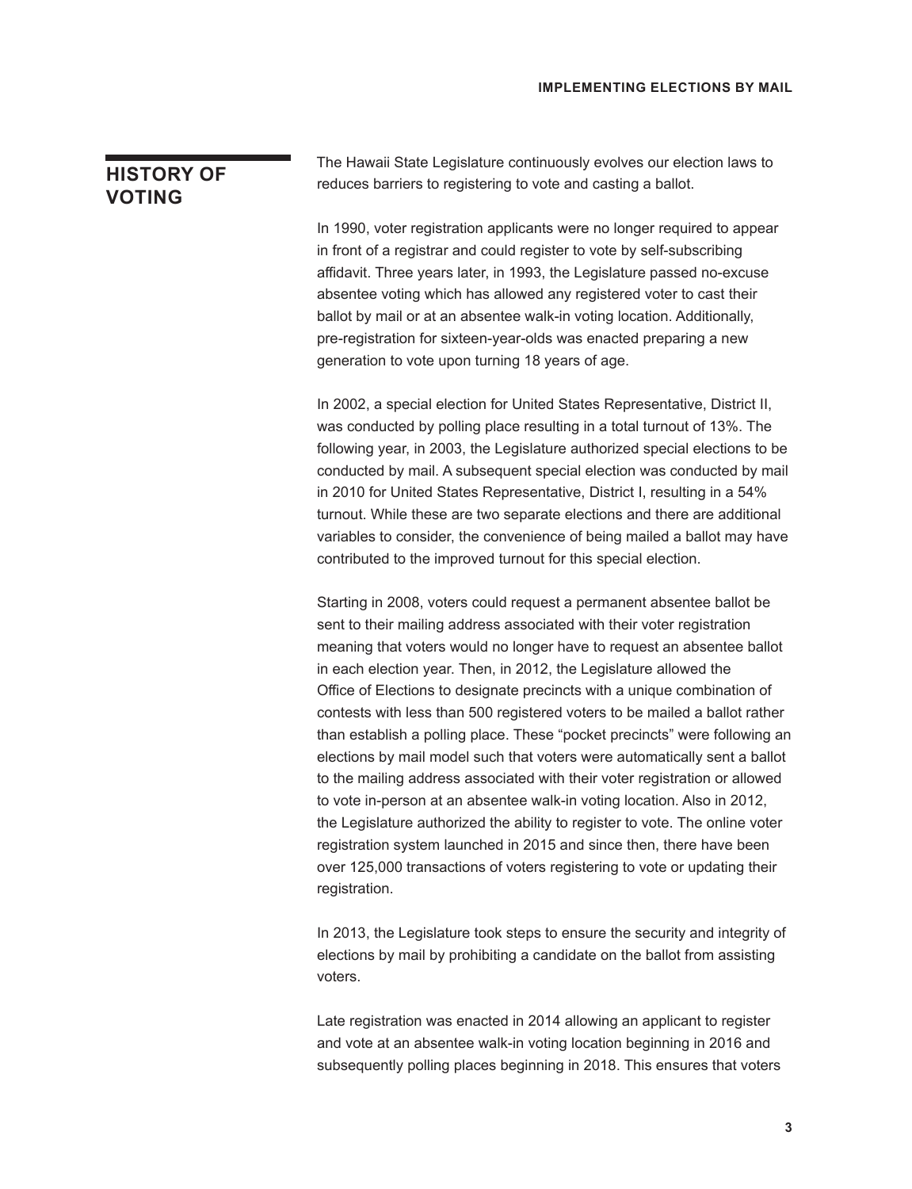## HISTORY OF VOTING

The Hawaii State Legislature continuously evolves our election laws to reduces barriers to registering to vote and casting a ballot.

In 1990, voter registration applicants were no longer required to appear in front of a registrar and could register to vote by self-subscribing affidavit. Three years later, in 1993, the Legislature passed no-excuse absentee voting which has allowed any registered voter to cast their ballot by mail or at an absentee walk-in voting location. Additionally, pre-registration for sixteen-year-olds was enacted preparing a new generation to vote upon turning 18 years of age.

In 2002, a special election for United States Representative, District II, was conducted by polling place resulting in a total turnout of 13%. The following year, in 2003, the Legislature authorized special elections to be conducted by mail. A subsequent special election was conducted by mail in 2010 for United States Representative, District I, resulting in a 54% turnout. While these are two separate elections and there are additional variables to consider, the convenience of being mailed a ballot may have contributed to the improved turnout for this special election.

Starting in 2008, voters could request a permanent absentee ballot be sent to their mailing address associated with their voter registration meaning that voters would no longer have to request an absentee ballot in each election year. Then, in 2012, the Legislature allowed the Office of Elections to designate precincts with a unique combination of contests with less than 500 registered voters to be mailed a ballot rather than establish a polling place. These "pocket precincts" were following an elections by mail model such that voters were automatically sent a ballot to the mailing address associated with their voter registration or allowed to vote in-person at an absentee walk-in voting location. Also in 2012, the Legislature authorized the ability to register to vote. The online voter registration system launched in 2015 and since then, there have been over 125,000 transactions of voters registering to vote or updating their registration.

In 2013, the Legislature took steps to ensure the security and integrity of elections by mail by prohibiting a candidate on the ballot from assisting voters.

Late registration was enacted in 2014 allowing an applicant to register and vote at an absentee walk-in voting location beginning in 2016 and subsequently polling places beginning in 2018. This ensures that voters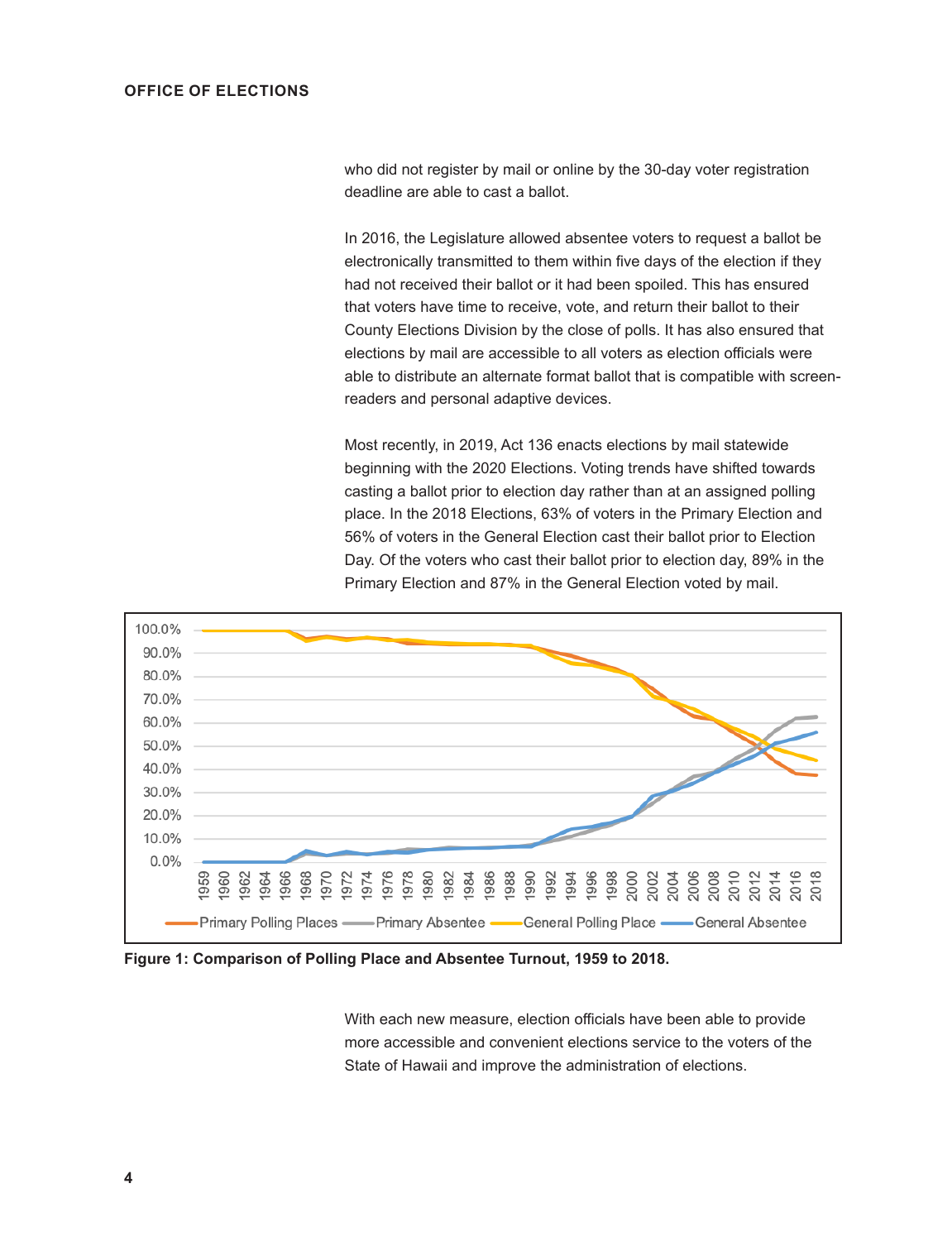who did not register by mail or online by the 30-day voter registration deadline are able to cast a ballot.

In 2016, the Legislature allowed absentee voters to request a ballot be electronically transmitted to them within five days of the election if they had not received their ballot or it had been spoiled. This has ensured that voters have time to receive, vote, and return their ballot to their County Elections Division by the close of polls. It has also ensured that elections by mail are accessible to all voters as election officials were able to distribute an alternate format ballot that is compatible with screen-readers and personal adaptive devices.

Most recently, in 2019, Act 136 enacts elections by mail statewide beginning with the 2020 Elections. Voting trends have shifted towards casting a ballot prior to election day rather than at an assigned polling place. In the 2018 Elections, 63% of voters in the Primary Election and 56% of voters in the General Election cast their ballot prior to Election Day. Of the voters who cast their ballot prior to election day, 89% in the Primary Election and 87% in the General Election voted by mail.

100.0%
90.0%
80.0%
70.0%
60.0%
50.0%
40.0%
30.0%
20.0%
10.0%
0.0%

1959 1960 1962 1964 1966 1968 1970 1972 1974 1976 1978 1980 1982 1984 1986 1988 1990 1992 1994 1996 1998 2000 2002 2004 2006 2008 2010 2012 2014 2016 2018

Primary Polling Places, Primary Absentee, General Polling Place, General Absentee

**Figure 1: Comparison of Polling Place and Absentee Turnout, 1959 to 2018.**

With each new measure, election officials have been able to provide more accessible and convenient elections service to the voters of the State of Hawaii and improve the administration of elections.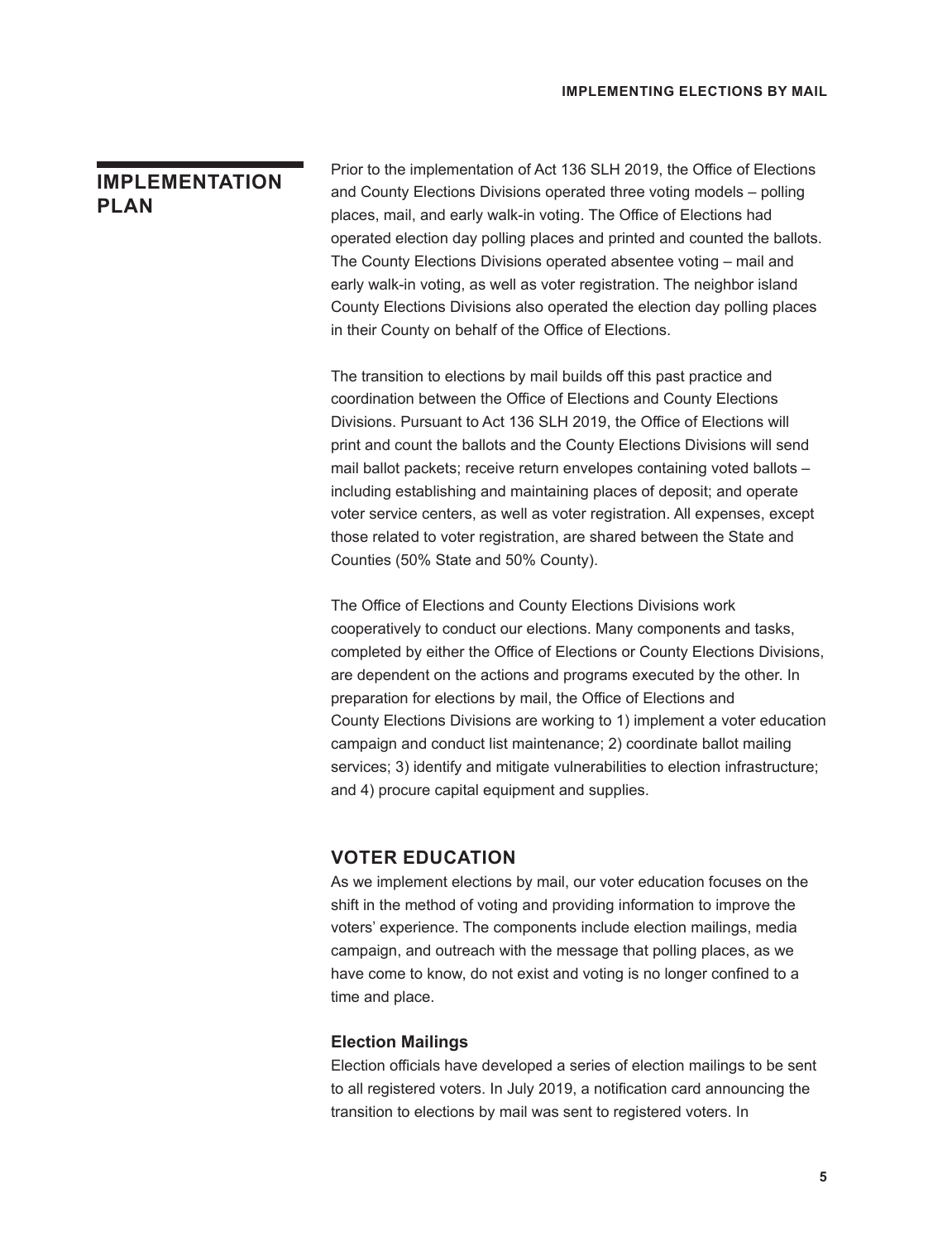## IMPLEMENTATION PLAN

Prior to the implementation of Act 136 SLH 2019, the Office of Elections and County Elections Divisions operated three voting models – polling places, mail, and early walk-in voting. The Office of Elections had operated election day polling places and printed and counted the ballots. The County Elections Divisions operated absentee voting – mail and early walk-in voting, as well as voter registration. The neighbor island County Elections Divisions also operated the election day polling places in their County on behalf of the Office of Elections.

The transition to elections by mail builds off this past practice and coordination between the Office of Elections and County Elections Divisions. Pursuant to Act 136 SLH 2019, the Office of Elections will print and count the ballots and the County Elections Divisions will send mail ballot packets; receive return envelopes containing voted ballots – including establishing and maintaining places of deposit; and operate voter service centers, as well as voter registration. All expenses, except those related to voter registration, are shared between the State and Counties (50% State and 50% County).

The Office of Elections and County Elections Divisions work cooperatively to conduct our elections. Many components and tasks, completed by either the Office of Elections or County Elections Divisions, are dependent on the actions and programs executed by the other. In preparation for elections by mail, the Office of Elections and County Elections Divisions are working to 1) implement a voter education campaign and conduct list maintenance; 2) coordinate ballot mailing services; 3) identify and mitigate vulnerabilities to election infrastructure; and 4) procure capital equipment and supplies.

### VOTER EDUCATION

As we implement elections by mail, our voter education focuses on the shift in the method of voting and providing information to improve the voters' experience. The components include election mailings, media campaign, and outreach with the message that polling places, as we have come to know, do not exist and voting is no longer confined to a time and place.

#### Election Mailings

Election officials have developed a series of election mailings to be sent to all registered voters. In July 2019, a notification card announcing the transition to elections by mail was sent to registered voters. In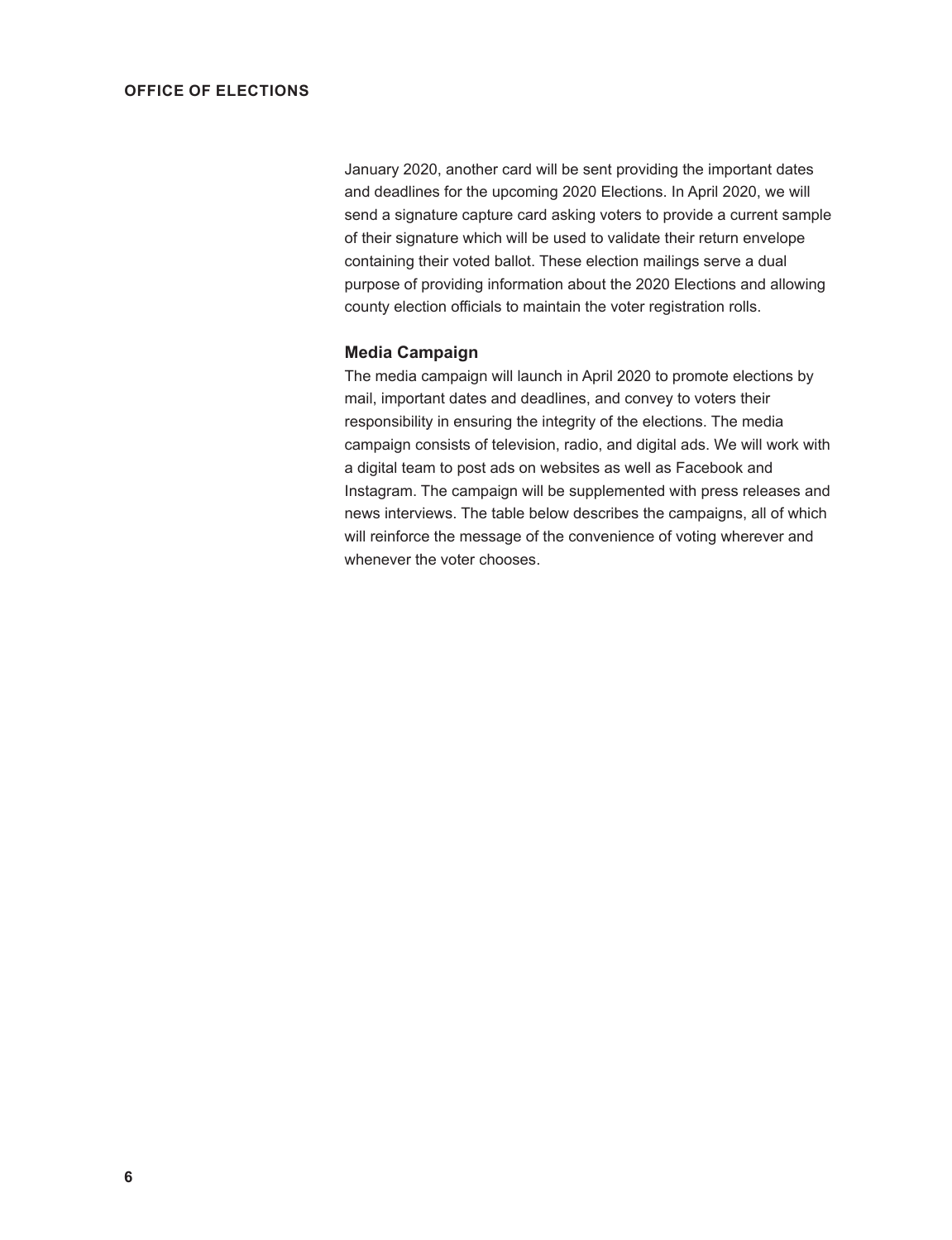January 2020, another card will be sent providing the important dates and deadlines for the upcoming 2020 Elections. In April 2020, we will send a signature capture card asking voters to provide a current sample of their signature which will be used to validate their return envelope containing their voted ballot. These election mailings serve a dual purpose of providing information about the 2020 Elections and allowing county election officials to maintain the voter registration rolls.

### Media Campaign

The media campaign will launch in April 2020 to promote elections by mail, important dates and deadlines, and convey to voters their responsibility in ensuring the integrity of the elections. The media campaign consists of television, radio, and digital ads. We will work with a digital team to post ads on websites as well as Facebook and Instagram. The campaign will be supplemented with press releases and news interviews. The table below describes the campaigns, all of which will reinforce the message of the convenience of voting wherever and whenever the voter chooses.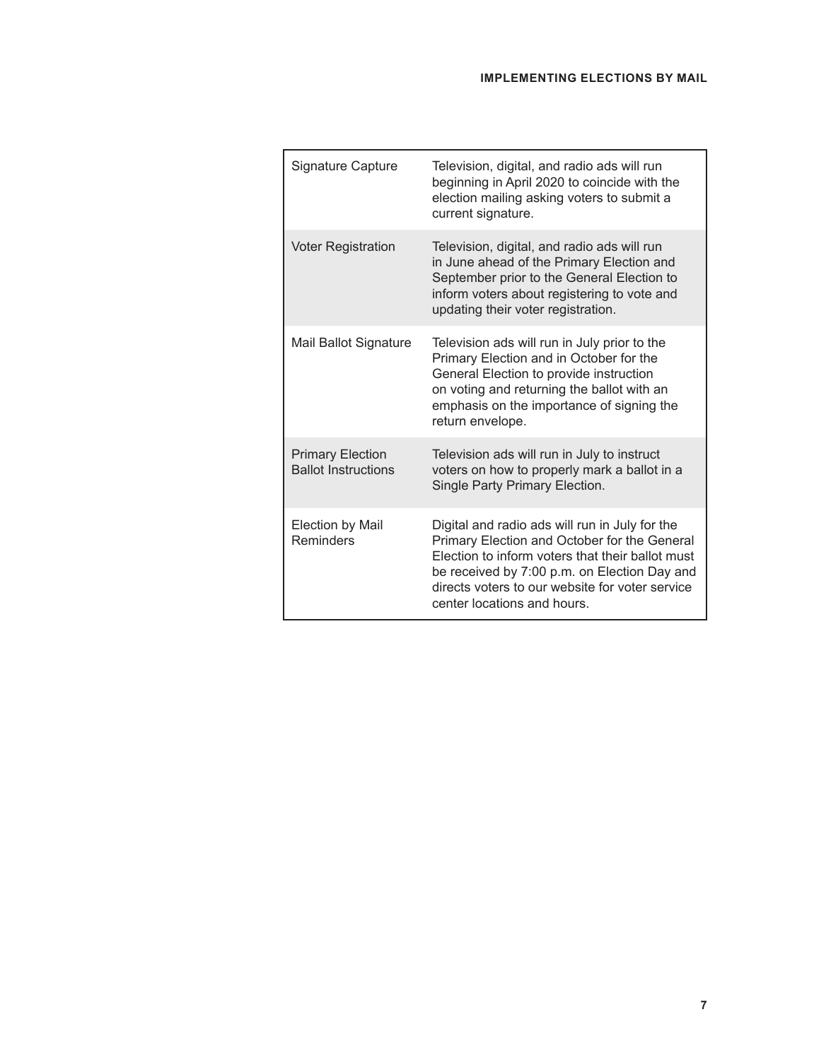| | |
|---|---|
| Signature Capture | Television, digital, and radio ads will run beginning in April 2020 to coincide with the election mailing asking voters to submit a current signature. |
| Voter Registration | Television, digital, and radio ads will run in June ahead of the Primary Election and September prior to the General Election to inform voters about registering to vote and updating their voter registration. |
| Mail Ballot Signature | Television ads will run in July prior to the Primary Election and in October for the General Election to provide instruction on voting and returning the ballot with an emphasis on the importance of signing the return envelope. |
| Primary Election Ballot Instructions | Television ads will run in July to instruct voters on how to properly mark a ballot in a Single Party Primary Election. |
| Election by Mail Reminders | Digital and radio ads will run in July for the Primary Election and October for the General Election to inform voters that their ballot must be received by 7:00 p.m. on Election Day and directs voters to our website for voter service center locations and hours. |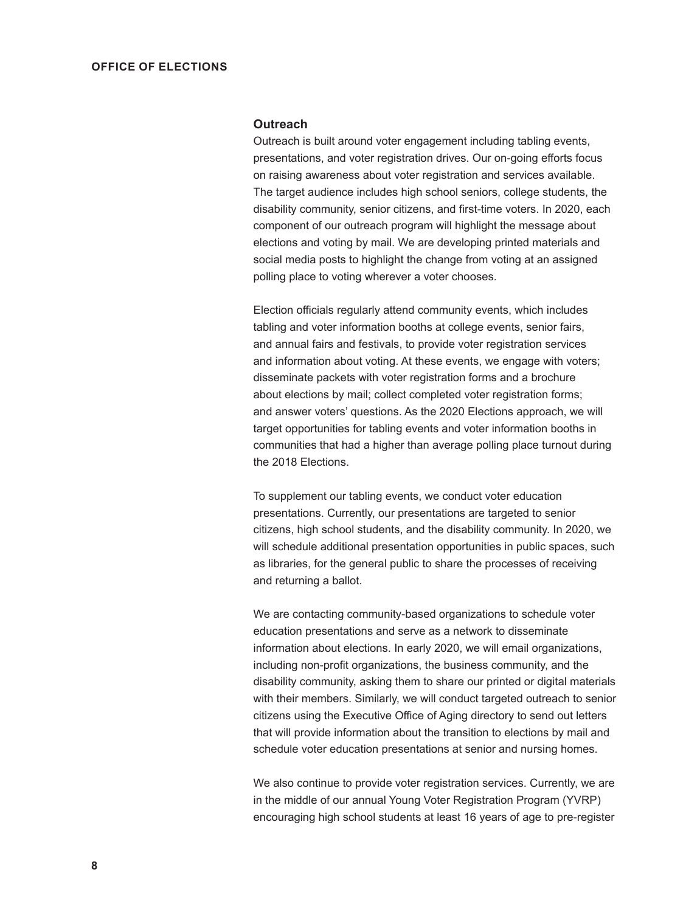## Outreach

Outreach is built around voter engagement including tabling events, presentations, and voter registration drives. Our on-going efforts focus on raising awareness about voter registration and services available. The target audience includes high school seniors, college students, the disability community, senior citizens, and first-time voters. In 2020, each component of our outreach program will highlight the message about elections and voting by mail. We are developing printed materials and social media posts to highlight the change from voting at an assigned polling place to voting wherever a voter chooses.

Election officials regularly attend community events, which includes tabling and voter information booths at college events, senior fairs, and annual fairs and festivals, to provide voter registration services and information about voting. At these events, we engage with voters; disseminate packets with voter registration forms and a brochure about elections by mail; collect completed voter registration forms; and answer voters' questions. As the 2020 Elections approach, we will target opportunities for tabling events and voter information booths in communities that had a higher than average polling place turnout during the 2018 Elections.

To supplement our tabling events, we conduct voter education presentations. Currently, our presentations are targeted to senior citizens, high school students, and the disability community. In 2020, we will schedule additional presentation opportunities in public spaces, such as libraries, for the general public to share the processes of receiving and returning a ballot.

We are contacting community-based organizations to schedule voter education presentations and serve as a network to disseminate information about elections. In early 2020, we will email organizations, including non-profit organizations, the business community, and the disability community, asking them to share our printed or digital materials with their members. Similarly, we will conduct targeted outreach to senior citizens using the Executive Office of Aging directory to send out letters that will provide information about the transition to elections by mail and schedule voter education presentations at senior and nursing homes.

We also continue to provide voter registration services. Currently, we are in the middle of our annual Young Voter Registration Program (YVRP) encouraging high school students at least 16 years of age to pre-register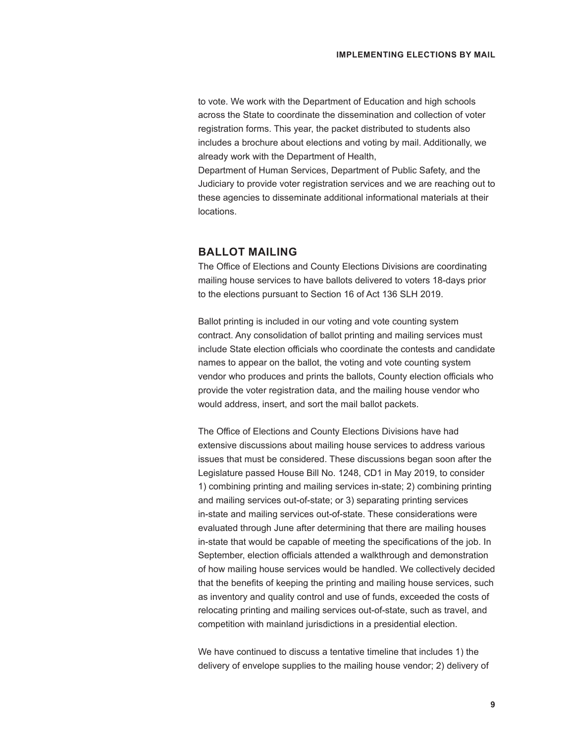to vote. We work with the Department of Education and high schools across the State to coordinate the dissemination and collection of voter registration forms. This year, the packet distributed to students also includes a brochure about elections and voting by mail. Additionally, we already work with the Department of Health, Department of Human Services, Department of Public Safety, and the Judiciary to provide voter registration services and we are reaching out to these agencies to disseminate additional informational materials at their locations.

## BALLOT MAILING

The Office of Elections and County Elections Divisions are coordinating mailing house services to have ballots delivered to voters 18-days prior to the elections pursuant to Section 16 of Act 136 SLH 2019.

Ballot printing is included in our voting and vote counting system contract. Any consolidation of ballot printing and mailing services must include State election officials who coordinate the contests and candidate names to appear on the ballot, the voting and vote counting system vendor who produces and prints the ballots, County election officials who provide the voter registration data, and the mailing house vendor who would address, insert, and sort the mail ballot packets.

The Office of Elections and County Elections Divisions have had extensive discussions about mailing house services to address various issues that must be considered. These discussions began soon after the Legislature passed House Bill No. 1248, CD1 in May 2019, to consider 1) combining printing and mailing services in-state; 2) combining printing and mailing services out-of-state; or 3) separating printing services in-state and mailing services out-of-state. These considerations were evaluated through June after determining that there are mailing houses in-state that would be capable of meeting the specifications of the job. In September, election officials attended a walkthrough and demonstration of how mailing house services would be handled. We collectively decided that the benefits of keeping the printing and mailing house services, such as inventory and quality control and use of funds, exceeded the costs of relocating printing and mailing services out-of-state, such as travel, and competition with mainland jurisdictions in a presidential election.

We have continued to discuss a tentative timeline that includes 1) the delivery of envelope supplies to the mailing house vendor; 2) delivery of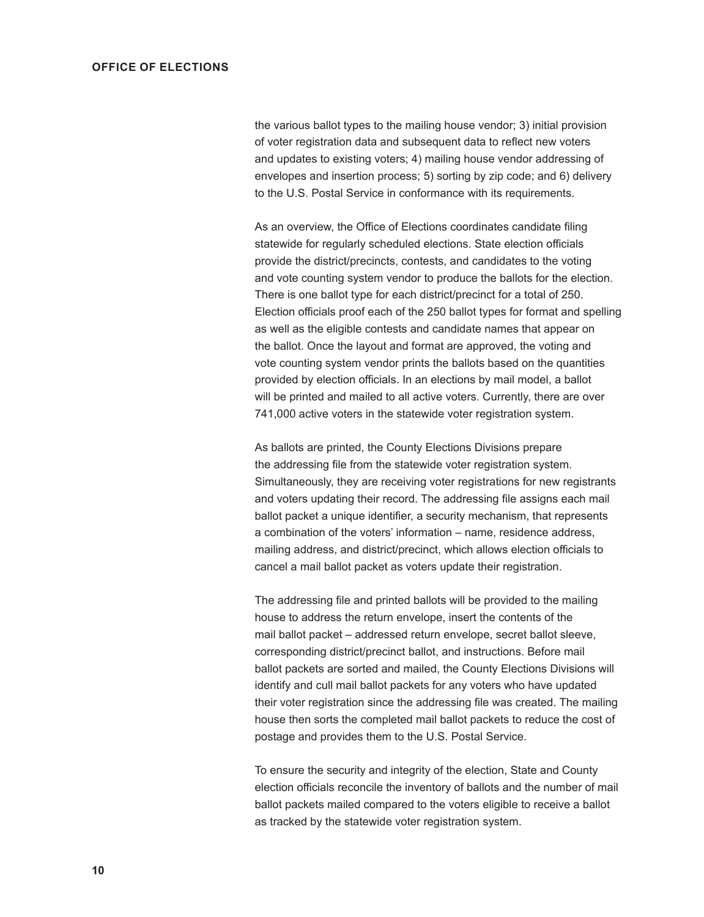the various ballot types to the mailing house vendor; 3) initial provision of voter registration data and subsequent data to reflect new voters and updates to existing voters; 4) mailing house vendor addressing of envelopes and insertion process; 5) sorting by zip code; and 6) delivery to the U.S. Postal Service in conformance with its requirements.

As an overview, the Office of Elections coordinates candidate filing statewide for regularly scheduled elections. State election officials provide the district/precincts, contests, and candidates to the voting and vote counting system vendor to produce the ballots for the election. There is one ballot type for each district/precinct for a total of 250. Election officials proof each of the 250 ballot types for format and spelling as well as the eligible contests and candidate names that appear on the ballot. Once the layout and format are approved, the voting and vote counting system vendor prints the ballots based on the quantities provided by election officials. In an elections by mail model, a ballot will be printed and mailed to all active voters. Currently, there are over 741,000 active voters in the statewide voter registration system.

As ballots are printed, the County Elections Divisions prepare the addressing file from the statewide voter registration system. Simultaneously, they are receiving voter registrations for new registrants and voters updating their record. The addressing file assigns each mail ballot packet a unique identifier, a security mechanism, that represents a combination of the voters' information – name, residence address, mailing address, and district/precinct, which allows election officials to cancel a mail ballot packet as voters update their registration.

The addressing file and printed ballots will be provided to the mailing house to address the return envelope, insert the contents of the mail ballot packet – addressed return envelope, secret ballot sleeve, corresponding district/precinct ballot, and instructions. Before mail ballot packets are sorted and mailed, the County Elections Divisions will identify and cull mail ballot packets for any voters who have updated their voter registration since the addressing file was created. The mailing house then sorts the completed mail ballot packets to reduce the cost of postage and provides them to the U.S. Postal Service.

To ensure the security and integrity of the election, State and County election officials reconcile the inventory of ballots and the number of mail ballot packets mailed compared to the voters eligible to receive a ballot as tracked by the statewide voter registration system.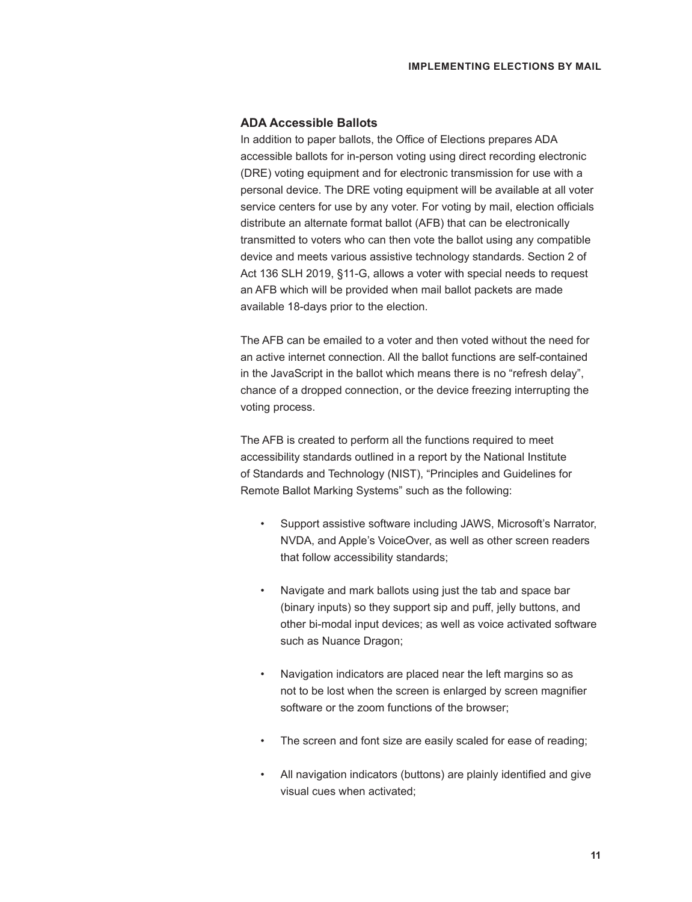### ADA Accessible Ballots

In addition to paper ballots, the Office of Elections prepares ADA accessible ballots for in-person voting using direct recording electronic (DRE) voting equipment and for electronic transmission for use with a personal device. The DRE voting equipment will be available at all voter service centers for use by any voter. For voting by mail, election officials distribute an alternate format ballot (AFB) that can be electronically transmitted to voters who can then vote the ballot using any compatible device and meets various assistive technology standards. Section 2 of Act 136 SLH 2019, §11-G, allows a voter with special needs to request an AFB which will be provided when mail ballot packets are made available 18-days prior to the election.

The AFB can be emailed to a voter and then voted without the need for an active internet connection. All the ballot functions are self-contained in the JavaScript in the ballot which means there is no "refresh delay", chance of a dropped connection, or the device freezing interrupting the voting process.

The AFB is created to perform all the functions required to meet accessibility standards outlined in a report by the National Institute of Standards and Technology (NIST), "Principles and Guidelines for Remote Ballot Marking Systems" such as the following:

- Support assistive software including JAWS, Microsoft's Narrator, NVDA, and Apple's VoiceOver, as well as other screen readers that follow accessibility standards;
- Navigate and mark ballots using just the tab and space bar (binary inputs) so they support sip and puff, jelly buttons, and other bi-modal input devices; as well as voice activated software such as Nuance Dragon;
- Navigation indicators are placed near the left margins so as not to be lost when the screen is enlarged by screen magnifier software or the zoom functions of the browser;
- The screen and font size are easily scaled for ease of reading;
- All navigation indicators (buttons) are plainly identified and give visual cues when activated;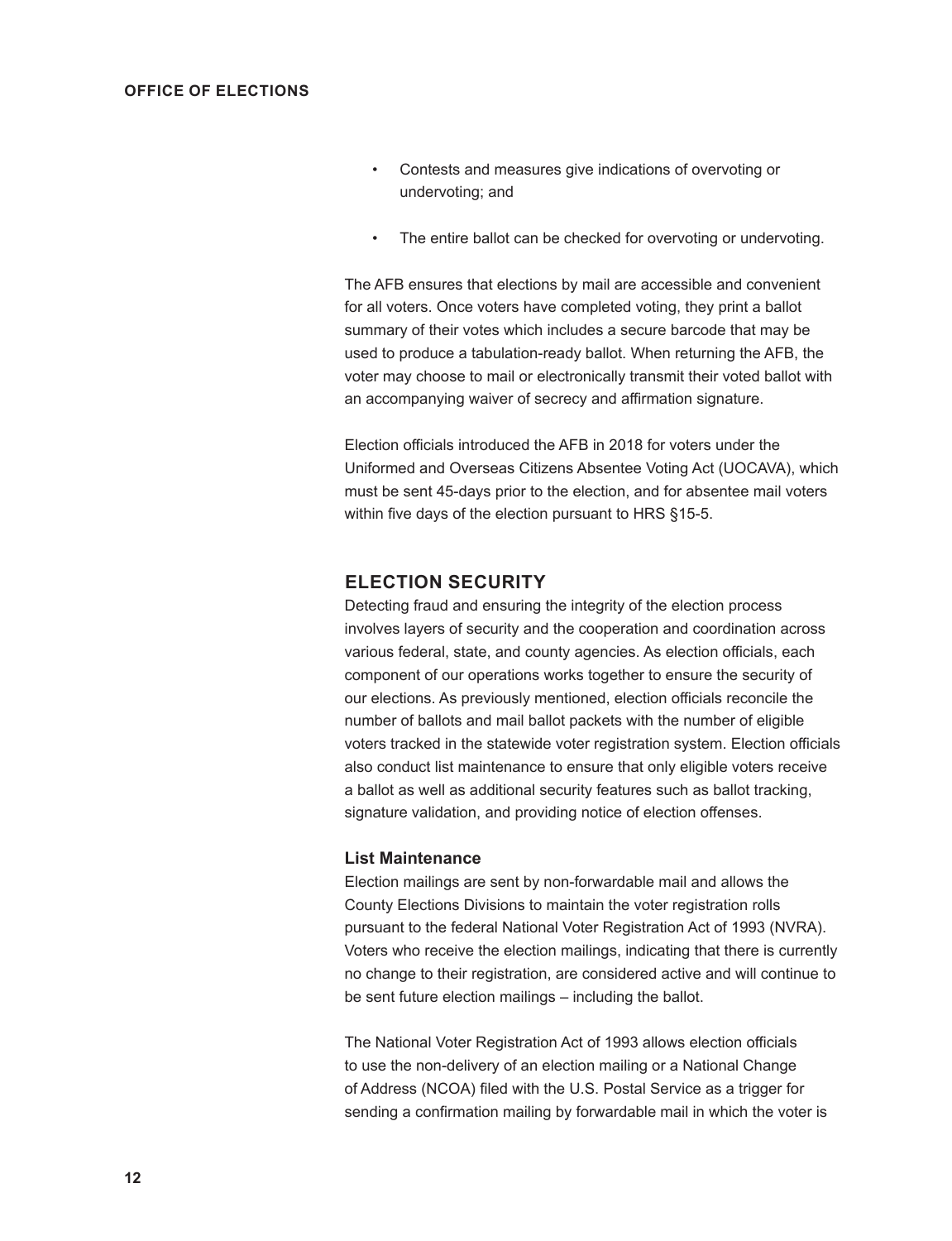- Contests and measures give indications of overvoting or undervoting; and
- The entire ballot can be checked for overvoting or undervoting.

The AFB ensures that elections by mail are accessible and convenient for all voters. Once voters have completed voting, they print a ballot summary of their votes which includes a secure barcode that may be used to produce a tabulation-ready ballot. When returning the AFB, the voter may choose to mail or electronically transmit their voted ballot with an accompanying waiver of secrecy and affirmation signature.

Election officials introduced the AFB in 2018 for voters under the Uniformed and Overseas Citizens Absentee Voting Act (UOCAVA), which must be sent 45-days prior to the election, and for absentee mail voters within five days of the election pursuant to HRS §15-5.

## ELECTION SECURITY

Detecting fraud and ensuring the integrity of the election process involves layers of security and the cooperation and coordination across various federal, state, and county agencies. As election officials, each component of our operations works together to ensure the security of our elections. As previously mentioned, election officials reconcile the number of ballots and mail ballot packets with the number of eligible voters tracked in the statewide voter registration system. Election officials also conduct list maintenance to ensure that only eligible voters receive a ballot as well as additional security features such as ballot tracking, signature validation, and providing notice of election offenses.

### List Maintenance

Election mailings are sent by non-forwardable mail and allows the County Elections Divisions to maintain the voter registration rolls pursuant to the federal National Voter Registration Act of 1993 (NVRA). Voters who receive the election mailings, indicating that there is currently no change to their registration, are considered active and will continue to be sent future election mailings – including the ballot.

The National Voter Registration Act of 1993 allows election officials to use the non-delivery of an election mailing or a National Change of Address (NCOA) filed with the U.S. Postal Service as a trigger for sending a confirmation mailing by forwardable mail in which the voter is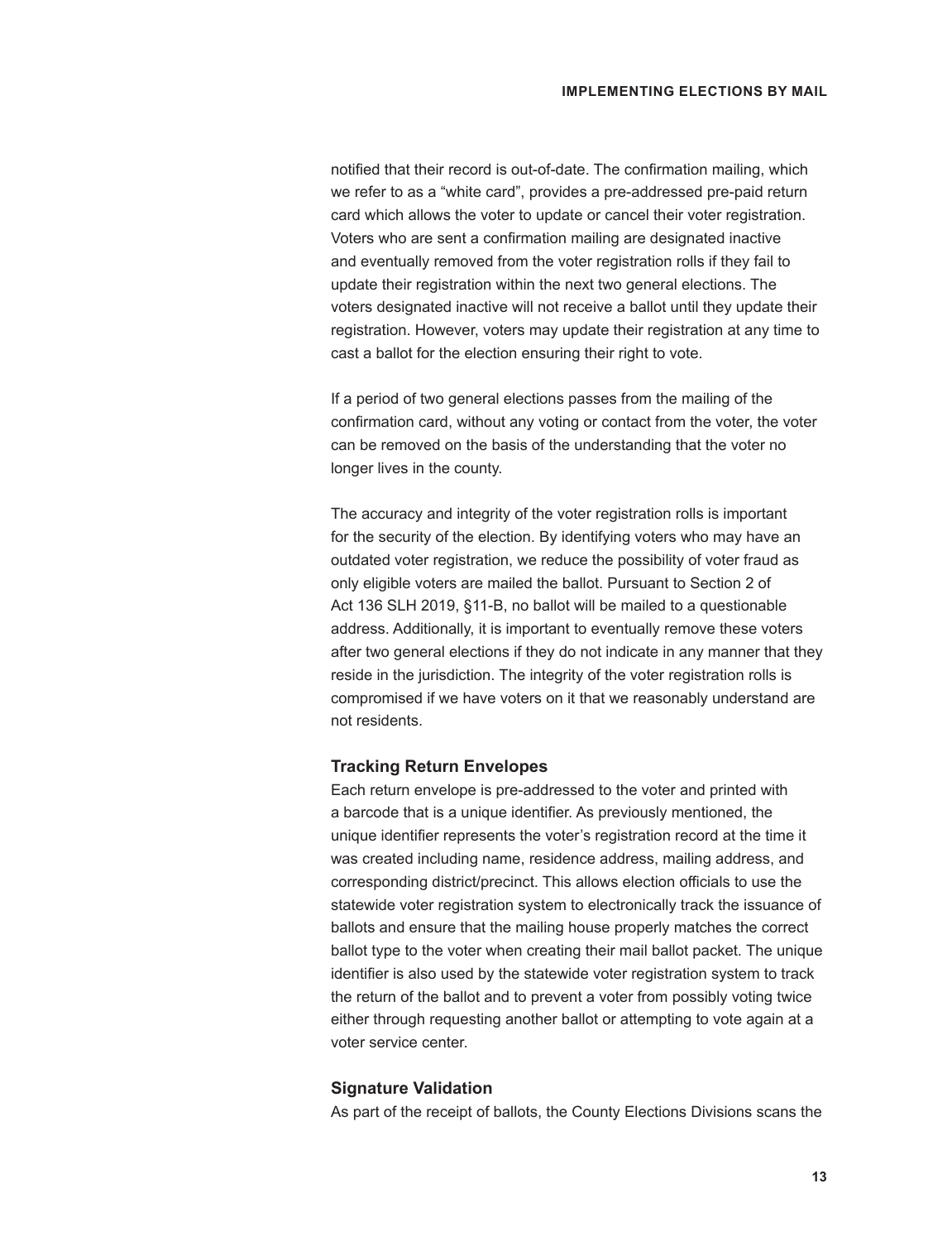notified that their record is out-of-date. The confirmation mailing, which we refer to as a "white card", provides a pre-addressed pre-paid return card which allows the voter to update or cancel their voter registration. Voters who are sent a confirmation mailing are designated inactive and eventually removed from the voter registration rolls if they fail to update their registration within the next two general elections. The voters designated inactive will not receive a ballot until they update their registration. However, voters may update their registration at any time to cast a ballot for the election ensuring their right to vote.

If a period of two general elections passes from the mailing of the confirmation card, without any voting or contact from the voter, the voter can be removed on the basis of the understanding that the voter no longer lives in the county.

The accuracy and integrity of the voter registration rolls is important for the security of the election. By identifying voters who may have an outdated voter registration, we reduce the possibility of voter fraud as only eligible voters are mailed the ballot. Pursuant to Section 2 of Act 136 SLH 2019, §11-B, no ballot will be mailed to a questionable address. Additionally, it is important to eventually remove these voters after two general elections if they do not indicate in any manner that they reside in the jurisdiction. The integrity of the voter registration rolls is compromised if we have voters on it that we reasonably understand are not residents.

### Tracking Return Envelopes

Each return envelope is pre-addressed to the voter and printed with a barcode that is a unique identifier. As previously mentioned, the unique identifier represents the voter's registration record at the time it was created including name, residence address, mailing address, and corresponding district/precinct. This allows election officials to use the statewide voter registration system to electronically track the issuance of ballots and ensure that the mailing house properly matches the correct ballot type to the voter when creating their mail ballot packet. The unique identifier is also used by the statewide voter registration system to track the return of the ballot and to prevent a voter from possibly voting twice either through requesting another ballot or attempting to vote again at a voter service center.

### Signature Validation

As part of the receipt of ballots, the County Elections Divisions scans the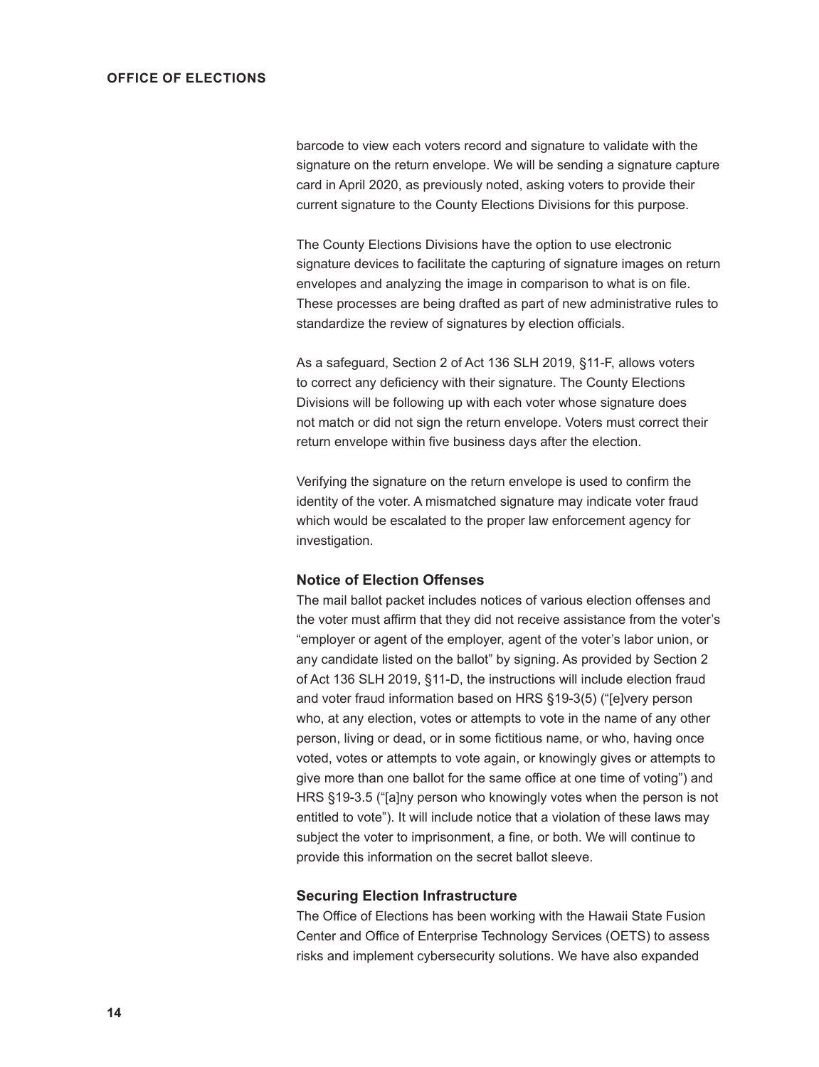barcode to view each voters record and signature to validate with the signature on the return envelope. We will be sending a signature capture card in April 2020, as previously noted, asking voters to provide their current signature to the County Elections Divisions for this purpose.

The County Elections Divisions have the option to use electronic signature devices to facilitate the capturing of signature images on return envelopes and analyzing the image in comparison to what is on file. These processes are being drafted as part of new administrative rules to standardize the review of signatures by election officials.

As a safeguard, Section 2 of Act 136 SLH 2019, §11-F, allows voters to correct any deficiency with their signature. The County Elections Divisions will be following up with each voter whose signature does not match or did not sign the return envelope. Voters must correct their return envelope within five business days after the election.

Verifying the signature on the return envelope is used to confirm the identity of the voter. A mismatched signature may indicate voter fraud which would be escalated to the proper law enforcement agency for investigation.

### Notice of Election Offenses

The mail ballot packet includes notices of various election offenses and the voter must affirm that they did not receive assistance from the voter's "employer or agent of the employer, agent of the voter's labor union, or any candidate listed on the ballot" by signing. As provided by Section 2 of Act 136 SLH 2019, §11-D, the instructions will include election fraud and voter fraud information based on HRS §19-3(5) ("[e]very person who, at any election, votes or attempts to vote in the name of any other person, living or dead, or in some fictitious name, or who, having once voted, votes or attempts to vote again, or knowingly gives or attempts to give more than one ballot for the same office at one time of voting") and HRS §19-3.5 ("[a]ny person who knowingly votes when the person is not entitled to vote"). It will include notice that a violation of these laws may subject the voter to imprisonment, a fine, or both. We will continue to provide this information on the secret ballot sleeve.

### Securing Election Infrastructure

The Office of Elections has been working with the Hawaii State Fusion Center and Office of Enterprise Technology Services (OETS) to assess risks and implement cybersecurity solutions. We have also expanded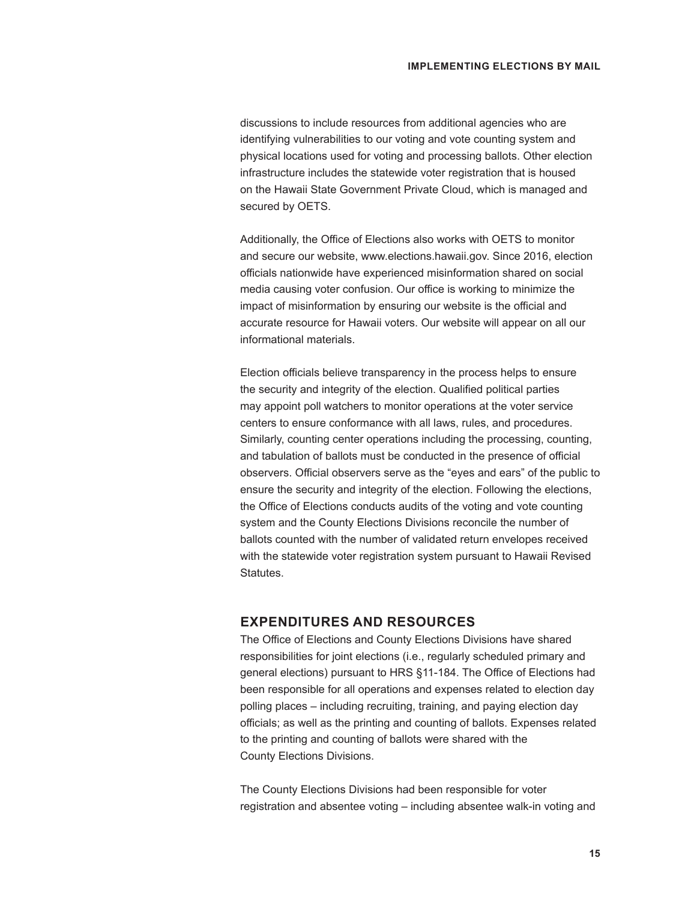discussions to include resources from additional agencies who are identifying vulnerabilities to our voting and vote counting system and physical locations used for voting and processing ballots. Other election infrastructure includes the statewide voter registration that is housed on the Hawaii State Government Private Cloud, which is managed and secured by OETS.

Additionally, the Office of Elections also works with OETS to monitor and secure our website, www.elections.hawaii.gov. Since 2016, election officials nationwide have experienced misinformation shared on social media causing voter confusion. Our office is working to minimize the impact of misinformation by ensuring our website is the official and accurate resource for Hawaii voters. Our website will appear on all our informational materials.

Election officials believe transparency in the process helps to ensure the security and integrity of the election. Qualified political parties may appoint poll watchers to monitor operations at the voter service centers to ensure conformance with all laws, rules, and procedures. Similarly, counting center operations including the processing, counting, and tabulation of ballots must be conducted in the presence of official observers. Official observers serve as the "eyes and ears" of the public to ensure the security and integrity of the election. Following the elections, the Office of Elections conducts audits of the voting and vote counting system and the County Elections Divisions reconcile the number of ballots counted with the number of validated return envelopes received with the statewide voter registration system pursuant to Hawaii Revised Statutes.

## EXPENDITURES AND RESOURCES

The Office of Elections and County Elections Divisions have shared responsibilities for joint elections (i.e., regularly scheduled primary and general elections) pursuant to HRS §11-184. The Office of Elections had been responsible for all operations and expenses related to election day polling places – including recruiting, training, and paying election day officials; as well as the printing and counting of ballots. Expenses related to the printing and counting of ballots were shared with the County Elections Divisions.

The County Elections Divisions had been responsible for voter registration and absentee voting – including absentee walk-in voting and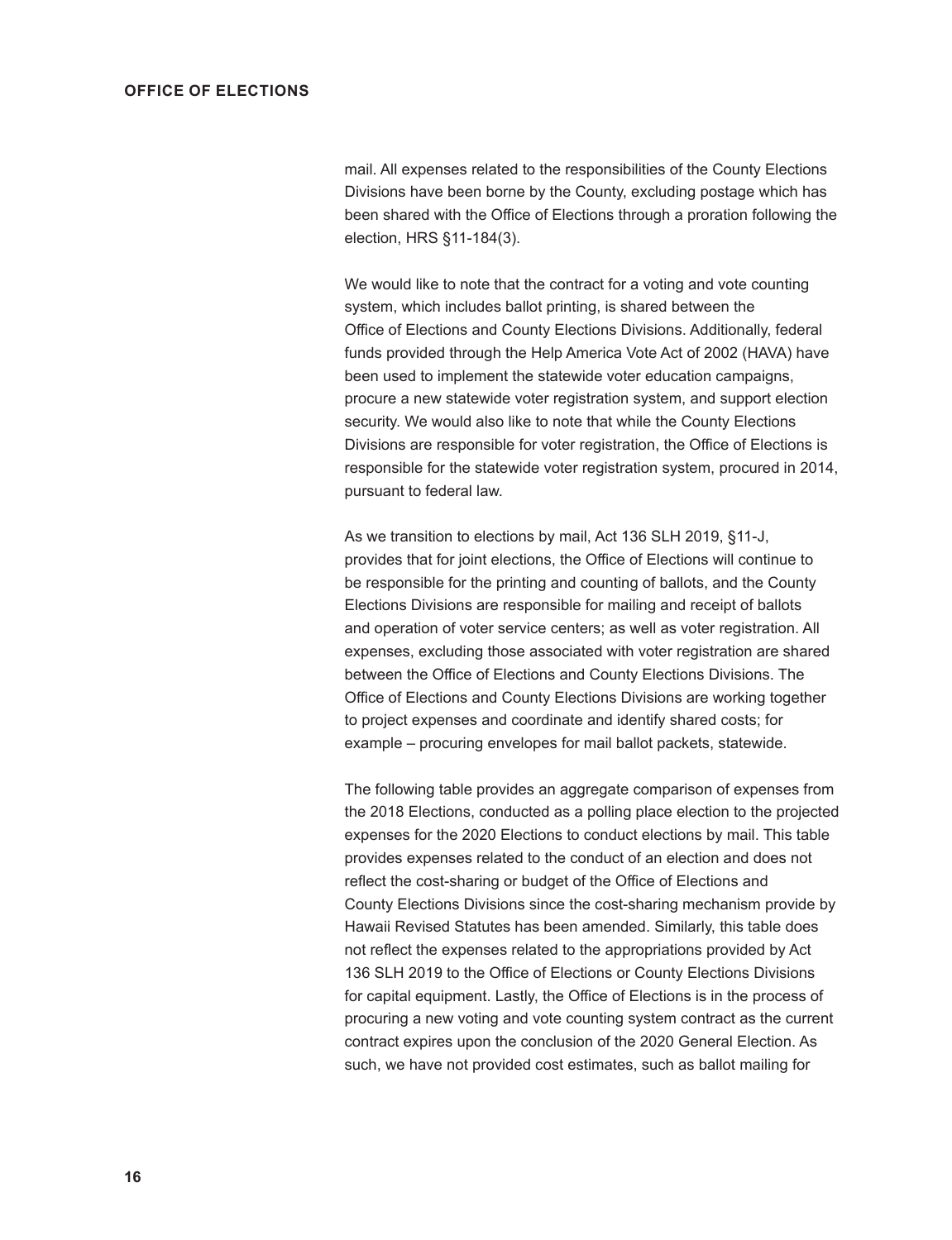mail. All expenses related to the responsibilities of the County Elections Divisions have been borne by the County, excluding postage which has been shared with the Office of Elections through a proration following the election, HRS §11-184(3).

We would like to note that the contract for a voting and vote counting system, which includes ballot printing, is shared between the Office of Elections and County Elections Divisions. Additionally, federal funds provided through the Help America Vote Act of 2002 (HAVA) have been used to implement the statewide voter education campaigns, procure a new statewide voter registration system, and support election security. We would also like to note that while the County Elections Divisions are responsible for voter registration, the Office of Elections is responsible for the statewide voter registration system, procured in 2014, pursuant to federal law.

As we transition to elections by mail, Act 136 SLH 2019, §11-J, provides that for joint elections, the Office of Elections will continue to be responsible for the printing and counting of ballots, and the County Elections Divisions are responsible for mailing and receipt of ballots and operation of voter service centers; as well as voter registration. All expenses, excluding those associated with voter registration are shared between the Office of Elections and County Elections Divisions. The Office of Elections and County Elections Divisions are working together to project expenses and coordinate and identify shared costs; for example – procuring envelopes for mail ballot packets, statewide.

The following table provides an aggregate comparison of expenses from the 2018 Elections, conducted as a polling place election to the projected expenses for the 2020 Elections to conduct elections by mail. This table provides expenses related to the conduct of an election and does not reflect the cost-sharing or budget of the Office of Elections and County Elections Divisions since the cost-sharing mechanism provide by Hawaii Revised Statutes has been amended. Similarly, this table does not reflect the expenses related to the appropriations provided by Act 136 SLH 2019 to the Office of Elections or County Elections Divisions for capital equipment. Lastly, the Office of Elections is in the process of procuring a new voting and vote counting system contract as the current contract expires upon the conclusion of the 2020 General Election. As such, we have not provided cost estimates, such as ballot mailing for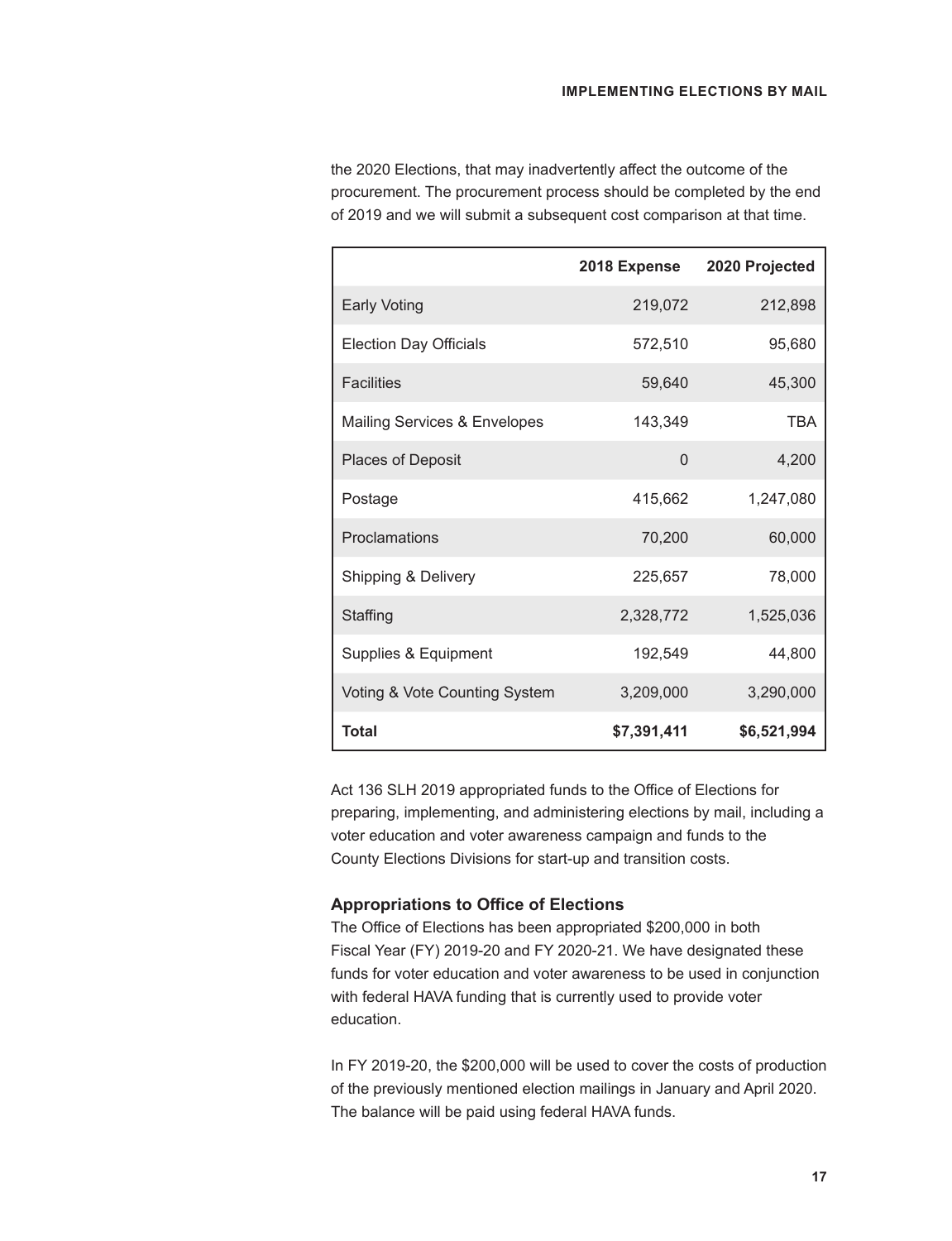the 2020 Elections, that may inadvertently affect the outcome of the procurement. The procurement process should be completed by the end of 2019 and we will submit a subsequent cost comparison at that time.

| | 2018 Expense | 2020 Projected |
|---|---|---|
| Early Voting | 219,072 | 212,898 |
| Election Day Officials | 572,510 | 95,680 |
| Facilities | 59,640 | 45,300 |
| Mailing Services & Envelopes | 143,349 | TBA |
| Places of Deposit | 0 | 4,200 |
| Postage | 415,662 | 1,247,080 |
| Proclamations | 70,200 | 60,000 |
| Shipping & Delivery | 225,657 | 78,000 |
| Staffing | 2,328,772 | 1,525,036 |
| Supplies & Equipment | 192,549 | 44,800 |
| Voting & Vote Counting System | 3,209,000 | 3,290,000 |
| **Total** | **$7,391,411** | **$6,521,994** |

Act 136 SLH 2019 appropriated funds to the Office of Elections for preparing, implementing, and administering elections by mail, including a voter education and voter awareness campaign and funds to the County Elections Divisions for start-up and transition costs.

### Appropriations to Office of Elections

The Office of Elections has been appropriated $200,000 in both Fiscal Year (FY) 2019-20 and FY 2020-21. We have designated these funds for voter education and voter awareness to be used in conjunction with federal HAVA funding that is currently used to provide voter education.

In FY 2019-20, the $200,000 will be used to cover the costs of production of the previously mentioned election mailings in January and April 2020. The balance will be paid using federal HAVA funds.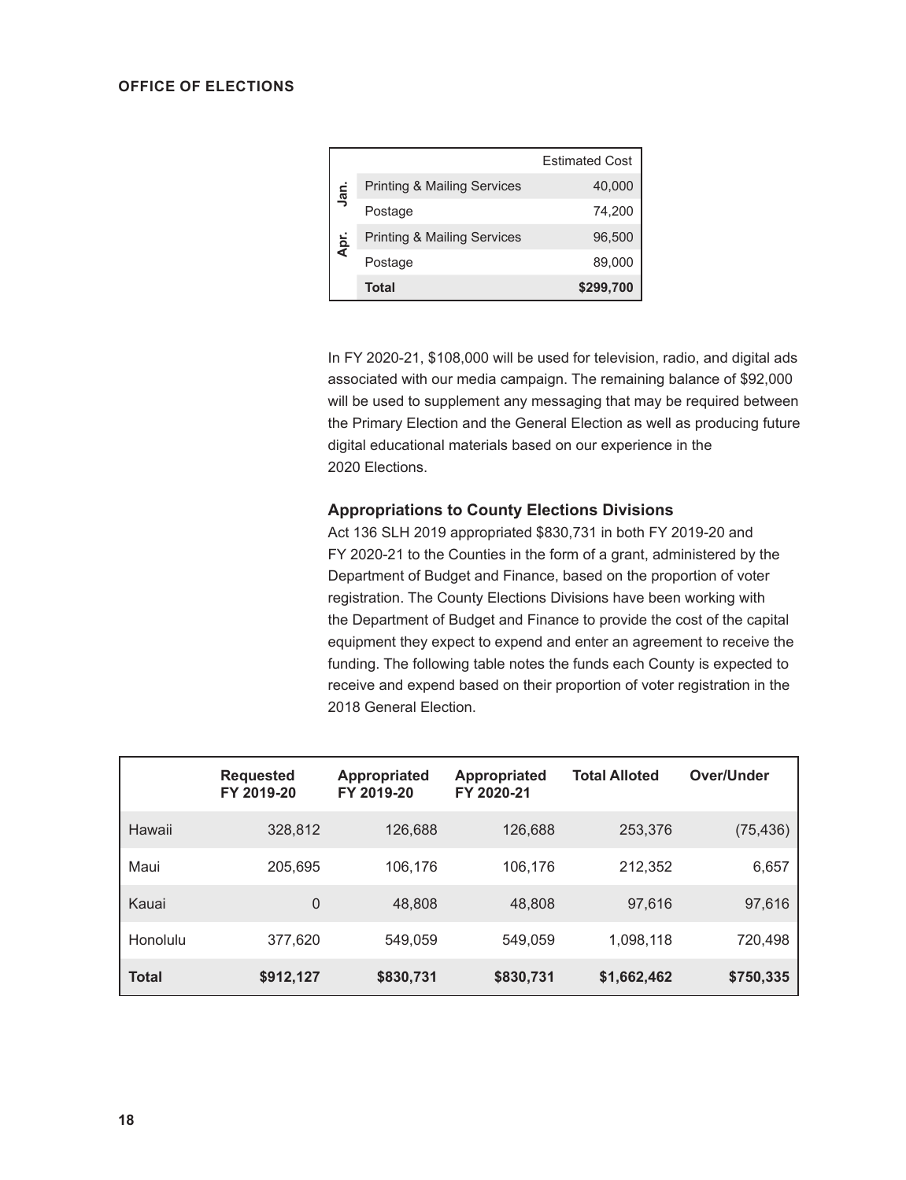| | | Estimated Cost |
|---|---|---|
| Jan. | Printing & Mailing Services | 40,000 |
| | Postage | 74,200 |
| Apr. | Printing & Mailing Services | 96,500 |
| | Postage | 89,000 |
| | **Total** | **$299,700** |

In FY 2020-21, $108,000 will be used for television, radio, and digital ads associated with our media campaign. The remaining balance of $92,000 will be used to supplement any messaging that may be required between the Primary Election and the General Election as well as producing future digital educational materials based on our experience in the 2020 Elections.

### Appropriations to County Elections Divisions

Act 136 SLH 2019 appropriated $830,731 in both FY 2019-20 and FY 2020-21 to the Counties in the form of a grant, administered by the Department of Budget and Finance, based on the proportion of voter registration. The County Elections Divisions have been working with the Department of Budget and Finance to provide the cost of the capital equipment they expect to expend and enter an agreement to receive the funding. The following table notes the funds each County is expected to receive and expend based on their proportion of voter registration in the 2018 General Election.

| | Requested FY 2019-20 | Appropriated FY 2019-20 | Appropriated FY 2020-21 | Total Alloted | Over/Under |
|---|---|---|---|---|---|
| Hawaii | 328,812 | 126,688 | 126,688 | 253,376 | (75,436) |
| Maui | 205,695 | 106,176 | 106,176 | 212,352 | 6,657 |
| Kauai | 0 | 48,808 | 48,808 | 97,616 | 97,616 |
| Honolulu | 377,620 | 549,059 | 549,059 | 1,098,118 | 720,498 |
| **Total** | **$912,127** | **$830,731** | **$830,731** | **$1,662,462** | **$750,335** |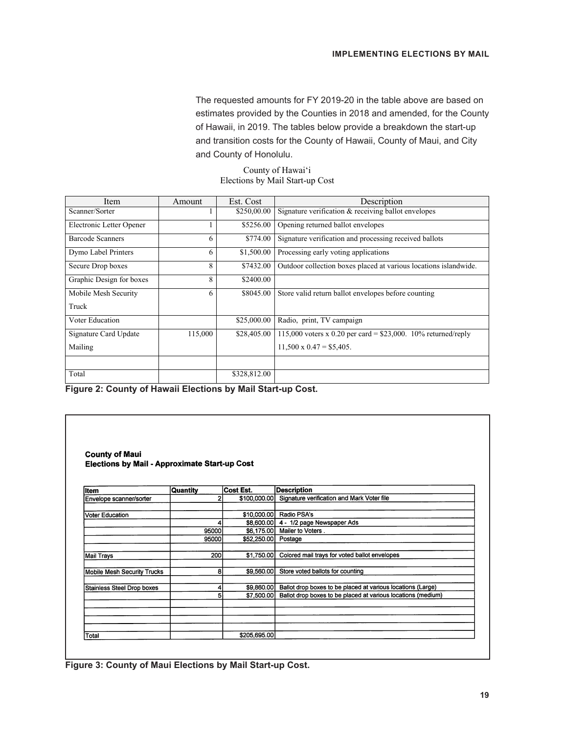The requested amounts for FY 2019-20 in the table above are based on estimates provided by the Counties in 2018 and amended, for the County of Hawaii, in 2019. The tables below provide a breakdown the start-up and transition costs for the County of Hawaii, County of Maui, and City and County of Honolulu.

County of Hawaiʻi
Elections by Mail Start-up Cost

| Item | Amount | Est. Cost | Description |
|---|---|---|---|
| Scanner/Sorter | 1 | $250,00.00 | Signature verification & receiving ballot envelopes |
| Electronic Letter Opener | 1 | $5256.00 | Opening returned ballot envelopes |
| Barcode Scanners | 6 | $774.00 | Signature verification and processing received ballots |
| Dymo Label Printers | 6 | $1,500.00 | Processing early voting applications |
| Secure Drop boxes | 8 | $7432.00 | Outdoor collection boxes placed at various locations islandwide. |
| Graphic Design for boxes | 8 | $2400.00 | |
| Mobile Mesh Security Truck | 6 | $8045.00 | Store valid return ballot envelopes before counting |
| Voter Education | | $25,000.00 | Radio, print, TV campaign |
| Signature Card Update Mailing | 115,000 | $28,405.00 | 115,000 voters x 0.20 per card = $23,000. 10% returned/reply 11,500 x 0.47 = $5,405. |
| | | | |
| Total | | $328,812.00 | |

**Figure 2: County of Hawaii Elections by Mail Start-up Cost.**

**County of Maui**
**Elections by Mail - Approximate Start-up Cost**

| Item | Quantity | Cost Est. | Description |
|---|---|---|---|
| Envelope scanner/sorter | 2 | $100,000.00 | Signature verification and Mark Voter file |
| | | | |
| Voter Education | | $10,000.00 | Radio PSA's |
| | 4 | $8,600.00 | 4 - 1/2 page Newspaper Ads |
| | 95000 | $6,175.00 | Mailer to Voters . |
| | 95000 | $52,250.00 | Postage |
| | | | |
| Mail Trays | 200 | $1,750.00 | Colored mail trays for voted ballot envelopes |
| | | | |
| Mobile Mesh Security Trucks | 8 | $9,560.00 | Store voted ballots for counting |
| | | | |
| Stainless Steel Drop boxes | 4 | $9,860.00 | Ballot drop boxes to be placed at various locations (Large) |
| | 5 | $7,500.00 | Ballot drop boxes to be placed at various locations (medium) |
| | | | |
| | | | |
| | | | |
| | | | |
| Total | | $205,695.00 | |

**Figure 3: County of Maui Elections by Mail Start-up Cost.**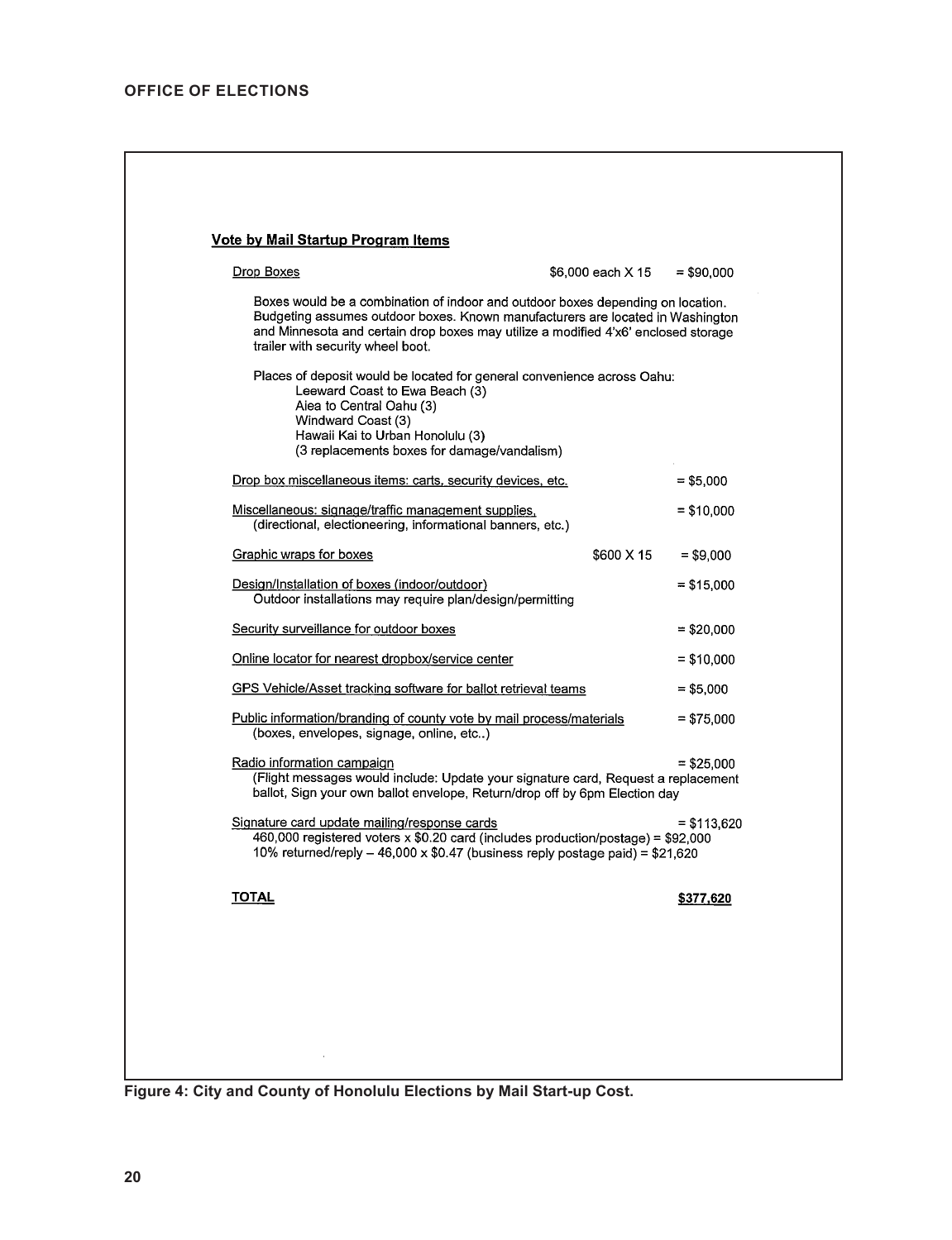**Vote by Mail Startup Program Items**

| | | |
|---|---|---|
| Drop Boxes | $6,000 each X 15 | = $90,000 |

Boxes would be a combination of indoor and outdoor boxes depending on location. Budgeting assumes outdoor boxes. Known manufacturers are located in Washington and Minnesota and certain drop boxes may utilize a modified 4'x6' enclosed storage trailer with security wheel boot.

Places of deposit would be located for general convenience across Oahu:

- Leeward Coast to Ewa Beach (3)
- Aiea to Central Oahu (3)
- Windward Coast (3)
- Hawaii Kai to Urban Honolulu (3)
- (3 replacements boxes for damage/vandalism)

| | | |
|---|---|---|
| Drop box miscellaneous items: carts, security devices, etc. | | = $5,000 |
| Miscellaneous: signage/traffic management supplies, (directional, electioneering, informational banners, etc.) | | = $10,000 |
| Graphic wraps for boxes | $600 X 15 | = $9,000 |
| Design/Installation of boxes (indoor/outdoor) Outdoor installations may require plan/design/permitting | | = $15,000 |
| Security surveillance for outdoor boxes | | = $20,000 |
| Online locator for nearest dropbox/service center | | = $10,000 |
| GPS Vehicle/Asset tracking software for ballot retrieval teams | | = $5,000 |
| Public information/branding of county vote by mail process/materials (boxes, envelopes, signage, online, etc..) | | = $75,000 |
| Radio information campaign | | = $25,000 |

(Flight messages would include: Update your signature card, Request a replacement ballot, Sign your own ballot envelope, Return/drop off by 6pm Election day

| | | |
|---|---|---|
| Signature card update mailing/response cards | | = $113,620 |

460,000 registered voters x $0.20 card (includes production/postage) = $92,000
10% returned/reply – 46,000 x $0.47 (business reply postage paid) = $21,620

**TOTAL** **$377,620**

**Figure 4: City and County of Honolulu Elections by Mail Start-up Cost.**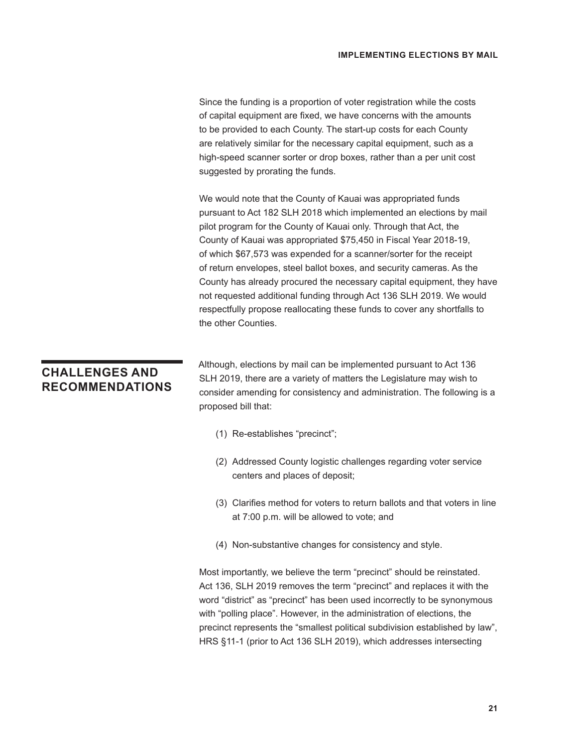Since the funding is a proportion of voter registration while the costs of capital equipment are fixed, we have concerns with the amounts to be provided to each County. The start-up costs for each County are relatively similar for the necessary capital equipment, such as a high-speed scanner sorter or drop boxes, rather than a per unit cost suggested by prorating the funds.

We would note that the County of Kauai was appropriated funds pursuant to Act 182 SLH 2018 which implemented an elections by mail pilot program for the County of Kauai only. Through that Act, the County of Kauai was appropriated $75,450 in Fiscal Year 2018-19, of which $67,573 was expended for a scanner/sorter for the receipt of return envelopes, steel ballot boxes, and security cameras. As the County has already procured the necessary capital equipment, they have not requested additional funding through Act 136 SLH 2019. We would respectfully propose reallocating these funds to cover any shortfalls to the other Counties.

## CHALLENGES AND RECOMMENDATIONS

Although, elections by mail can be implemented pursuant to Act 136 SLH 2019, there are a variety of matters the Legislature may wish to consider amending for consistency and administration. The following is a proposed bill that:

(1) Re-establishes "precinct";

(2) Addressed County logistic challenges regarding voter service centers and places of deposit;

(3) Clarifies method for voters to return ballots and that voters in line at 7:00 p.m. will be allowed to vote; and

(4) Non-substantive changes for consistency and style.

Most importantly, we believe the term "precinct" should be reinstated. Act 136, SLH 2019 removes the term "precinct" and replaces it with the word "district" as "precinct" has been used incorrectly to be synonymous with "polling place". However, in the administration of elections, the precinct represents the "smallest political subdivision established by law", HRS §11-1 (prior to Act 136 SLH 2019), which addresses intersecting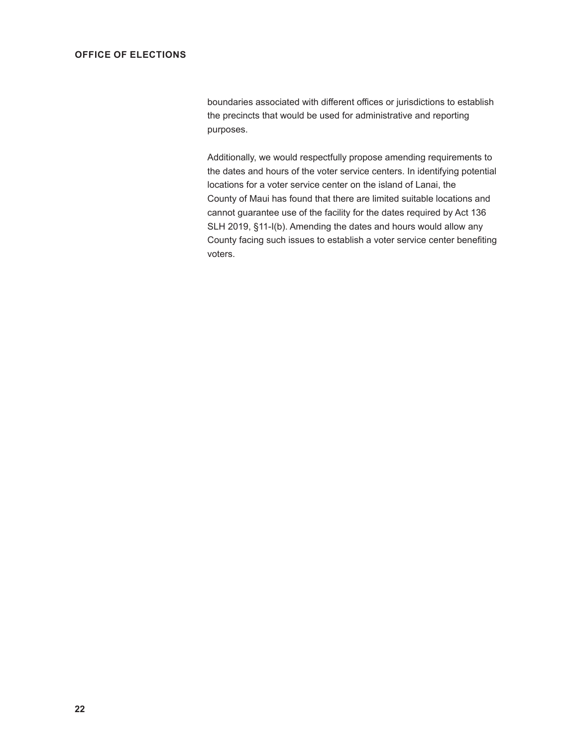boundaries associated with different offices or jurisdictions to establish the precincts that would be used for administrative and reporting purposes.

Additionally, we would respectfully propose amending requirements to the dates and hours of the voter service centers. In identifying potential locations for a voter service center on the island of Lanai, the County of Maui has found that there are limited suitable locations and cannot guarantee use of the facility for the dates required by Act 136 SLH 2019, §11-I(b). Amending the dates and hours would allow any County facing such issues to establish a voter service center benefiting voters.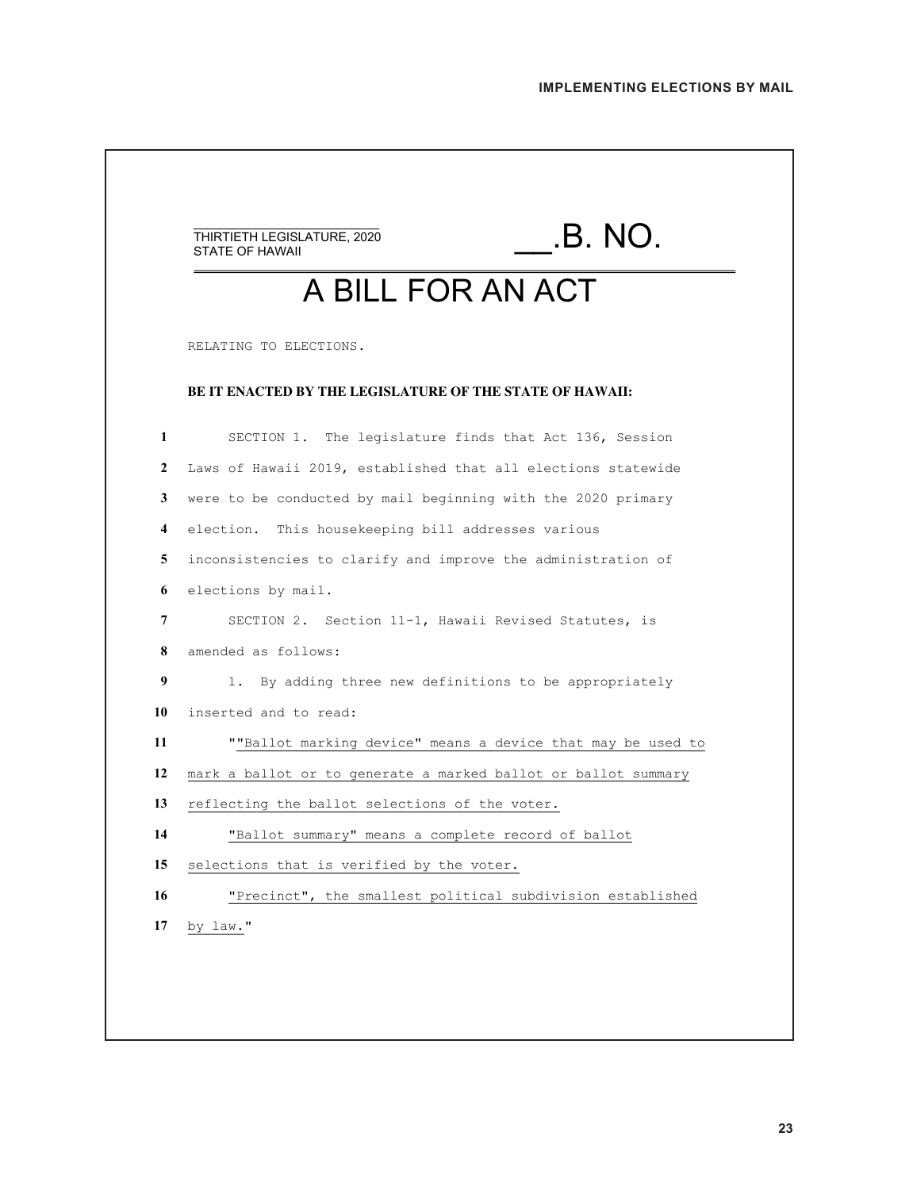THIRTIETH LEGISLATURE, 2020
STATE OF HAWAII

__.B. NO.

# A BILL FOR AN ACT

RELATING TO ELECTIONS.

**BE IT ENACTED BY THE LEGISLATURE OF THE STATE OF HAWAII:**

SECTION 1. The legislature finds that Act 136, Session Laws of Hawaii 2019, established that all elections statewide were to be conducted by mail beginning with the 2020 primary election. This housekeeping bill addresses various inconsistencies to clarify and improve the administration of elections by mail.

SECTION 2. Section 11-1, Hawaii Revised Statutes, is amended as follows:

1. By adding three new definitions to be appropriately inserted and to read:

""Ballot marking device" means a device that may be used to mark a ballot or to generate a marked ballot or ballot summary reflecting the ballot selections of the voter.

"Ballot summary" means a complete record of ballot selections that is verified by the voter.

"Precinct", the smallest political subdivision established by law."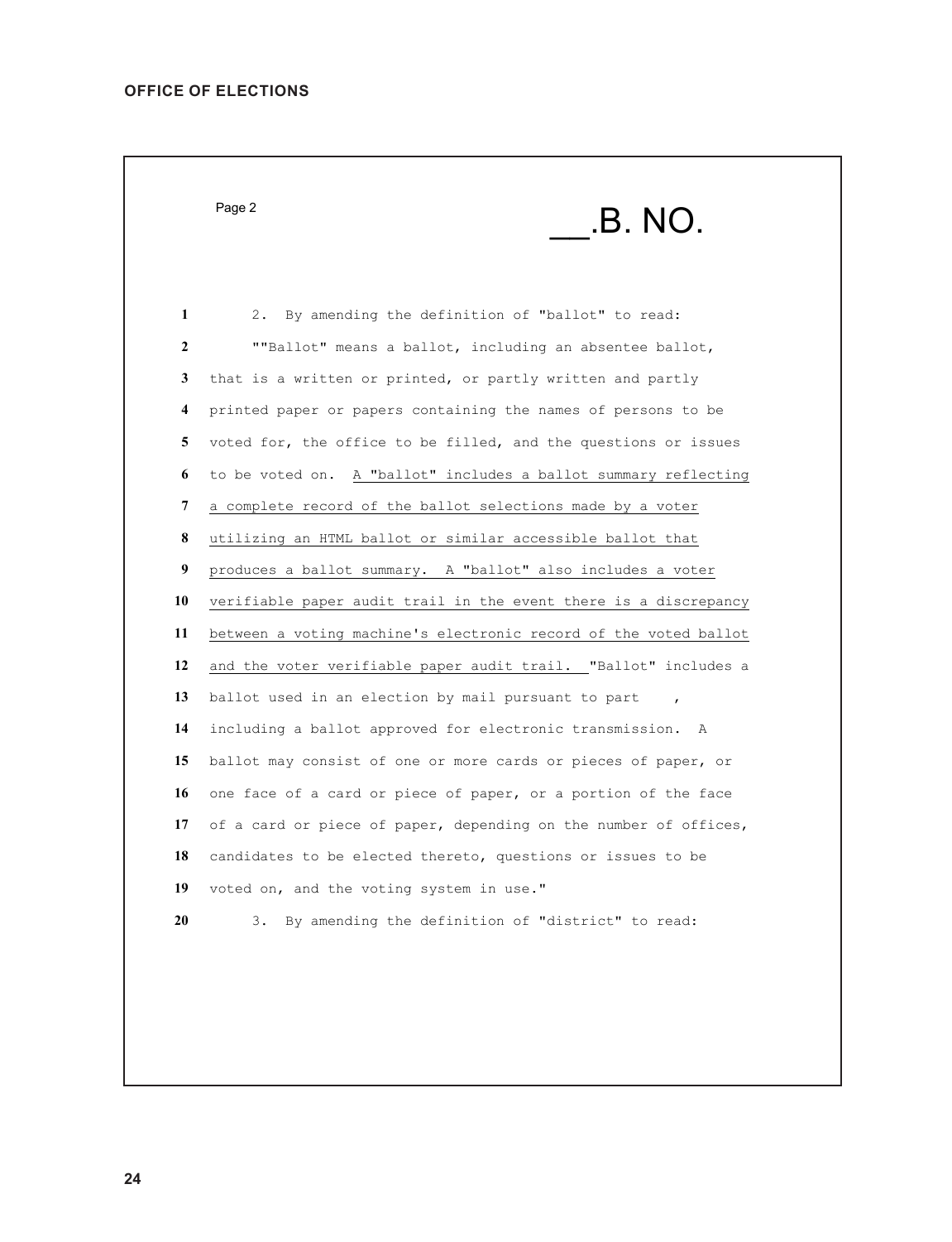Page 2

# __.B. NO.

2. By amending the definition of "ballot" to read:

""Ballot" means a ballot, including an absentee ballot, that is a written or printed, or partly written and partly printed paper or papers containing the names of persons to be voted for, the office to be filled, and the questions or issues to be voted on. <u>A "ballot" includes a ballot summary reflecting a complete record of the ballot selections made by a voter utilizing an HTML ballot or similar accessible ballot that produces a ballot summary. A "ballot" also includes a voter verifiable paper audit trail in the event there is a discrepancy between a voting machine's electronic record of the voted ballot and the voter verifiable paper audit trail.</u> "Ballot" includes a ballot used in an election by mail pursuant to part , including a ballot approved for electronic transmission. A ballot may consist of one or more cards or pieces of paper, or one face of a card or piece of paper, or a portion of the face of a card or piece of paper, depending on the number of offices, candidates to be elected thereto, questions or issues to be voted on, and the voting system in use."

3. By amending the definition of "district" to read: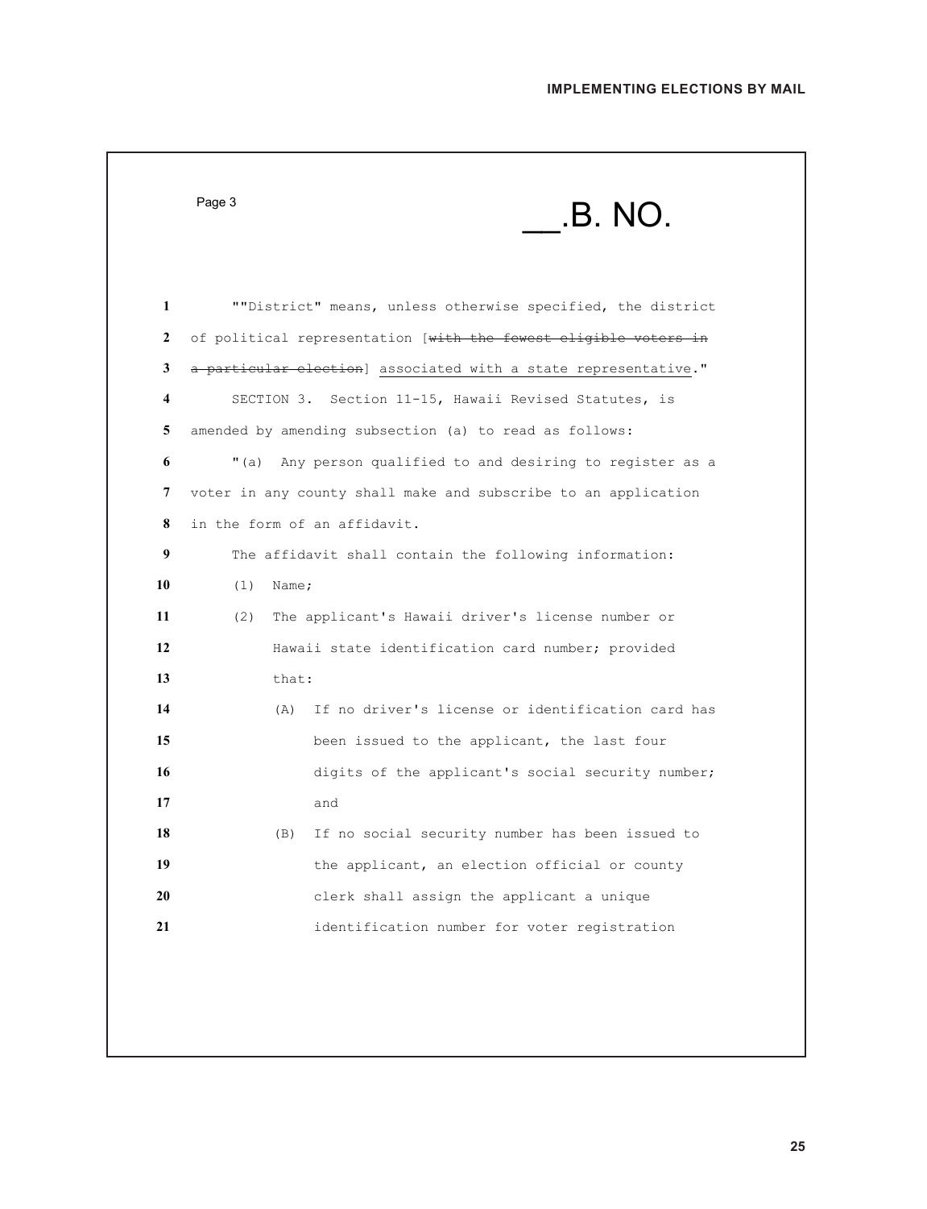Page 3

# __.B. NO.

1 ""District" means, unless otherwise specified, the district
2 of political representation [~~with the fewest eligible voters in~~
3 ~~a particular election~~] <u>associated with a state representative</u>."
4 SECTION 3. Section 11-15, Hawaii Revised Statutes, is
5 amended by amending subsection (a) to read as follows:
6 "(a) Any person qualified to and desiring to register as a
7 voter in any county shall make and subscribe to an application
8 in the form of an affidavit.
9 The affidavit shall contain the following information:
10 (1) Name;
11 (2) The applicant's Hawaii driver's license number or
12 Hawaii state identification card number; provided
13 that:
14 (A) If no driver's license or identification card has
15 been issued to the applicant, the last four
16 digits of the applicant's social security number;
17 and
18 (B) If no social security number has been issued to
19 the applicant, an election official or county
20 clerk shall assign the applicant a unique
21 identification number for voter registration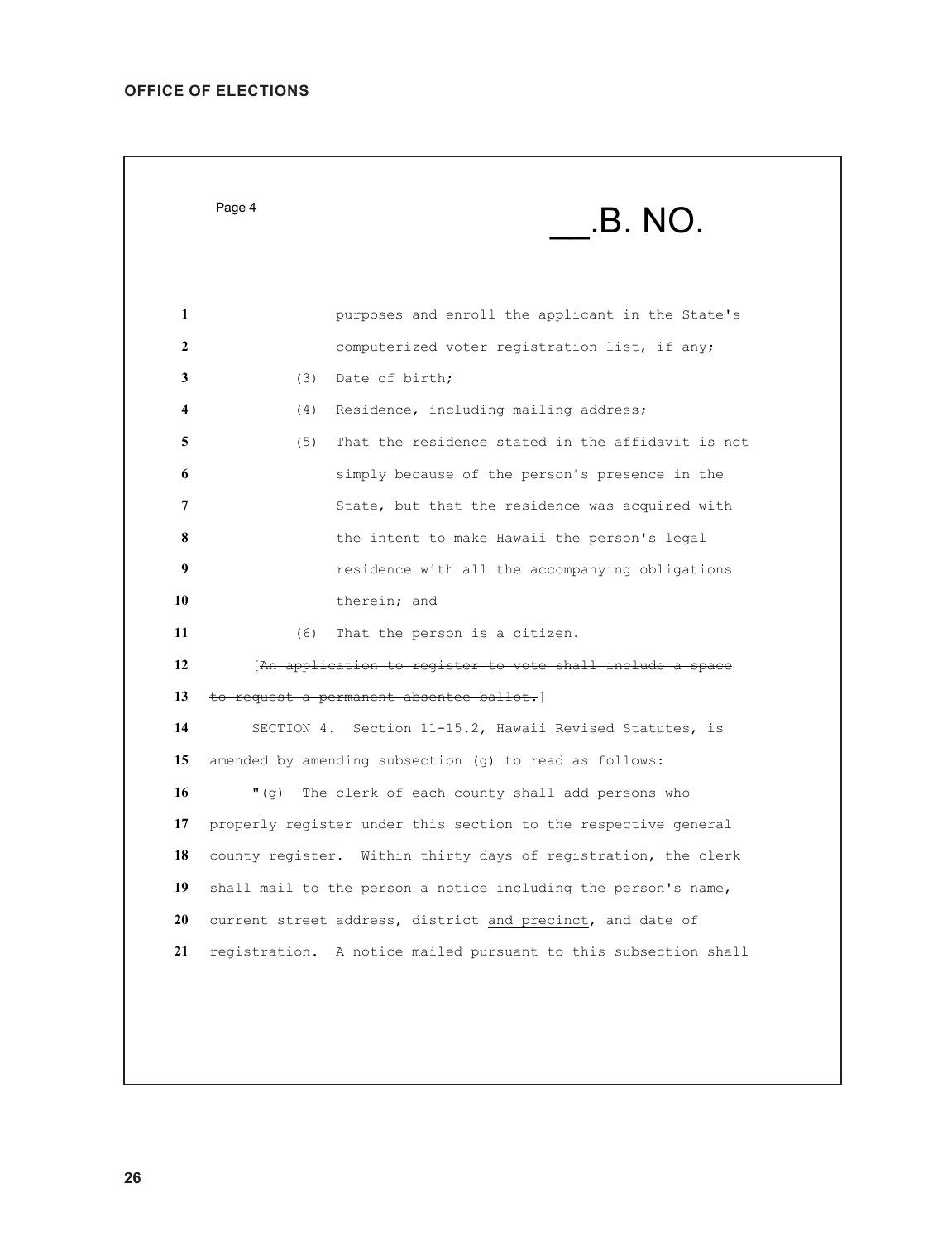purposes and enroll the applicant in the State's computerized voter registration list, if any;

(3) Date of birth;

(4) Residence, including mailing address;

(5) That the residence stated in the affidavit is not simply because of the person's presence in the State, but that the residence was acquired with the intent to make Hawaii the person's legal residence with all the accompanying obligations therein; and

(6) That the person is a citizen.

[~~An application to register to vote shall include a space to request a permanent absentee ballot.~~]

SECTION 4. Section 11-15.2, Hawaii Revised Statutes, is amended by amending subsection (g) to read as follows:

"(g) The clerk of each county shall add persons who properly register under this section to the respective general county register. Within thirty days of registration, the clerk shall mail to the person a notice including the person's name, current street address, district <u>and precinct</u>, and date of registration. A notice mailed pursuant to this subsection shall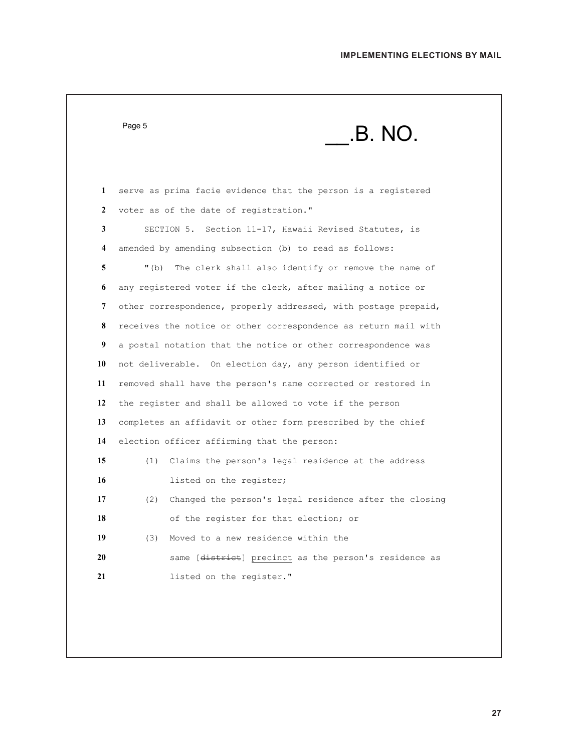Page 5

# __.B. NO.

serve as prima facie evidence that the person is a registered voter as of the date of registration."

SECTION 5. Section 11-17, Hawaii Revised Statutes, is amended by amending subsection (b) to read as follows:

"(b) The clerk shall also identify or remove the name of any registered voter if the clerk, after mailing a notice or other correspondence, properly addressed, with postage prepaid, receives the notice or other correspondence as return mail with a postal notation that the notice or other correspondence was not deliverable. On election day, any person identified or removed shall have the person's name corrected or restored in the register and shall be allowed to vote if the person completes an affidavit or other form prescribed by the chief election officer affirming that the person:

(1) Claims the person's legal residence at the address listed on the register;

(2) Changed the person's legal residence after the closing of the register for that election; or

(3) Moved to a new residence within the same [~~district~~] <u>precinct</u> as the person's residence as listed on the register."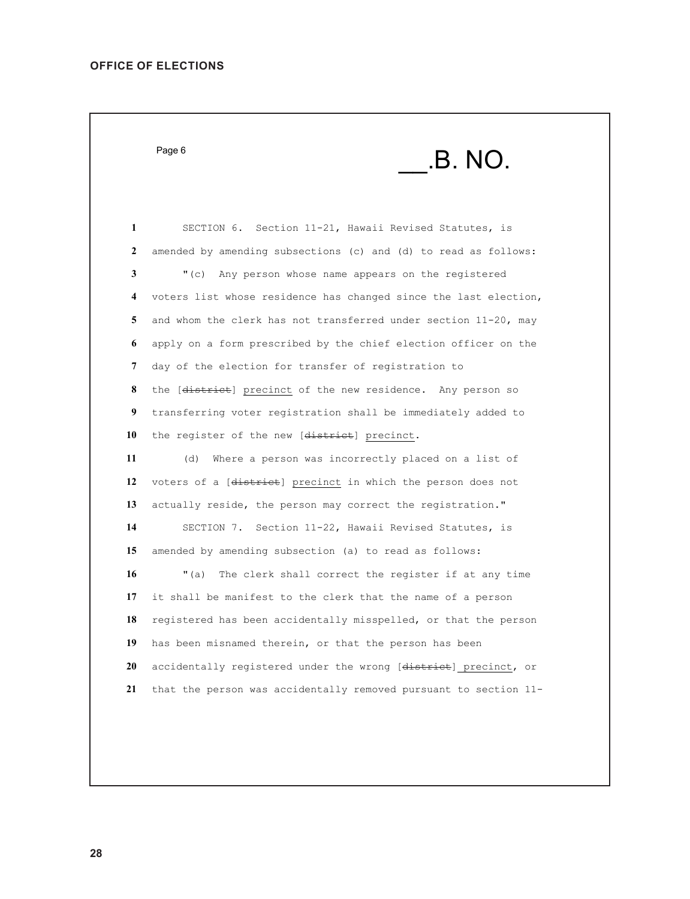Page 6

# __.B. NO.

SECTION 6. Section 11-21, Hawaii Revised Statutes, is amended by amending subsections (c) and (d) to read as follows:

"(c) Any person whose name appears on the registered voters list whose residence has changed since the last election, and whom the clerk has not transferred under section 11-20, may apply on a form prescribed by the chief election officer on the day of the election for transfer of registration to the [~~district~~] <u>precinct</u> of the new residence. Any person so transferring voter registration shall be immediately added to the register of the new [~~district~~] <u>precinct</u>.

(d) Where a person was incorrectly placed on a list of voters of a [~~district~~] <u>precinct</u> in which the person does not actually reside, the person may correct the registration."

SECTION 7. Section 11-22, Hawaii Revised Statutes, is amended by amending subsection (a) to read as follows:

"(a) The clerk shall correct the register if at any time it shall be manifest to the clerk that the name of a person registered has been accidentally misspelled, or that the person has been misnamed therein, or that the person has been accidentally registered under the wrong [~~district~~] <u>precinct</u>, or that the person was accidentally removed pursuant to section 11-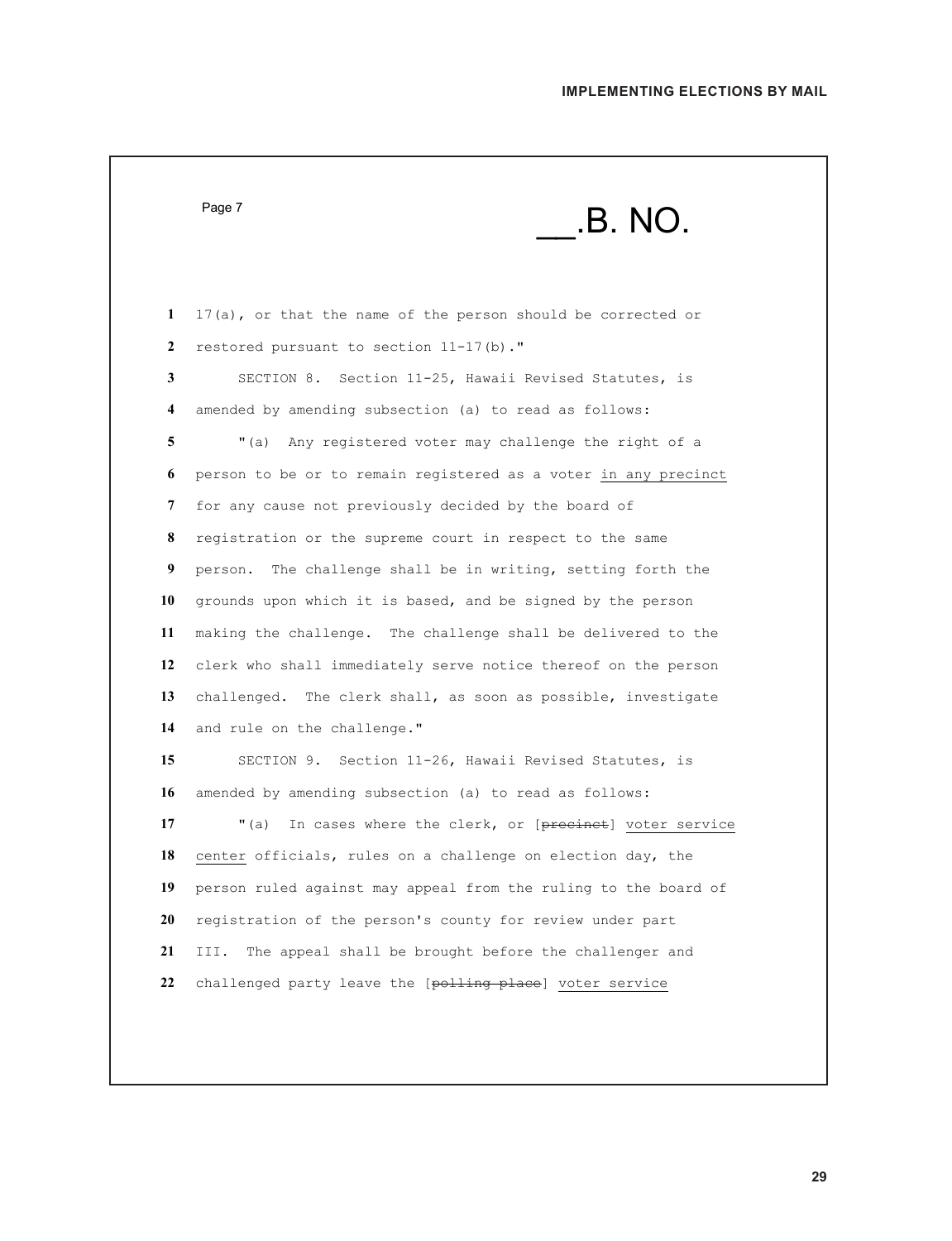Page 7

# __.B. NO.

17(a), or that the name of the person should be corrected or restored pursuant to section 11-17(b)."

SECTION 8. Section 11-25, Hawaii Revised Statutes, is amended by amending subsection (a) to read as follows:

"(a) Any registered voter may challenge the right of a person to be or to remain registered as a voter <u>in any precinct</u> for any cause not previously decided by the board of registration or the supreme court in respect to the same person. The challenge shall be in writing, setting forth the grounds upon which it is based, and be signed by the person making the challenge. The challenge shall be delivered to the clerk who shall immediately serve notice thereof on the person challenged. The clerk shall, as soon as possible, investigate and rule on the challenge."

SECTION 9. Section 11-26, Hawaii Revised Statutes, is amended by amending subsection (a) to read as follows:

"(a) In cases where the clerk, or [~~precinct~~] <u>voter service center</u> officials, rules on a challenge on election day, the person ruled against may appeal from the ruling to the board of registration of the person's county for review under part III. The appeal shall be brought before the challenger and challenged party leave the [~~polling place~~] <u>voter service</u>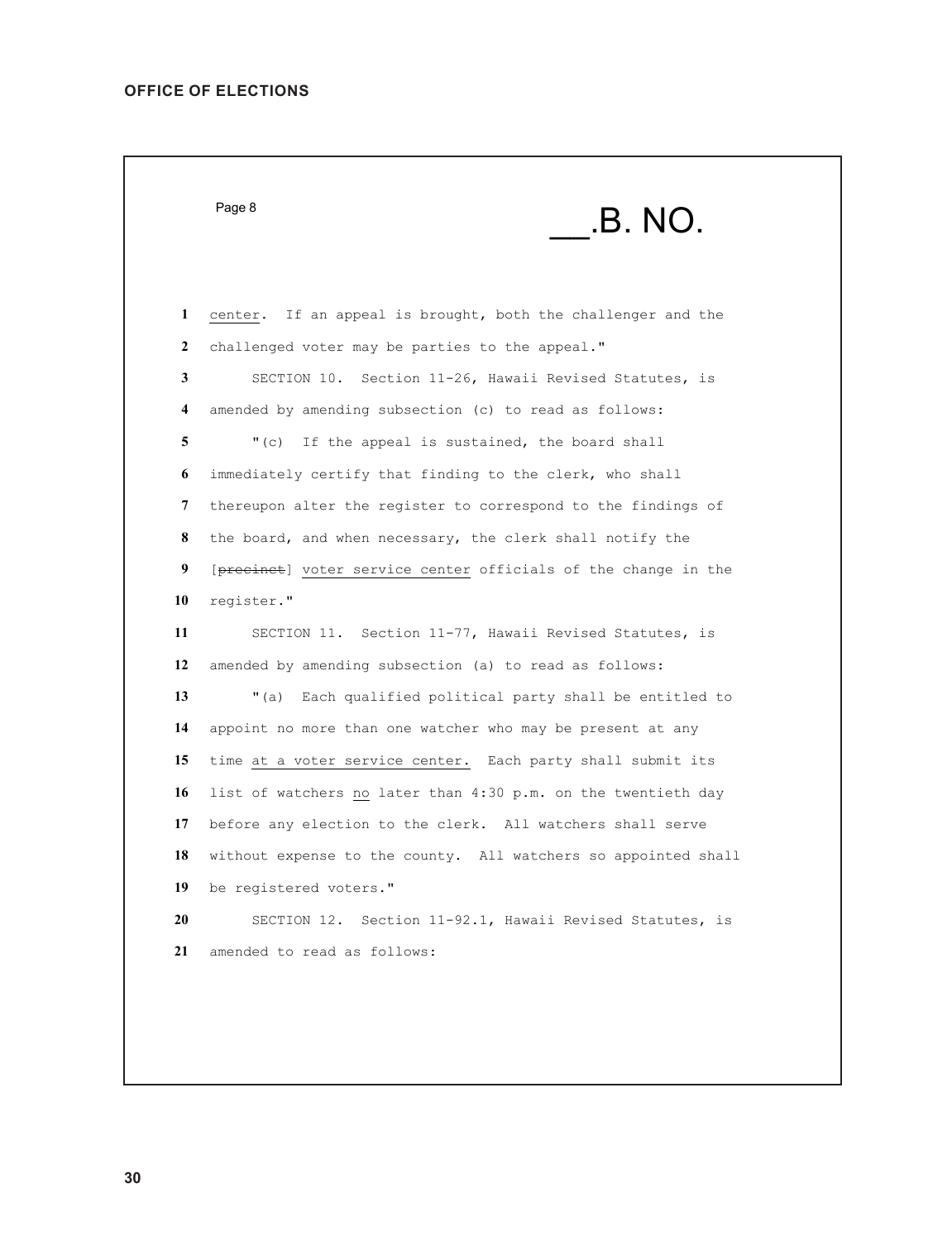center. If an appeal is brought, both the challenger and the challenged voter may be parties to the appeal."

SECTION 10. Section 11-26, Hawaii Revised Statutes, is amended by amending subsection (c) to read as follows:

"(c) If the appeal is sustained, the board shall immediately certify that finding to the clerk, who shall thereupon alter the register to correspond to the findings of the board, and when necessary, the clerk shall notify the [~~precinct~~] voter service center officials of the change in the register."

SECTION 11. Section 11-77, Hawaii Revised Statutes, is amended by amending subsection (a) to read as follows:

"(a) Each qualified political party shall be entitled to appoint no more than one watcher who may be present at any time at a voter service center. Each party shall submit its list of watchers no later than 4:30 p.m. on the twentieth day before any election to the clerk. All watchers shall serve without expense to the county. All watchers so appointed shall be registered voters."

SECTION 12. Section 11-92.1, Hawaii Revised Statutes, is amended to read as follows: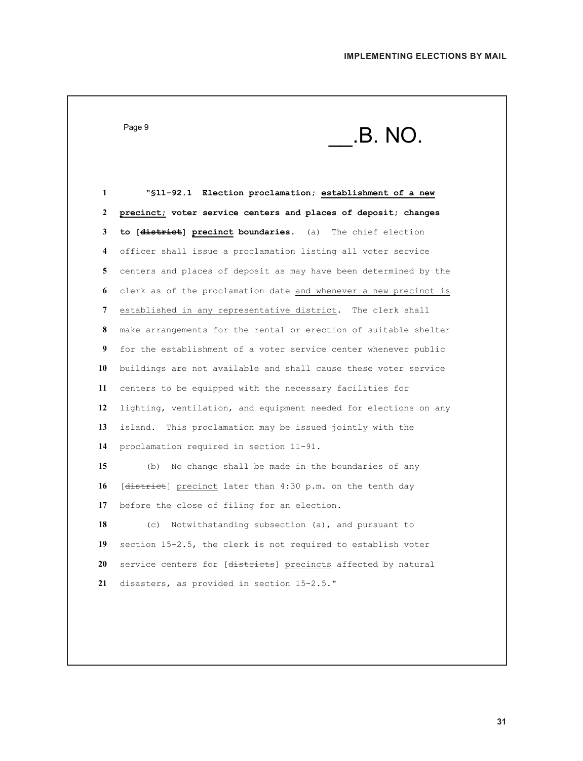Page 9

# __.B. NO.

1 "**§11-92.1 Election proclamation; <u>establishment of a new</u>**
2 **<u>precinct;</u> voter service centers and places of deposit; changes**
3 **to [~~district~~] <u>precinct</u> boundaries.** (a) The chief election
4 officer shall issue a proclamation listing all voter service
5 centers and places of deposit as may have been determined by the
6 clerk as of the proclamation date <u>and whenever a new precinct is</u>
7 <u>established in any representative district</u>. The clerk shall
8 make arrangements for the rental or erection of suitable shelter
9 for the establishment of a voter service center whenever public
10 buildings are not available and shall cause these voter service
11 centers to be equipped with the necessary facilities for
12 lighting, ventilation, and equipment needed for elections on any
13 island. This proclamation may be issued jointly with the
14 proclamation required in section 11-91.
15 (b) No change shall be made in the boundaries of any
16 [~~district~~] <u>precinct</u> later than 4:30 p.m. on the tenth day
17 before the close of filing for an election.
18 (c) Notwithstanding subsection (a), and pursuant to
19 section 15-2.5, the clerk is not required to establish voter
20 service centers for [~~districts~~] <u>precincts</u> affected by natural
21 disasters, as provided in section 15-2.5."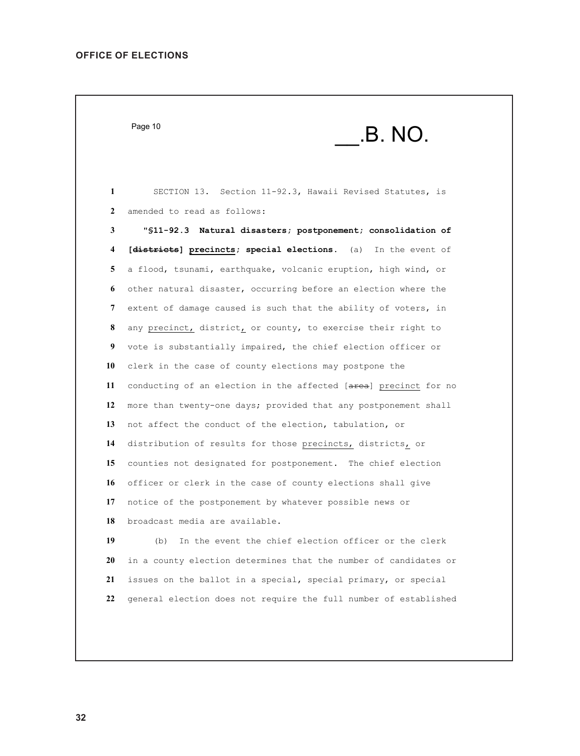SECTION 13. Section 11-92.3, Hawaii Revised Statutes, is amended to read as follows:

"**§11-92.3 Natural disasters; postponement; consolidation of [~~districts~~] <u>precincts</u>; special elections.** (a) In the event of a flood, tsunami, earthquake, volcanic eruption, high wind, or other natural disaster, occurring before an election where the extent of damage caused is such that the ability of voters, in any <u>precinct,</u> district<u>,</u> or county, to exercise their right to vote is substantially impaired, the chief election officer or clerk in the case of county elections may postpone the conducting of an election in the affected [~~area~~] <u>precinct</u> for no more than twenty-one days; provided that any postponement shall not affect the conduct of the election, tabulation, or distribution of results for those <u>precincts,</u> districts<u>,</u> or counties not designated for postponement. The chief election officer or clerk in the case of county elections shall give notice of the postponement by whatever possible news or broadcast media are available.

(b) In the event the chief election officer or the clerk in a county election determines that the number of candidates or issues on the ballot in a special, special primary, or special general election does not require the full number of established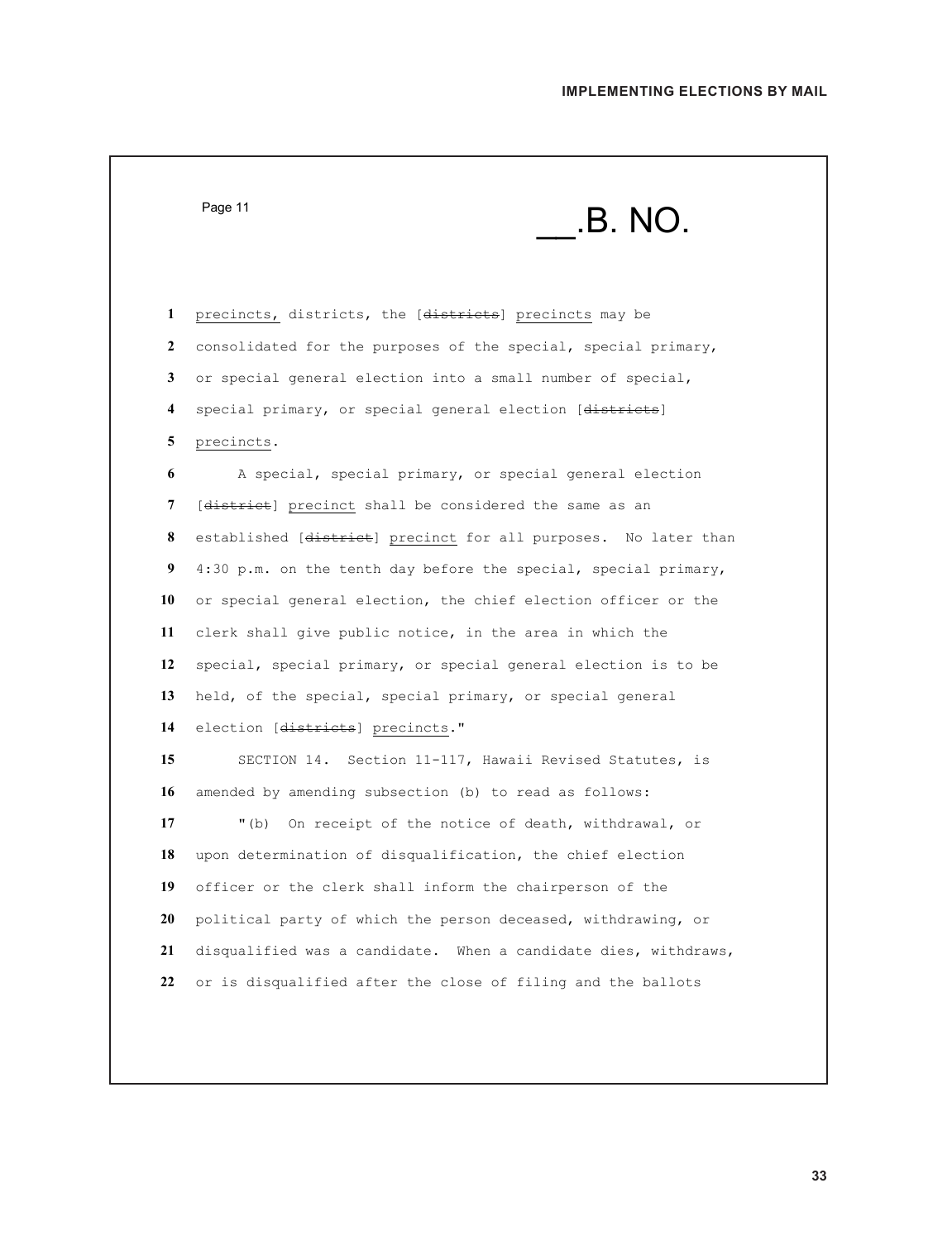Page 11

# __.B. NO.

1 precincts, districts, the [~~districts~~] precincts may be
2 consolidated for the purposes of the special, special primary,
3 or special general election into a small number of special,
4 special primary, or special general election [~~districts~~]
5 precincts.

6 A special, special primary, or special general election
7 [~~district~~] precinct shall be considered the same as an
8 established [~~district~~] precinct for all purposes. No later than
9 4:30 p.m. on the tenth day before the special, special primary,
10 or special general election, the chief election officer or the
11 clerk shall give public notice, in the area in which the
12 special, special primary, or special general election is to be
13 held, of the special, special primary, or special general
14 election [~~districts~~] precincts."

15 SECTION 14. Section 11-117, Hawaii Revised Statutes, is
16 amended by amending subsection (b) to read as follows:

17 "(b) On receipt of the notice of death, withdrawal, or
18 upon determination of disqualification, the chief election
19 officer or the clerk shall inform the chairperson of the
20 political party of which the person deceased, withdrawing, or
21 disqualified was a candidate. When a candidate dies, withdraws,
22 or is disqualified after the close of filing and the ballots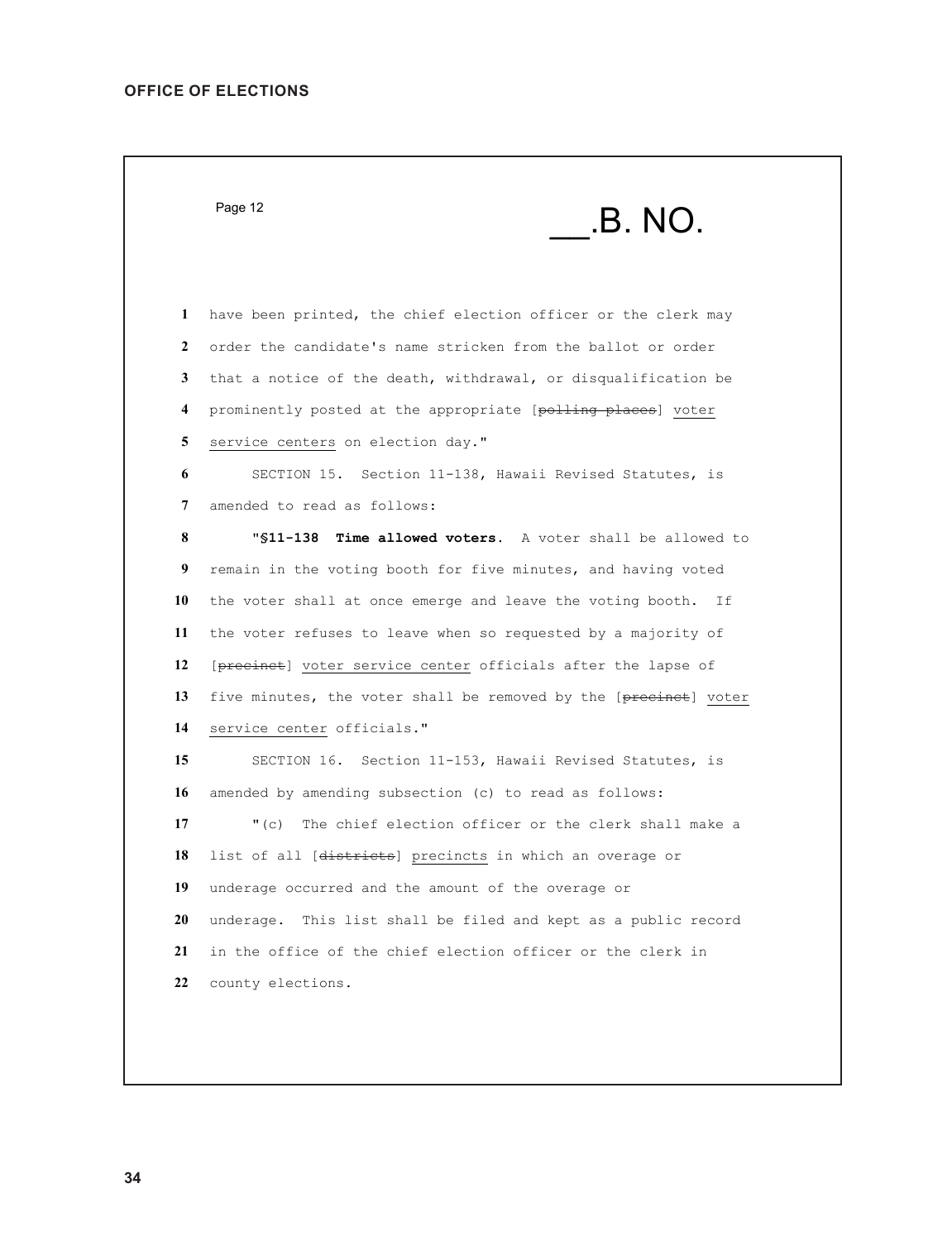Page 12

## __.B. NO.

have been printed, the chief election officer or the clerk may order the candidate's name stricken from the ballot or order that a notice of the death, withdrawal, or disqualification be prominently posted at the appropriate [~~polling places~~] voter service centers on election day."

SECTION 15. Section 11-138, Hawaii Revised Statutes, is amended to read as follows:

"**§11-138 Time allowed voters.** A voter shall be allowed to remain in the voting booth for five minutes, and having voted the voter shall at once emerge and leave the voting booth. If the voter refuses to leave when so requested by a majority of [~~precinct~~] voter service center officials after the lapse of five minutes, the voter shall be removed by the [~~precinct~~] voter service center officials."

SECTION 16. Section 11-153, Hawaii Revised Statutes, is amended by amending subsection (c) to read as follows:

"(c) The chief election officer or the clerk shall make a list of all [~~districts~~] precincts in which an overage or underage occurred and the amount of the overage or underage. This list shall be filed and kept as a public record in the office of the chief election officer or the clerk in county elections.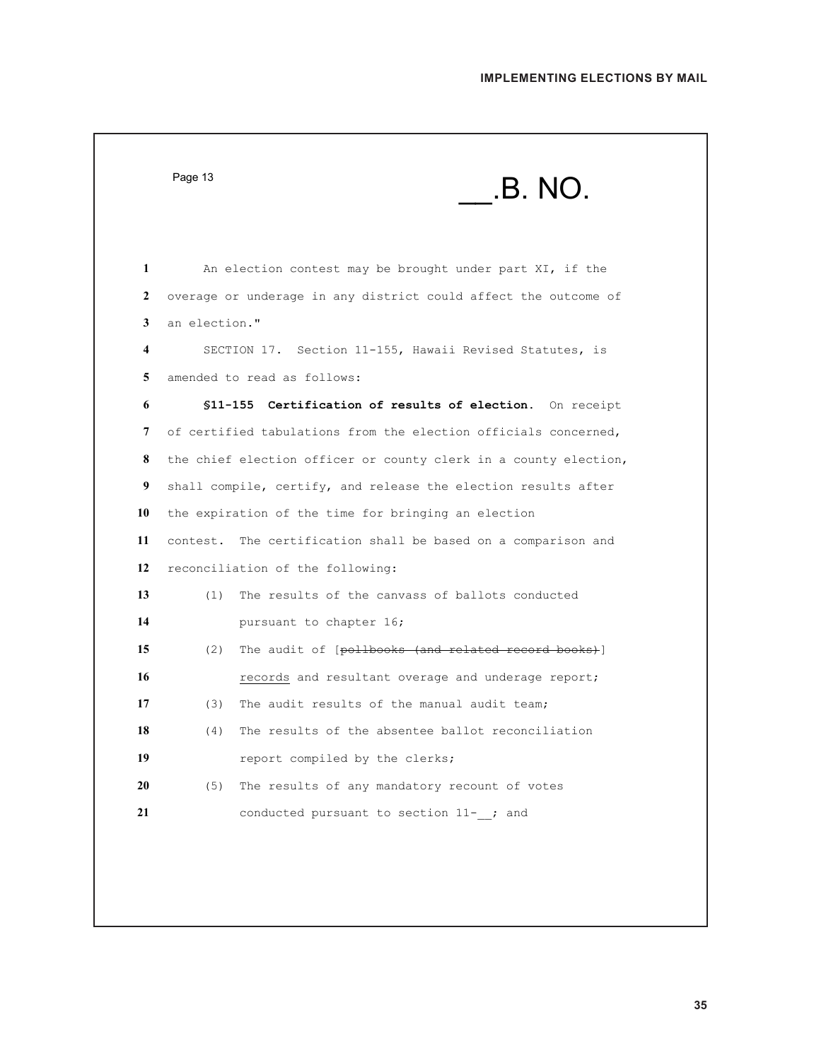Page 13

# __.B. NO.

An election contest may be brought under part XI, if the overage or underage in any district could affect the outcome of an election."

SECTION 17. Section 11-155, Hawaii Revised Statutes, is amended to read as follows:

**§11-155 Certification of results of election.** On receipt of certified tabulations from the election officials concerned, the chief election officer or county clerk in a county election, shall compile, certify, and release the election results after the expiration of the time for bringing an election contest. The certification shall be based on a comparison and reconciliation of the following:

(1) The results of the canvass of ballots conducted pursuant to chapter 16;

(2) The audit of [~~pollbooks (and related record books)~~] <u>records</u> and resultant overage and underage report;

(3) The audit results of the manual audit team;

(4) The results of the absentee ballot reconciliation report compiled by the clerks;

(5) The results of any mandatory recount of votes conducted pursuant to section 11-__; and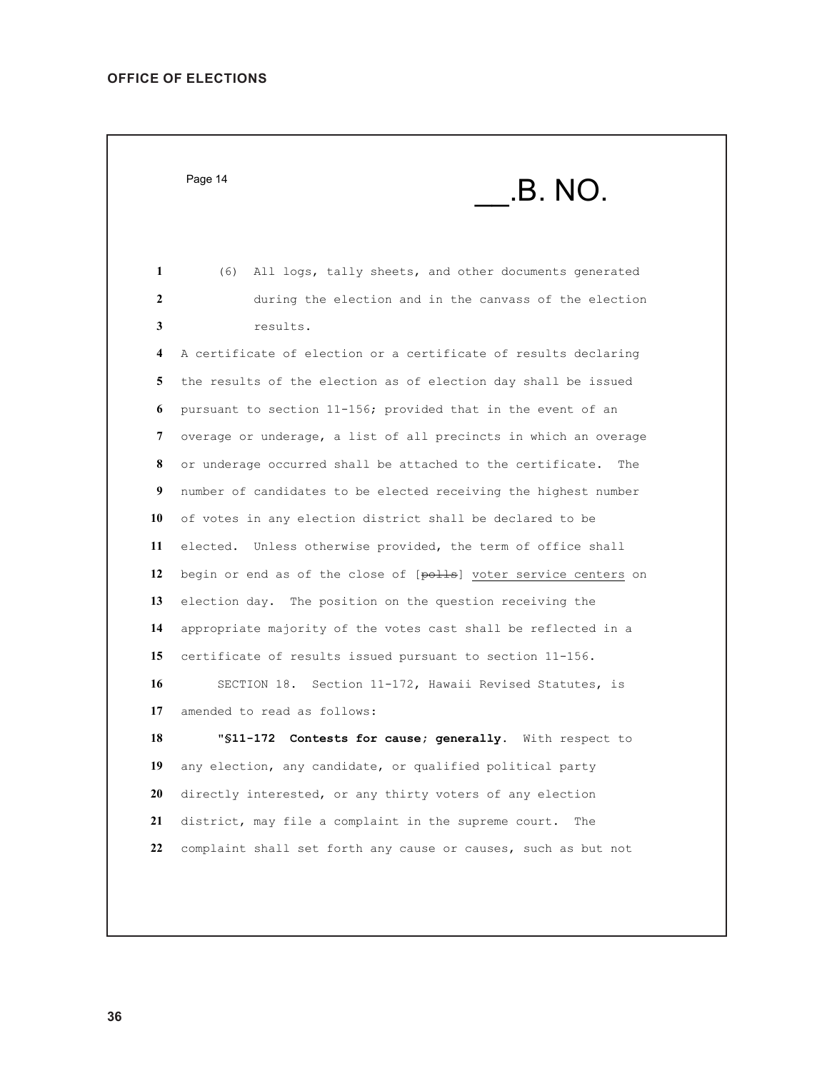Page 14

__.B. NO.

(6) All logs, tally sheets, and other documents generated during the election and in the canvass of the election results.

A certificate of election or a certificate of results declaring the results of the election as of election day shall be issued pursuant to section 11-156; provided that in the event of an overage or underage, a list of all precincts in which an overage or underage occurred shall be attached to the certificate. The number of candidates to be elected receiving the highest number of votes in any election district shall be declared to be elected. Unless otherwise provided, the term of office shall begin or end as of the close of [~~polls~~] <u>voter service centers</u> on election day. The position on the question receiving the appropriate majority of the votes cast shall be reflected in a certificate of results issued pursuant to section 11-156.

SECTION 18. Section 11-172, Hawaii Revised Statutes, is amended to read as follows:

"**§11-172 Contests for cause; generally.** With respect to any election, any candidate, or qualified political party directly interested, or any thirty voters of any election district, may file a complaint in the supreme court. The complaint shall set forth any cause or causes, such as but not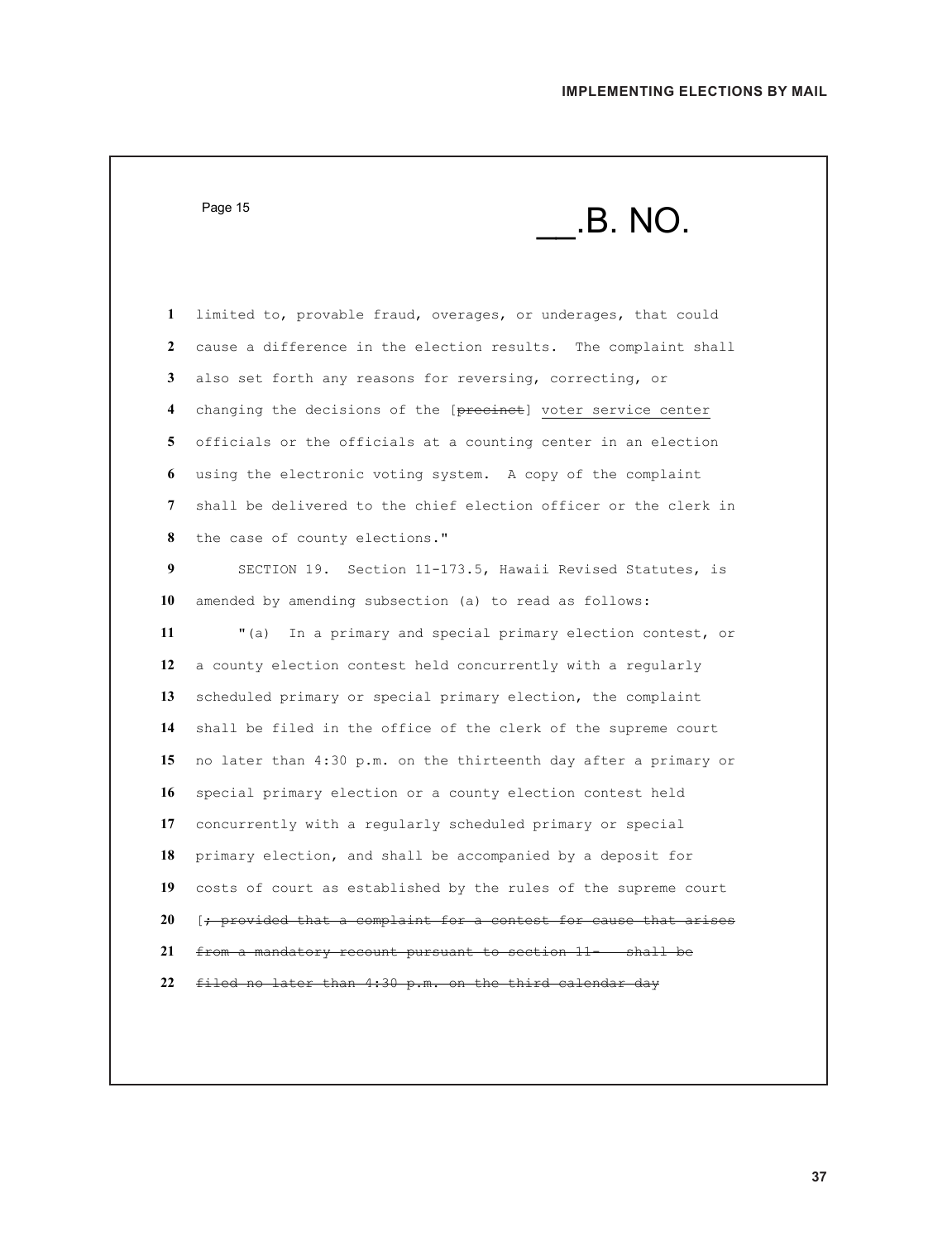Page 15

# __.B. NO.

limited to, provable fraud, overages, or underages, that could cause a difference in the election results. The complaint shall also set forth any reasons for reversing, correcting, or changing the decisions of the [~~precinct~~] <u>voter service center</u> officials or the officials at a counting center in an election using the electronic voting system. A copy of the complaint shall be delivered to the chief election officer or the clerk in the case of county elections."

SECTION 19. Section 11-173.5, Hawaii Revised Statutes, is amended by amending subsection (a) to read as follows:

"(a) In a primary and special primary election contest, or a county election contest held concurrently with a regularly scheduled primary or special primary election, the complaint shall be filed in the office of the clerk of the supreme court no later than 4:30 p.m. on the thirteenth day after a primary or special primary election or a county election contest held concurrently with a regularly scheduled primary or special primary election, and shall be accompanied by a deposit for costs of court as established by the rules of the supreme court [~~; provided that a complaint for a contest for cause that arises from a mandatory recount pursuant to section 11-   shall be filed no later than 4:30 p.m. on the third calendar day~~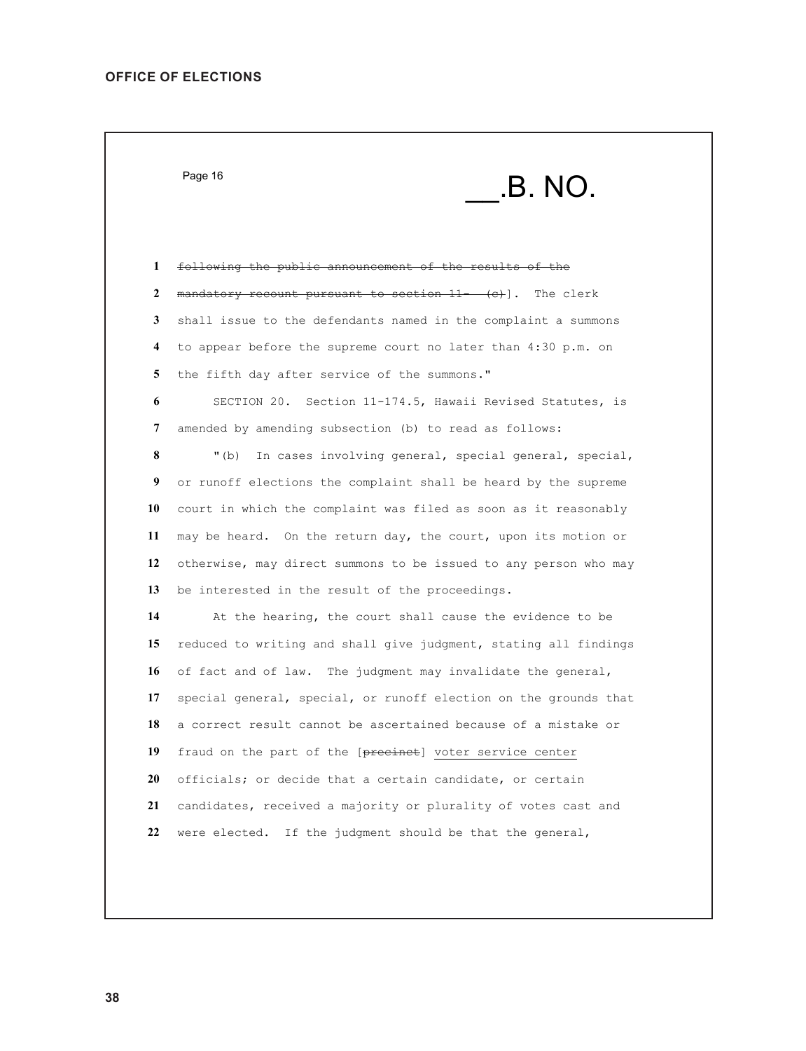~~following the public announcement of the results of the mandatory recount pursuant to section 11-   (c)~~]. The clerk shall issue to the defendants named in the complaint a summons to appear before the supreme court no later than 4:30 p.m. on the fifth day after service of the summons."

SECTION 20. Section 11-174.5, Hawaii Revised Statutes, is amended by amending subsection (b) to read as follows:

"(b) In cases involving general, special general, special, or runoff elections the complaint shall be heard by the supreme court in which the complaint was filed as soon as it reasonably may be heard. On the return day, the court, upon its motion or otherwise, may direct summons to be issued to any person who may be interested in the result of the proceedings.

At the hearing, the court shall cause the evidence to be reduced to writing and shall give judgment, stating all findings of fact and of law. The judgment may invalidate the general, special general, special, or runoff election on the grounds that a correct result cannot be ascertained because of a mistake or fraud on the part of the [~~precinct~~] <u>voter service center</u> officials; or decide that a certain candidate, or certain candidates, received a majority or plurality of votes cast and were elected. If the judgment should be that the general,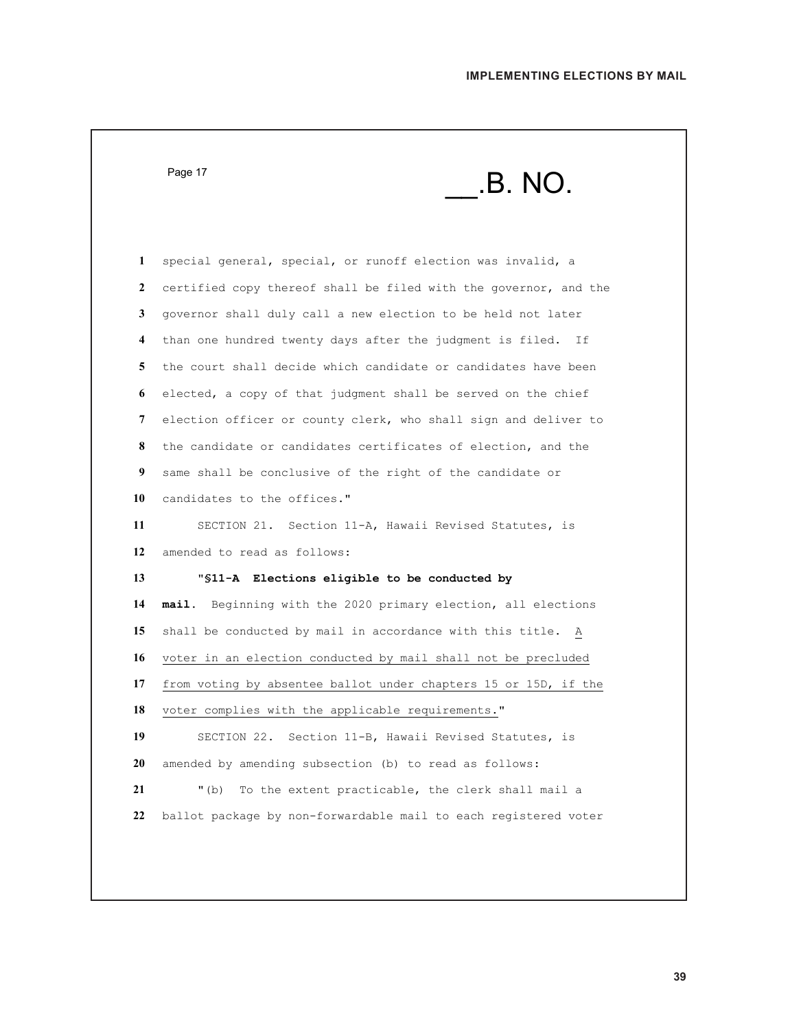Page 17

__.B. NO.

special general, special, or runoff election was invalid, a certified copy thereof shall be filed with the governor, and the governor shall duly call a new election to be held not later than one hundred twenty days after the judgment is filed. If the court shall decide which candidate or candidates have been elected, a copy of that judgment shall be served on the chief election officer or county clerk, who shall sign and deliver to the candidate or candidates certificates of election, and the same shall be conclusive of the right of the candidate or candidates to the offices."

SECTION 21. Section 11-A, Hawaii Revised Statutes, is amended to read as follows:

"**§11-A Elections eligible to be conducted by mail.** Beginning with the 2020 primary election, all elections shall be conducted by mail in accordance with this title. <u>A voter in an election conducted by mail shall not be precluded from voting by absentee ballot under chapters 15 or 15D, if the voter complies with the applicable requirements.</u>"

SECTION 22. Section 11-B, Hawaii Revised Statutes, is amended by amending subsection (b) to read as follows:

"(b) To the extent practicable, the clerk shall mail a ballot package by non-forwardable mail to each registered voter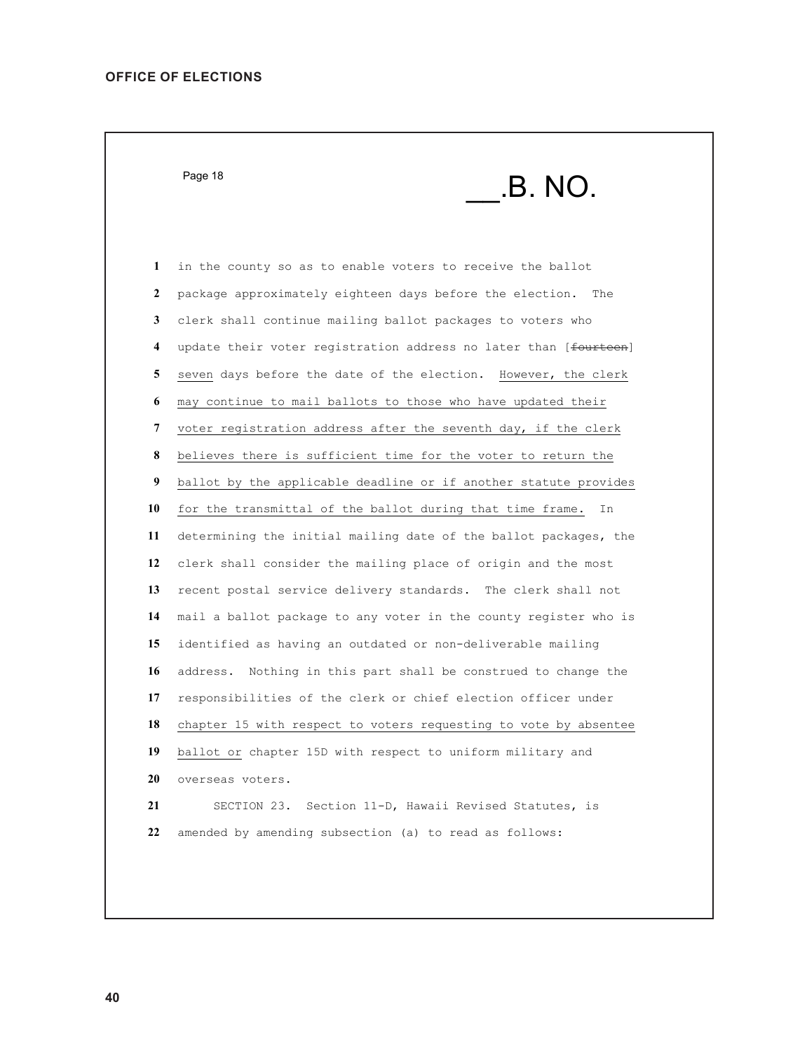in the county so as to enable voters to receive the ballot package approximately eighteen days before the election. The clerk shall continue mailing ballot packages to voters who update their voter registration address no later than [~~fourteen~~] seven days before the date of the election. However, the clerk may continue to mail ballots to those who have updated their voter registration address after the seventh day, if the clerk believes there is sufficient time for the voter to return the ballot by the applicable deadline or if another statute provides for the transmittal of the ballot during that time frame. In determining the initial mailing date of the ballot packages, the clerk shall consider the mailing place of origin and the most recent postal service delivery standards. The clerk shall not mail a ballot package to any voter in the county register who is identified as having an outdated or non-deliverable mailing address. Nothing in this part shall be construed to change the responsibilities of the clerk or chief election officer under chapter 15 with respect to voters requesting to vote by absentee ballot or chapter 15D with respect to uniform military and overseas voters.

SECTION 23. Section 11-D, Hawaii Revised Statutes, is amended by amending subsection (a) to read as follows: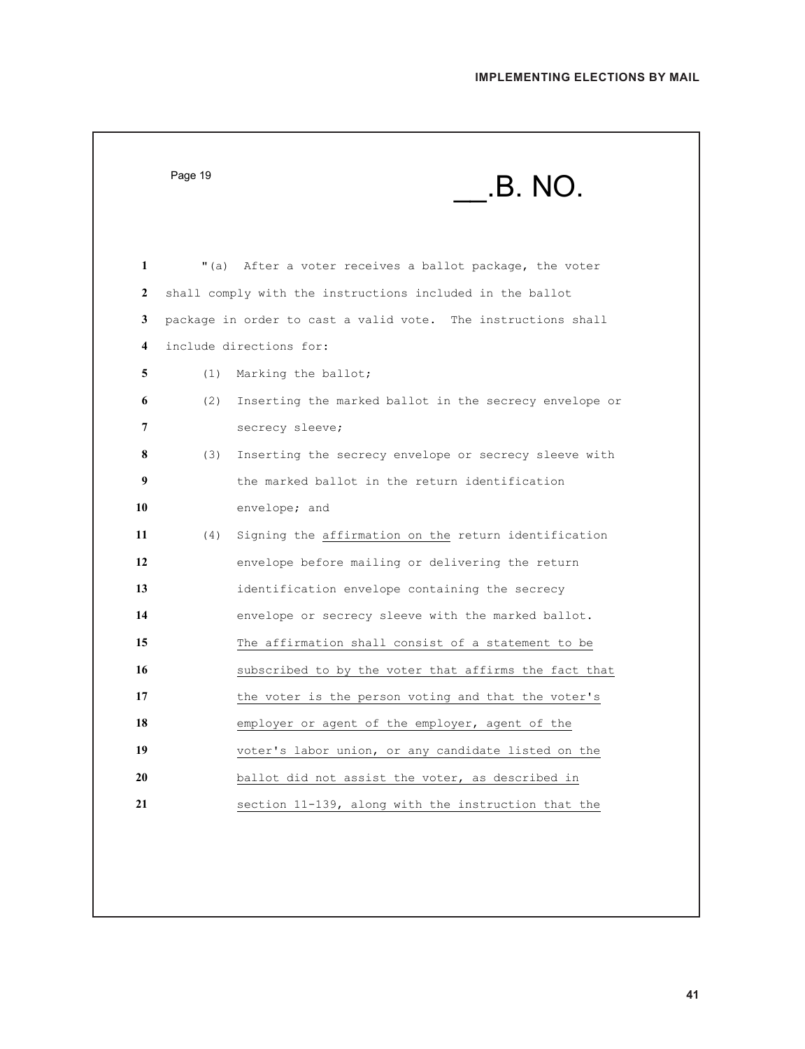Page 19

# __.B. NO.

"(a) After a voter receives a ballot package, the voter shall comply with the instructions included in the ballot package in order to cast a valid vote. The instructions shall include directions for:

(1) Marking the ballot;

(2) Inserting the marked ballot in the secrecy envelope or secrecy sleeve;

(3) Inserting the secrecy envelope or secrecy sleeve with the marked ballot in the return identification envelope; and

(4) Signing the <u>affirmation on the</u> return identification envelope before mailing or delivering the return identification envelope containing the secrecy envelope or secrecy sleeve with the marked ballot. <u>The affirmation shall consist of a statement to be subscribed to by the voter that affirms the fact that the voter is the person voting and that the voter's employer or agent of the employer, agent of the voter's labor union, or any candidate listed on the ballot did not assist the voter, as described in section 11-139, along with the instruction that the</u>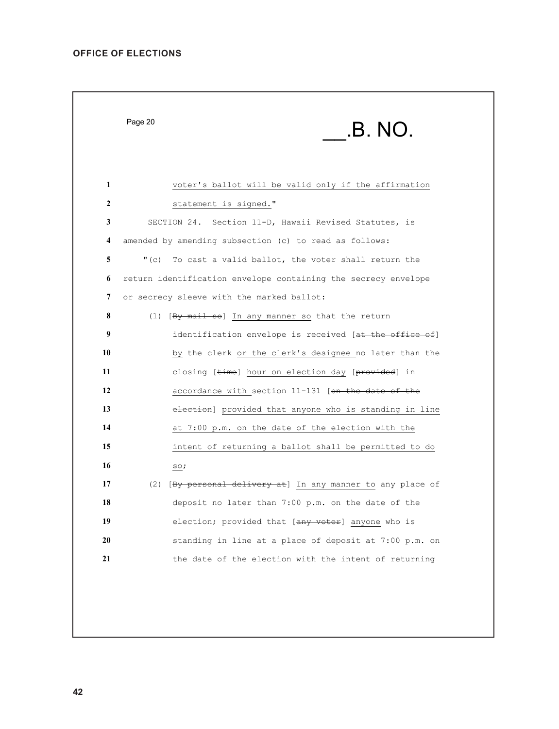voter's ballot will be valid only if the affirmation statement is signed."

SECTION 24. Section 11-D, Hawaii Revised Statutes, is amended by amending subsection (c) to read as follows:

"(c) To cast a valid ballot, the voter shall return the return identification envelope containing the secrecy envelope or secrecy sleeve with the marked ballot:

(1) [~~By mail so~~] In any manner so that the return identification envelope is received [~~at the office of~~] by the clerk or the clerk's designee no later than the closing [~~time~~] hour on election day [~~provided~~] in accordance with section 11-131 [~~on the date of the election~~] provided that anyone who is standing in line at 7:00 p.m. on the date of the election with the intent of returning a ballot shall be permitted to do so;

(2) [~~By personal delivery at~~] In any manner to any place of deposit no later than 7:00 p.m. on the date of the election; provided that [~~any voter~~] anyone who is standing in line at a place of deposit at 7:00 p.m. on the date of the election with the intent of returning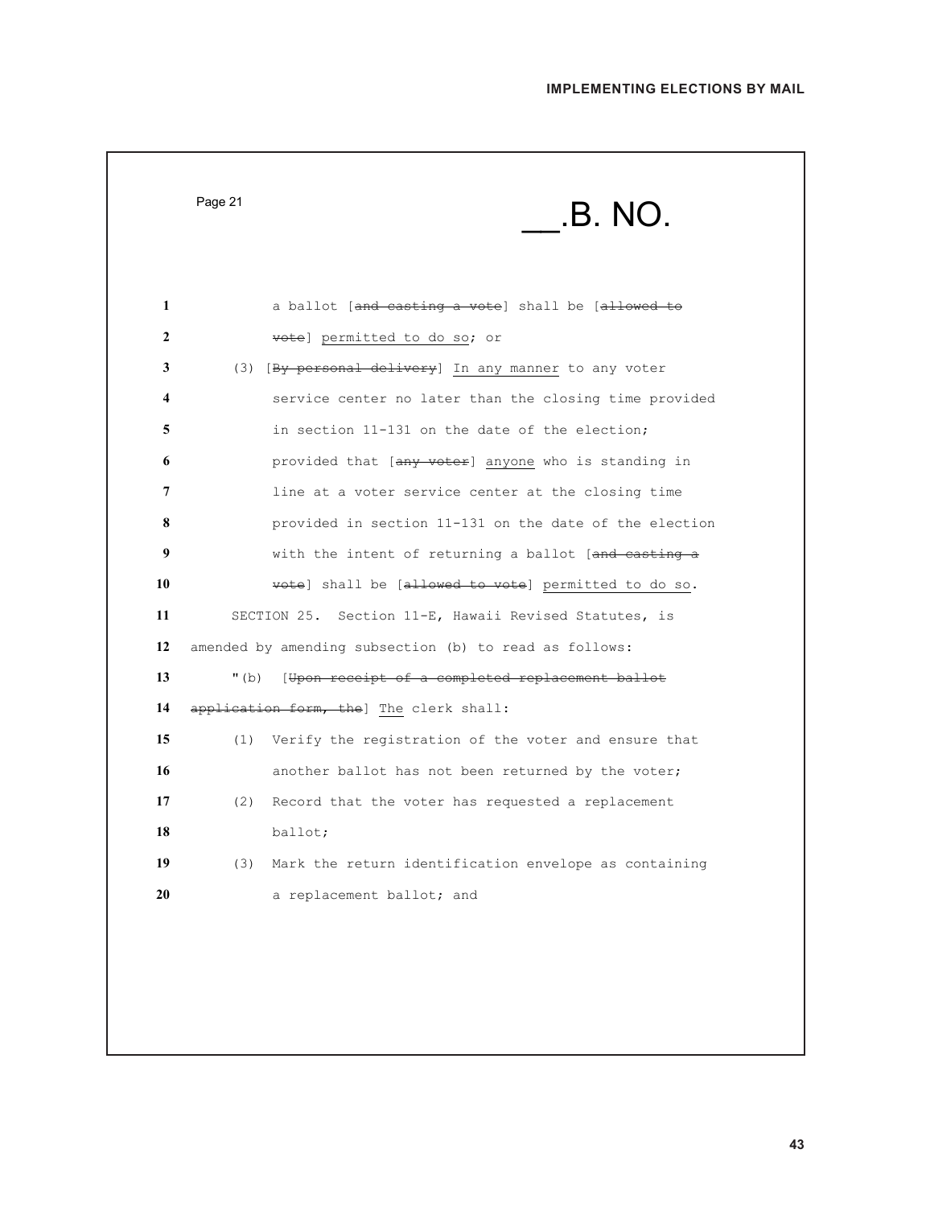Page 21

# __.B. NO.

a ballot [~~and casting a vote~~] shall be [~~allowed to vote~~] <u>permitted to do so</u>; or

(3) [~~By personal delivery~~] <u>In any manner</u> to any voter service center no later than the closing time provided in section 11-131 on the date of the election; provided that [~~any voter~~] <u>anyone</u> who is standing in line at a voter service center at the closing time provided in section 11-131 on the date of the election with the intent of returning a ballot [~~and casting a vote~~] shall be [~~allowed to vote~~] <u>permitted to do so</u>.

SECTION 25. Section 11-E, Hawaii Revised Statutes, is amended by amending subsection (b) to read as follows:

"(b) [~~Upon receipt of a completed replacement ballot application form, the~~] <u>The</u> clerk shall:

(1) Verify the registration of the voter and ensure that another ballot has not been returned by the voter;

(2) Record that the voter has requested a replacement ballot;

(3) Mark the return identification envelope as containing a replacement ballot; and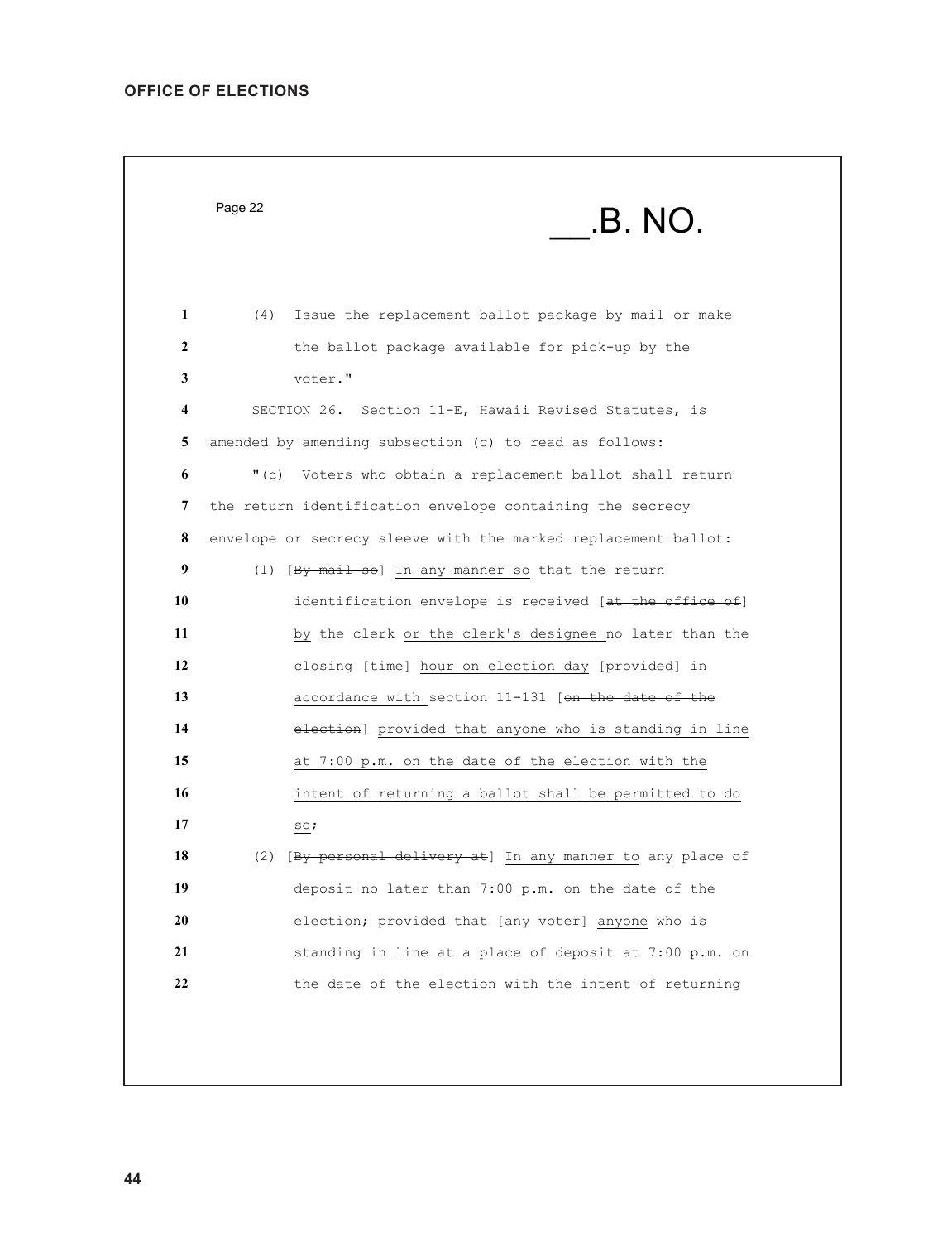(4) Issue the replacement ballot package by mail or make the ballot package available for pick-up by the voter."

SECTION 26. Section 11-E, Hawaii Revised Statutes, is amended by amending subsection (c) to read as follows:

"(c) Voters who obtain a replacement ballot shall return the return identification envelope containing the secrecy envelope or secrecy sleeve with the marked replacement ballot:

(1) [~~By mail so~~] <u>In any manner so</u> that the return identification envelope is received [~~at the office of~~] <u>by</u> the clerk <u>or the clerk's designee</u> no later than the closing [~~time~~] <u>hour on election day</u> [~~provided~~] in <u>accordance with</u> section 11-131 [~~on the date of the election~~] <u>provided that anyone who is standing in line at 7:00 p.m. on the date of the election with the intent of returning a ballot shall be permitted to do so</u>;

(2) [~~By personal delivery at~~] <u>In any manner to</u> any place of deposit no later than 7:00 p.m. on the date of the election; provided that [~~any voter~~] <u>anyone</u> who is standing in line at a place of deposit at 7:00 p.m. on the date of the election with the intent of returning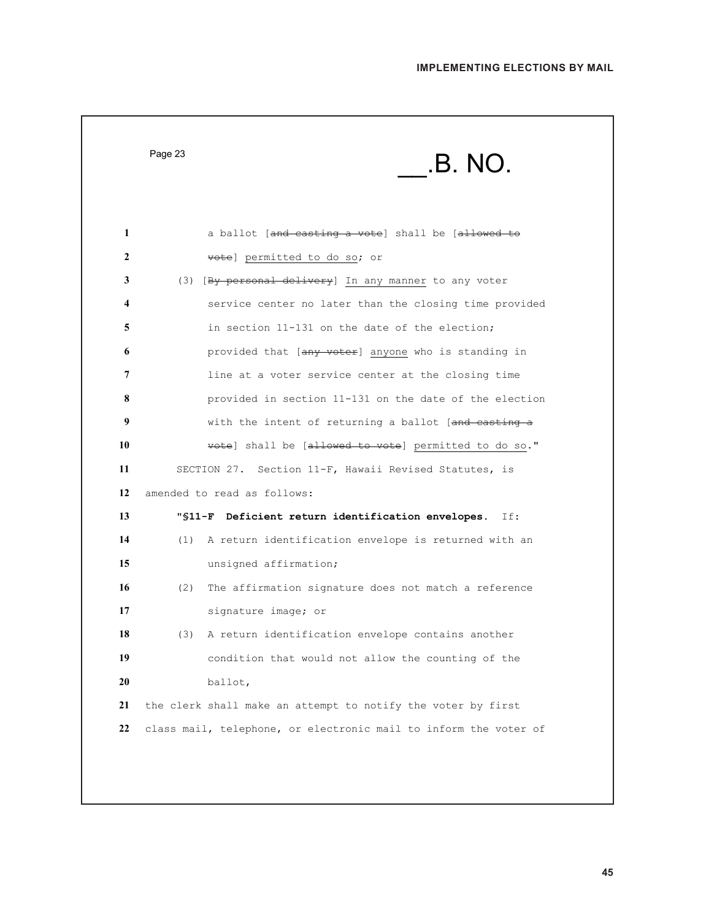Page 23

# __.B. NO.

a ballot [~~and casting a vote~~] shall be [~~allowed to vote~~] permitted to do so; or

(3) [~~By personal delivery~~] In any manner to any voter service center no later than the closing time provided in section 11-131 on the date of the election; provided that [~~any voter~~] anyone who is standing in line at a voter service center at the closing time provided in section 11-131 on the date of the election with the intent of returning a ballot [~~and casting a vote~~] shall be [~~allowed to vote~~] permitted to do so."

SECTION 27. Section 11-F, Hawaii Revised Statutes, is amended to read as follows:

"**§11-F Deficient return identification envelopes.** If:

(1) A return identification envelope is returned with an unsigned affirmation;

(2) The affirmation signature does not match a reference signature image; or

(3) A return identification envelope contains another condition that would not allow the counting of the ballot,

the clerk shall make an attempt to notify the voter by first class mail, telephone, or electronic mail to inform the voter of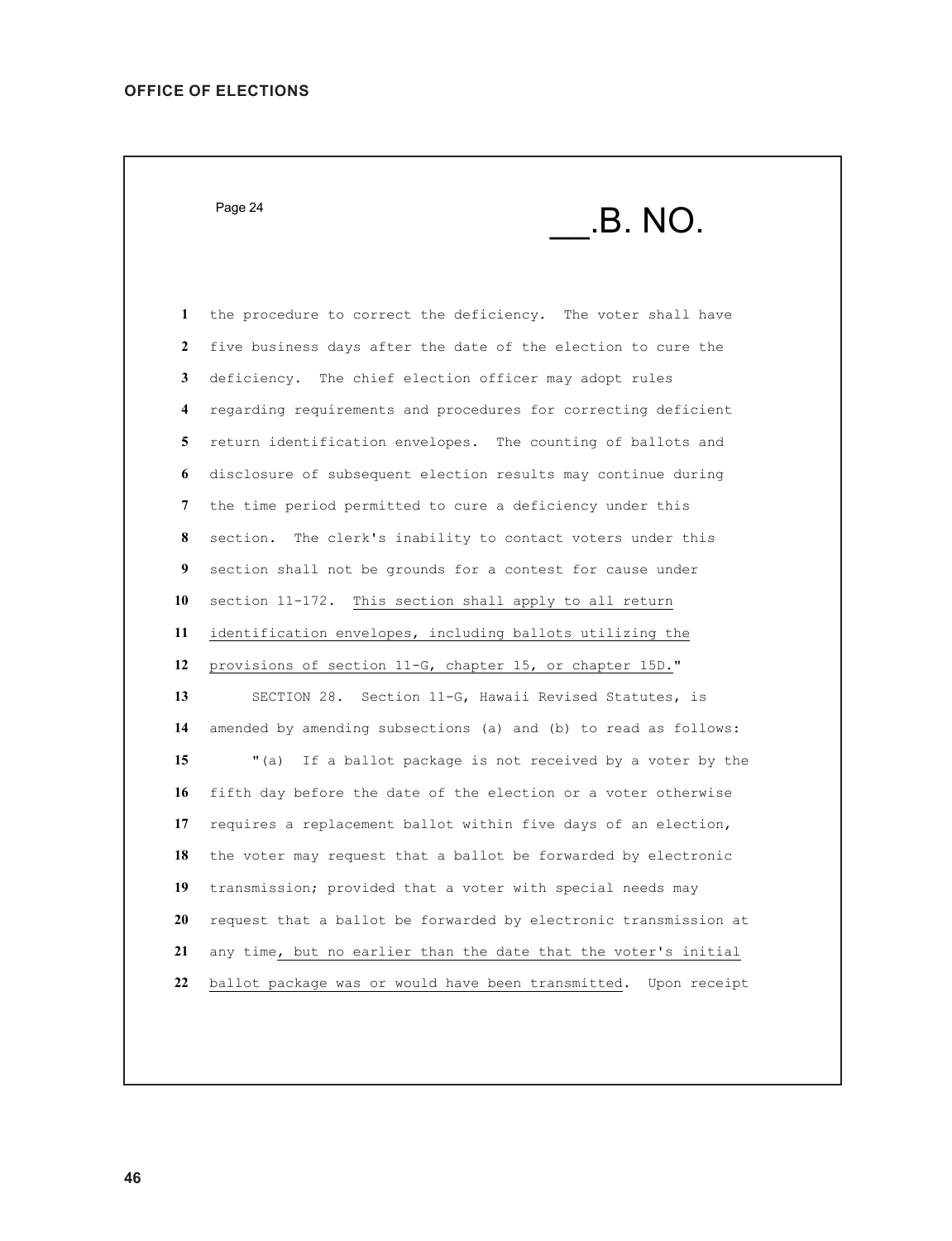the procedure to correct the deficiency. The voter shall have five business days after the date of the election to cure the deficiency. The chief election officer may adopt rules regarding requirements and procedures for correcting deficient return identification envelopes. The counting of ballots and disclosure of subsequent election results may continue during the time period permitted to cure a deficiency under this section. The clerk's inability to contact voters under this section shall not be grounds for a contest for cause under section 11-172. <u>This section shall apply to all return identification envelopes, including ballots utilizing the provisions of section 11-G, chapter 15, or chapter 15D.</u>"

SECTION 28. Section 11-G, Hawaii Revised Statutes, is amended by amending subsections (a) and (b) to read as follows:

"(a) If a ballot package is not received by a voter by the fifth day before the date of the election or a voter otherwise requires a replacement ballot within five days of an election, the voter may request that a ballot be forwarded by electronic transmission; provided that a voter with special needs may request that a ballot be forwarded by electronic transmission at any time<u>, but no earlier than the date that the voter's initial ballot package was or would have been transmitted</u>. Upon receipt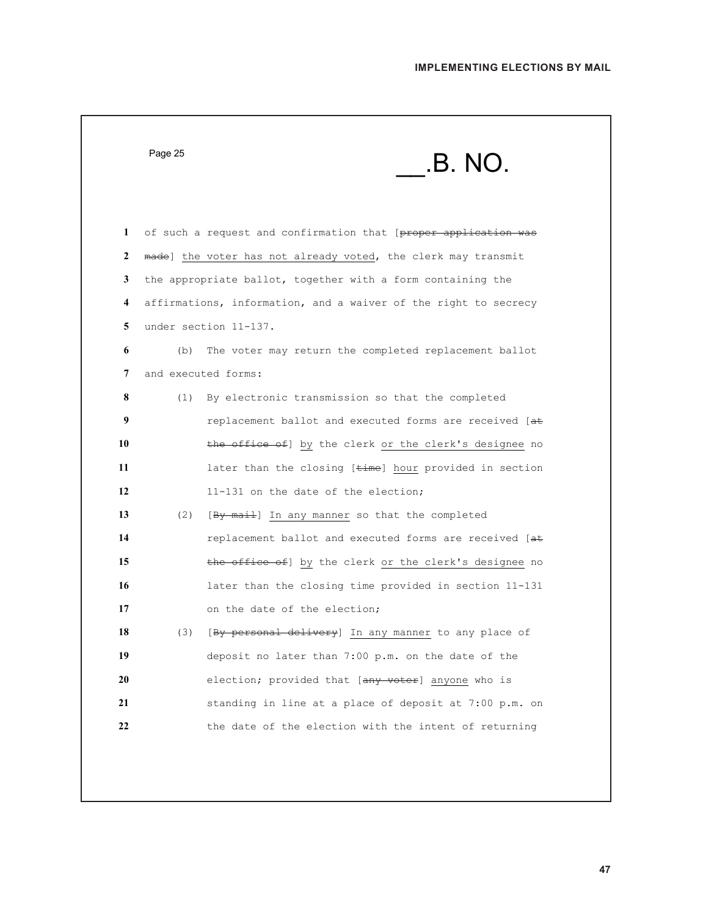Page 25

# __.B. NO.

of such a request and confirmation that [~~proper application was made~~] <u>the voter has not already voted</u>, the clerk may transmit the appropriate ballot, together with a form containing the affirmations, information, and a waiver of the right to secrecy under section 11-137.

(b) The voter may return the completed replacement ballot and executed forms:

(1) By electronic transmission so that the completed replacement ballot and executed forms are received [~~at the office of~~] <u>by</u> the clerk <u>or the clerk's designee</u> no later than the closing [~~time~~] <u>hour</u> provided in section 11-131 on the date of the election;

(2) [~~By mail~~] <u>In any manner</u> so that the completed replacement ballot and executed forms are received [~~at the office of~~] <u>by</u> the clerk <u>or the clerk's designee</u> no later than the closing time provided in section 11-131 on the date of the election;

(3) [~~By personal delivery~~] <u>In any manner</u> to any place of deposit no later than 7:00 p.m. on the date of the election; provided that [~~any voter~~] <u>anyone</u> who is standing in line at a place of deposit at 7:00 p.m. on the date of the election with the intent of returning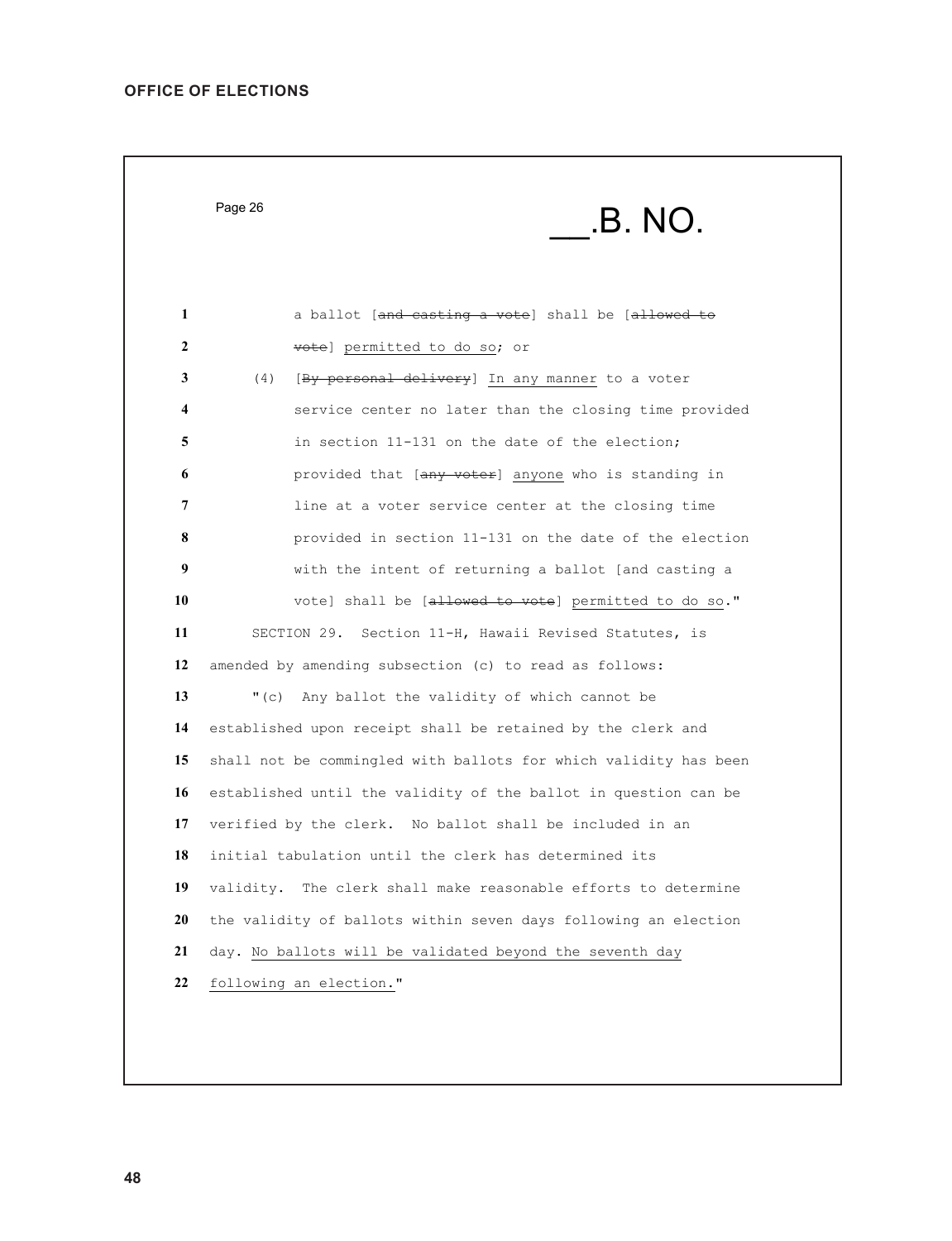a ballot [~~and casting a vote~~] shall be [~~allowed to vote~~] <u>permitted to do so</u>; or

(4) [~~By personal delivery~~] <u>In any manner</u> to a voter service center no later than the closing time provided in section 11-131 on the date of the election; provided that [~~any voter~~] <u>anyone</u> who is standing in line at a voter service center at the closing time provided in section 11-131 on the date of the election with the intent of returning a ballot [and casting a vote] shall be [~~allowed to vote~~] <u>permitted to do so</u>."

SECTION 29. Section 11-H, Hawaii Revised Statutes, is amended by amending subsection (c) to read as follows:

"(c) Any ballot the validity of which cannot be established upon receipt shall be retained by the clerk and shall not be commingled with ballots for which validity has been established until the validity of the ballot in question can be verified by the clerk. No ballot shall be included in an initial tabulation until the clerk has determined its validity. The clerk shall make reasonable efforts to determine the validity of ballots within seven days following an election day. <u>No ballots will be validated beyond the seventh day following an election.</u>"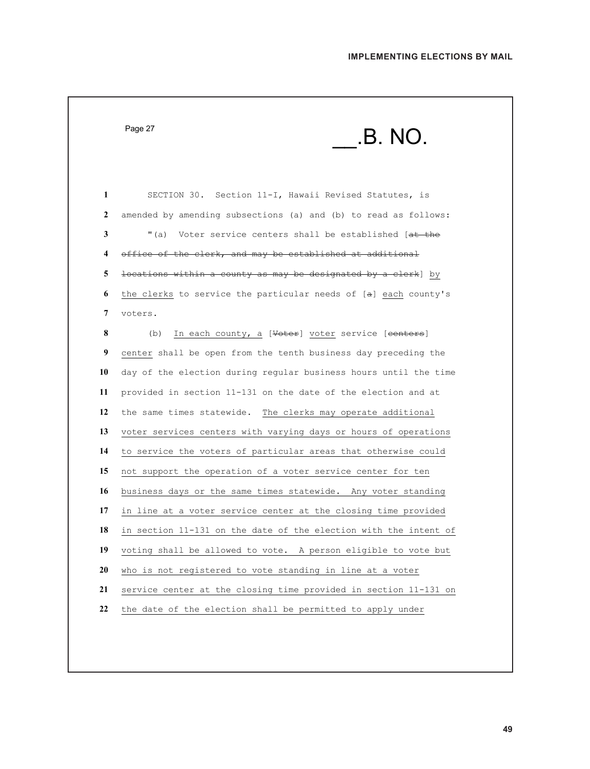SECTION 30. Section 11-I, Hawaii Revised Statutes, is amended by amending subsections (a) and (b) to read as follows:

"(a) Voter service centers shall be established [~~at the office of the clerk, and may be established at additional locations within a county as may be designated by a clerk~~] <u>by the clerks</u> to service the particular needs of [~~a~~] <u>each</u> county's voters.

(b) <u>In each county, a</u> [~~Voter~~] <u>voter</u> service [~~centers~~] <u>center</u> shall be open from the tenth business day preceding the day of the election during regular business hours until the time provided in section 11-131 on the date of the election and at the same times statewide. <u>The clerks may operate additional voter services centers with varying days or hours of operations to service the voters of particular areas that otherwise could not support the operation of a voter service center for ten business days or the same times statewide. Any voter standing in line at a voter service center at the closing time provided in section 11-131 on the date of the election with the intent of voting shall be allowed to vote. A person eligible to vote but who is not registered to vote standing in line at a voter service center at the closing time provided in section 11-131 on the date of the election shall be permitted to apply under</u>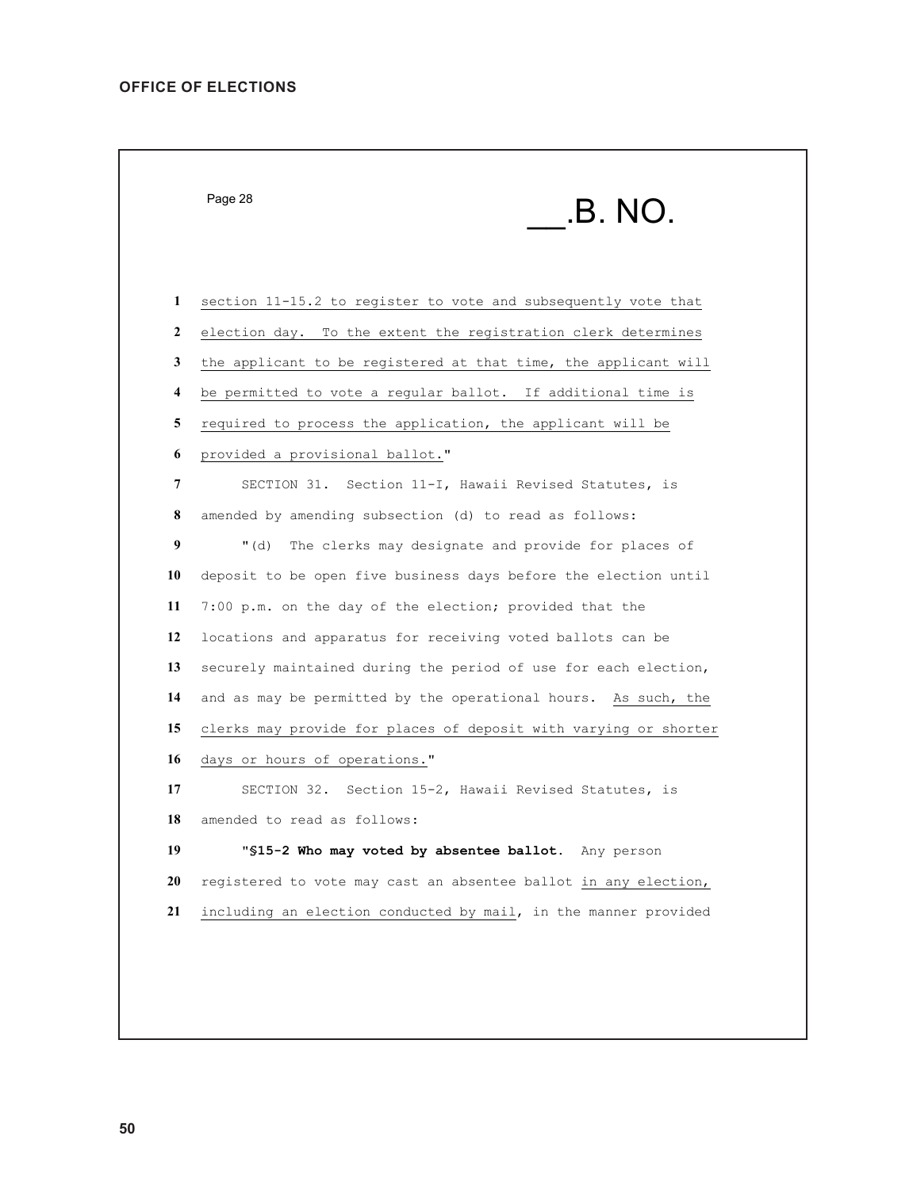Page 28

# __.B. NO.

1 <u>section 11-15.2 to register to vote and subsequently vote that</u>
2 <u>election day. To the extent the registration clerk determines</u>
3 <u>the applicant to be registered at that time, the applicant will</u>
4 <u>be permitted to vote a regular ballot. If additional time is</u>
5 <u>required to process the application, the applicant will be</u>
6 <u>provided a provisional ballot.</u>"

7 SECTION 31. Section 11-I, Hawaii Revised Statutes, is
8 amended by amending subsection (d) to read as follows:

9 "(d) The clerks may designate and provide for places of
10 deposit to be open five business days before the election until
11 7:00 p.m. on the day of the election; provided that the
12 locations and apparatus for receiving voted ballots can be
13 securely maintained during the period of use for each election,
14 and as may be permitted by the operational hours. <u>As such, the</u>
15 <u>clerks may provide for places of deposit with varying or shorter</u>
16 <u>days or hours of operations.</u>"

17 SECTION 32. Section 15-2, Hawaii Revised Statutes, is
18 amended to read as follows:

19 **"§15-2 Who may voted by absentee ballot.** Any person
20 registered to vote may cast an absentee ballot <u>in any election,</u>
21 <u>including an election conducted by mail</u>, in the manner provided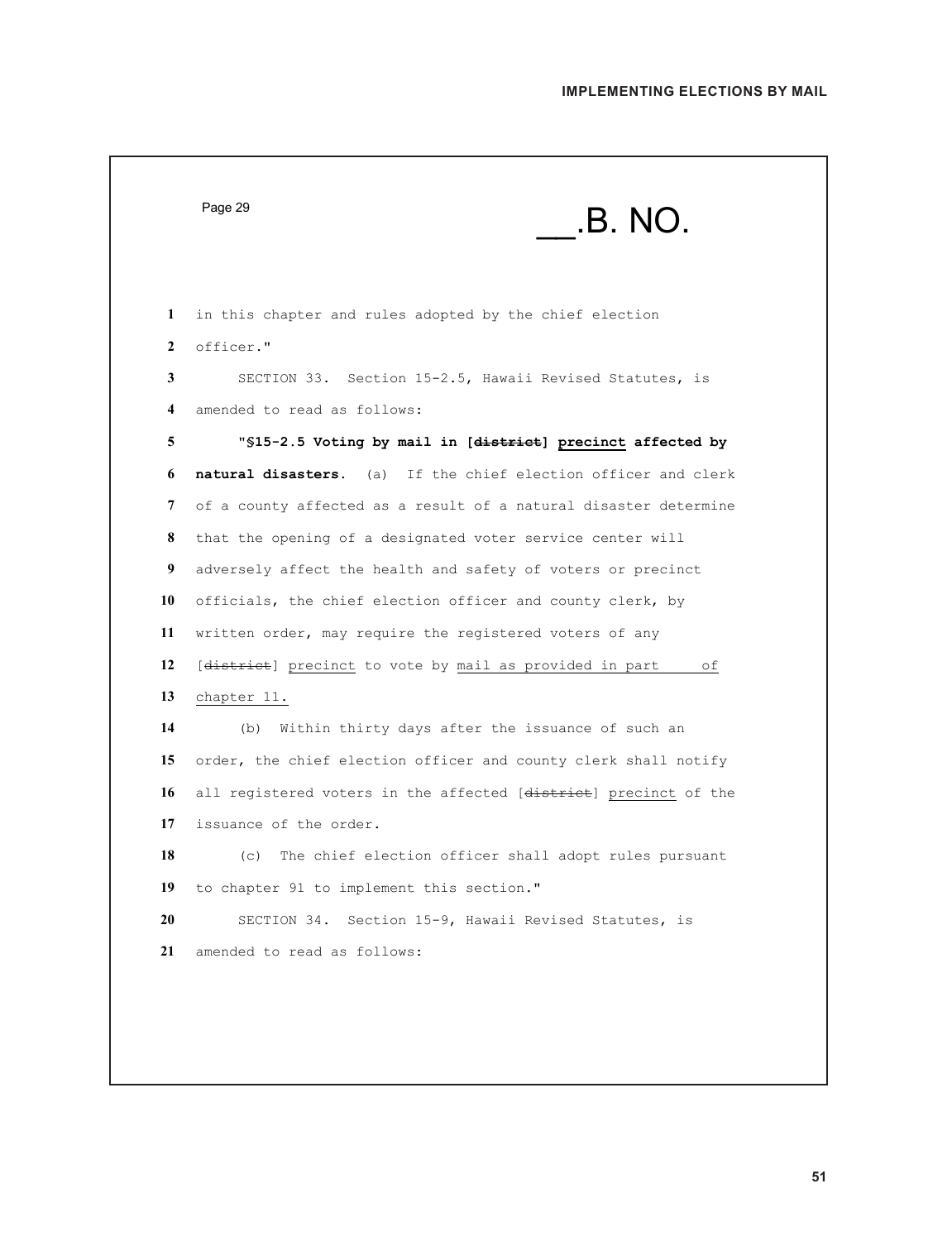Page 29

__.B. NO.

in this chapter and rules adopted by the chief election officer."

SECTION 33. Section 15-2.5, Hawaii Revised Statutes, is amended to read as follows:

"**§15-2.5 Voting by mail in [~~district~~] <u>precinct</u> affected by natural disasters.** (a) If the chief election officer and clerk of a county affected as a result of a natural disaster determine that the opening of a designated voter service center will adversely affect the health and safety of voters or precinct officials, the chief election officer and county clerk, by written order, may require the registered voters of any [~~district~~] <u>precinct</u> to vote by <u>mail as provided in part      of chapter 11.</u>

(b) Within thirty days after the issuance of such an order, the chief election officer and county clerk shall notify all registered voters in the affected [~~district~~] <u>precinct</u> of the issuance of the order.

(c) The chief election officer shall adopt rules pursuant to chapter 91 to implement this section."

SECTION 34. Section 15-9, Hawaii Revised Statutes, is amended to read as follows: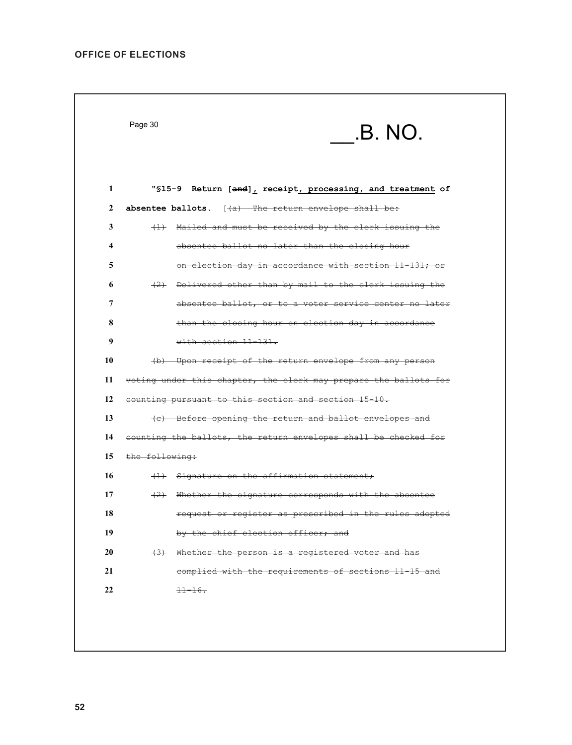Page 30

# __.B. NO.

1 "§15-9 **Return [~~and~~], receipt, processing, and treatment of**

2 **absentee ballots.** [~~(a) The return envelope shall be:~~

3 ~~(1) Mailed and must be received by the clerk issuing the~~

4 ~~absentee ballot no later than the closing hour~~

5 ~~on election day in accordance with section 11-131; or~~

6 ~~(2) Delivered other than by mail to the clerk issuing the~~

7 ~~absentee ballot, or to a voter service center no later~~

8 ~~than the closing hour on election day in accordance~~

9 ~~with section 11-131.~~

10 ~~(b) Upon receipt of the return envelope from any person~~

11 ~~voting under this chapter, the clerk may prepare the ballots for~~

12 ~~counting pursuant to this section and section 15-10.~~

13 ~~(c) Before opening the return and ballot envelopes and~~

14 ~~counting the ballots, the return envelopes shall be checked for~~

15 ~~the following:~~

16 ~~(1) Signature on the affirmation statement;~~

17 ~~(2) Whether the signature corresponds with the absentee~~

18 ~~request or register as prescribed in the rules adopted~~

19 ~~by the chief election officer; and~~

20 ~~(3) Whether the person is a registered voter and has~~

21 ~~complied with the requirements of sections 11-15 and~~

22 ~~11-16.~~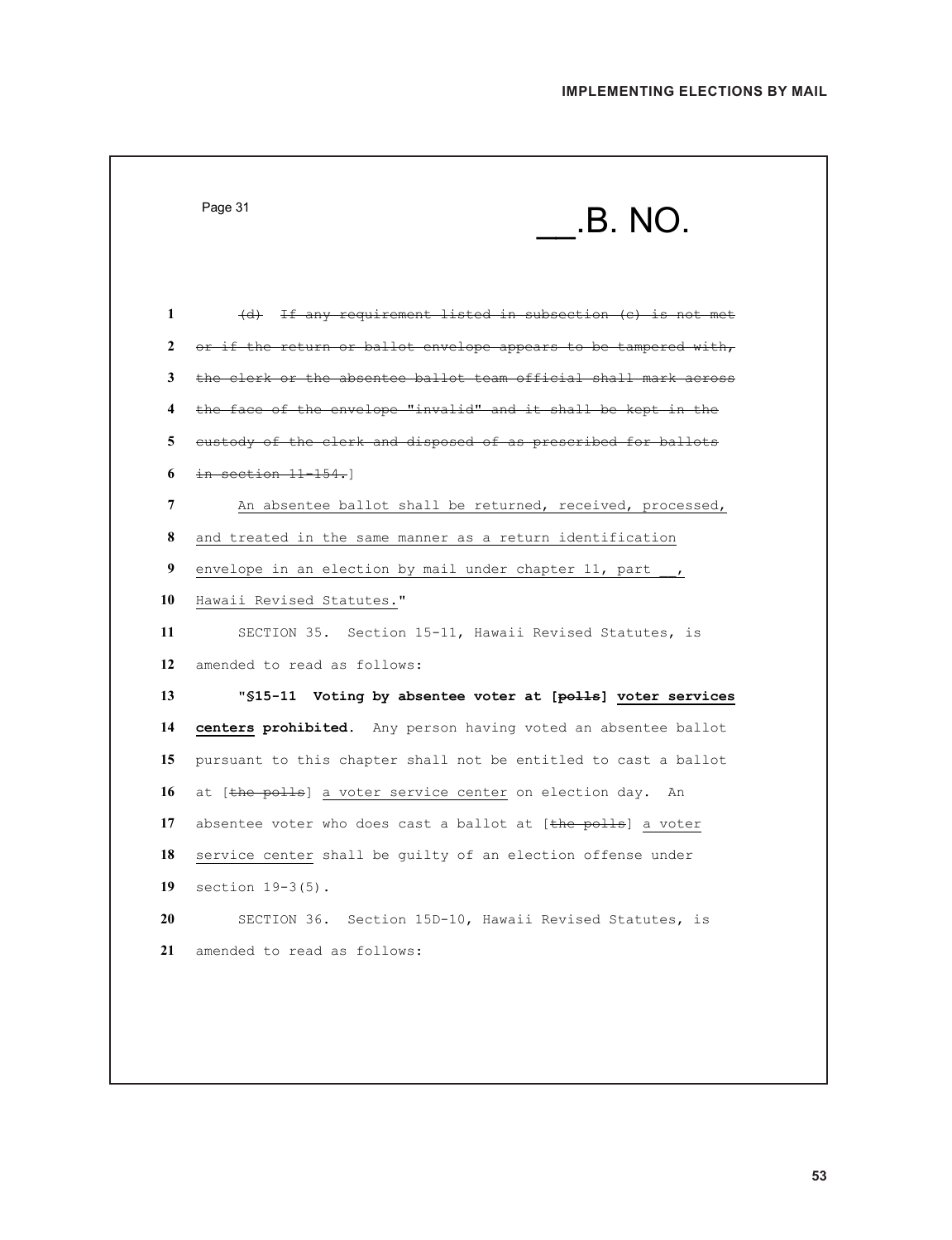Page 31

# __.B. NO.

~~(d) If any requirement listed in subsection (c) is not met or if the return or ballot envelope appears to be tampered with, the clerk or the absentee ballot team official shall mark across the face of the envelope "invalid" and it shall be kept in the custody of the clerk and disposed of as prescribed for ballots in section 11-154.~~]

An absentee ballot shall be returned, received, processed, and treated in the same manner as a return identification envelope in an election by mail under chapter 11, part __, Hawaii Revised Statutes."

SECTION 35. Section 15-11, Hawaii Revised Statutes, is amended to read as follows:

"**§15-11 Voting by absentee voter at [~~polls~~] voter services centers prohibited.** Any person having voted an absentee ballot pursuant to this chapter shall not be entitled to cast a ballot at [~~the polls~~] a voter service center on election day. An absentee voter who does cast a ballot at [~~the polls~~] a voter service center shall be guilty of an election offense under section 19-3(5).

SECTION 36. Section 15D-10, Hawaii Revised Statutes, is amended to read as follows: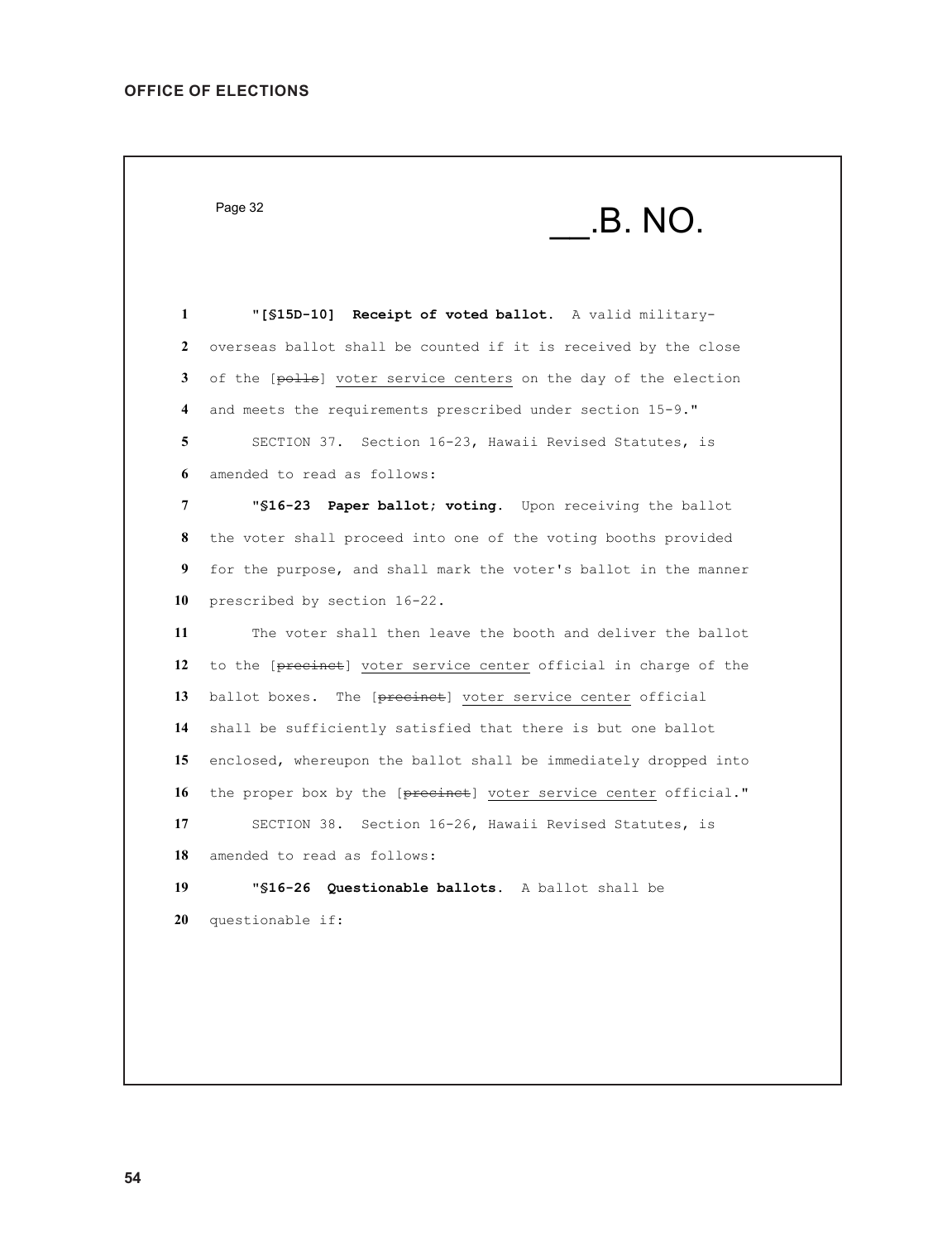"[§15D-10] **Receipt of voted ballot.** A valid military-overseas ballot shall be counted if it is received by the close of the [~~polls~~] <u>voter service centers</u> on the day of the election and meets the requirements prescribed under section 15-9."

SECTION 37. Section 16-23, Hawaii Revised Statutes, is amended to read as follows:

"**§16-23 Paper ballot; voting.** Upon receiving the ballot the voter shall proceed into one of the voting booths provided for the purpose, and shall mark the voter's ballot in the manner prescribed by section 16-22.

The voter shall then leave the booth and deliver the ballot to the [~~precinct~~] <u>voter service center</u> official in charge of the ballot boxes. The [~~precinct~~] <u>voter service center</u> official shall be sufficiently satisfied that there is but one ballot enclosed, whereupon the ballot shall be immediately dropped into the proper box by the [~~precinct~~] <u>voter service center</u> official."

SECTION 38. Section 16-26, Hawaii Revised Statutes, is amended to read as follows:

"**§16-26 Questionable ballots.** A ballot shall be questionable if: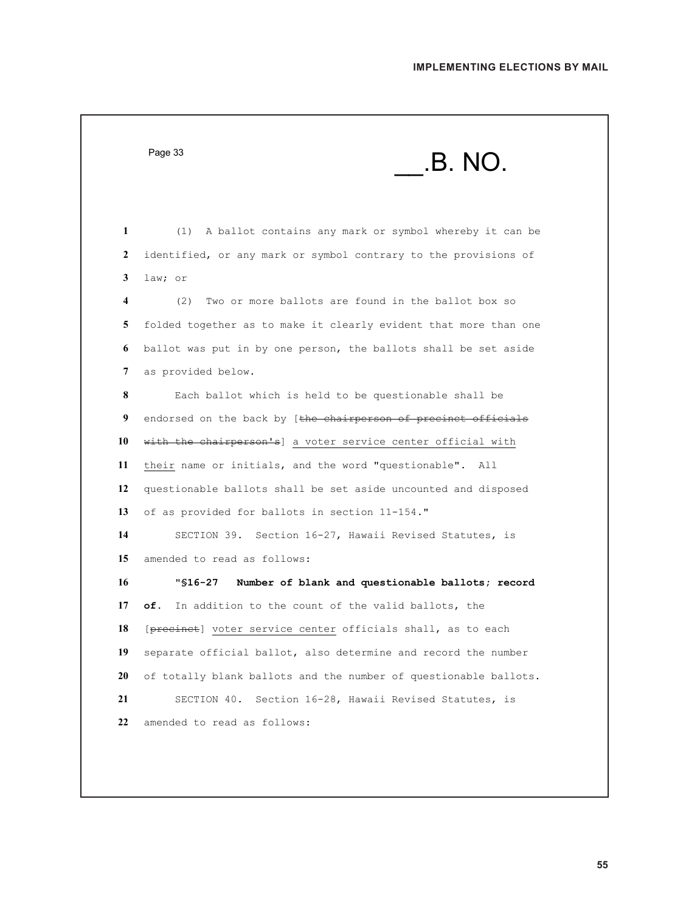Page 33

# __.B. NO.

(1) A ballot contains any mark or symbol whereby it can be identified, or any mark or symbol contrary to the provisions of law; or

(2) Two or more ballots are found in the ballot box so folded together as to make it clearly evident that more than one ballot was put in by one person, the ballots shall be set aside as provided below.

Each ballot which is held to be questionable shall be endorsed on the back by [~~the chairperson of precinct officials with the chairperson's~~] <u>a voter service center official with their</u> name or initials, and the word "questionable". All questionable ballots shall be set aside uncounted and disposed of as provided for ballots in section 11-154."

SECTION 39. Section 16-27, Hawaii Revised Statutes, is amended to read as follows:

"**§16-27 Number of blank and questionable ballots; record of.** In addition to the count of the valid ballots, the [~~precinct~~] <u>voter service center</u> officials shall, as to each separate official ballot, also determine and record the number of totally blank ballots and the number of questionable ballots.

SECTION 40. Section 16-28, Hawaii Revised Statutes, is amended to read as follows: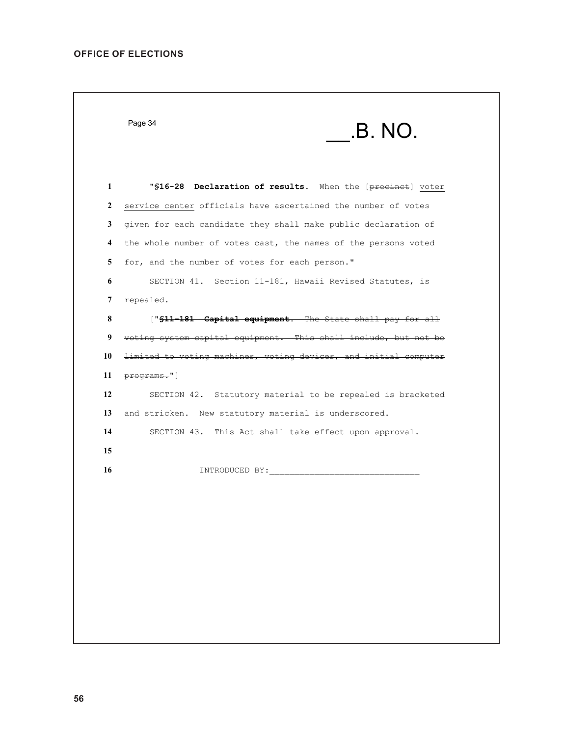"§16-28 **Declaration of results.** When the [~~precinct~~] <u>voter service center</u> officials have ascertained the number of votes given for each candidate they shall make public declaration of the whole number of votes cast, the names of the persons voted for, and the number of votes for each person."

SECTION 41. Section 11-181, Hawaii Revised Statutes, is repealed.

["~~**§11-181 Capital equipment.** The State shall pay for all voting system capital equipment. This shall include, but not be limited to voting machines, voting devices, and initial computer programs.~~"]

SECTION 42. Statutory material to be repealed is bracketed and stricken. New statutory material is underscored.

SECTION 43. This Act shall take effect upon approval.

INTRODUCED BY:_____________________________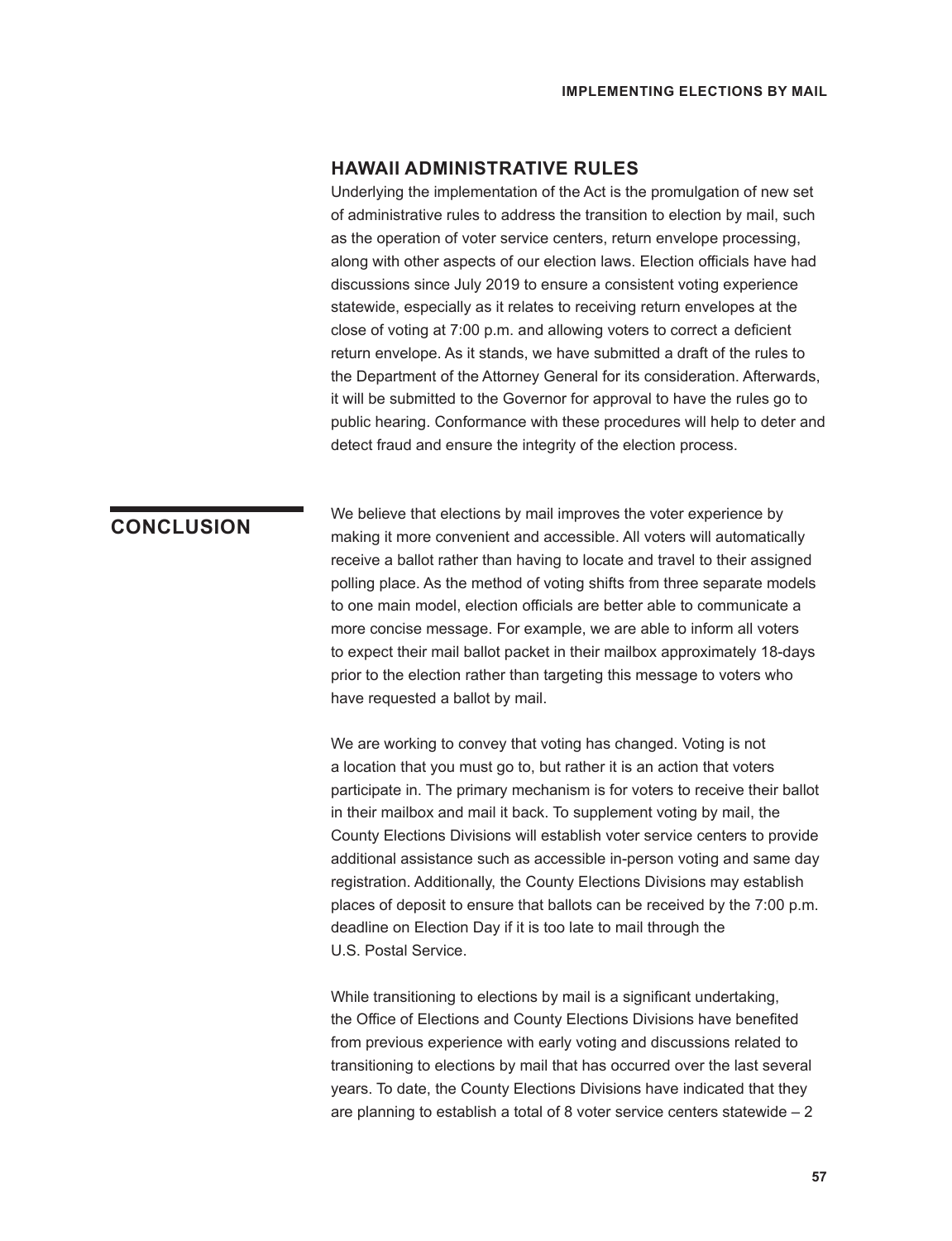## HAWAII ADMINISTRATIVE RULES

Underlying the implementation of the Act is the promulgation of new set of administrative rules to address the transition to election by mail, such as the operation of voter service centers, return envelope processing, along with other aspects of our election laws. Election officials have had discussions since July 2019 to ensure a consistent voting experience statewide, especially as it relates to receiving return envelopes at the close of voting at 7:00 p.m. and allowing voters to correct a deficient return envelope. As it stands, we have submitted a draft of the rules to the Department of the Attorney General for its consideration. Afterwards, it will be submitted to the Governor for approval to have the rules go to public hearing. Conformance with these procedures will help to deter and detect fraud and ensure the integrity of the election process.

# CONCLUSION

We believe that elections by mail improves the voter experience by making it more convenient and accessible. All voters will automatically receive a ballot rather than having to locate and travel to their assigned polling place. As the method of voting shifts from three separate models to one main model, election officials are better able to communicate a more concise message. For example, we are able to inform all voters to expect their mail ballot packet in their mailbox approximately 18-days prior to the election rather than targeting this message to voters who have requested a ballot by mail.

We are working to convey that voting has changed. Voting is not a location that you must go to, but rather it is an action that voters participate in. The primary mechanism is for voters to receive their ballot in their mailbox and mail it back. To supplement voting by mail, the County Elections Divisions will establish voter service centers to provide additional assistance such as accessible in-person voting and same day registration. Additionally, the County Elections Divisions may establish places of deposit to ensure that ballots can be received by the 7:00 p.m. deadline on Election Day if it is too late to mail through the U.S. Postal Service.

While transitioning to elections by mail is a significant undertaking, the Office of Elections and County Elections Divisions have benefited from previous experience with early voting and discussions related to transitioning to elections by mail that has occurred over the last several years. To date, the County Elections Divisions have indicated that they are planning to establish a total of 8 voter service centers statewide – 2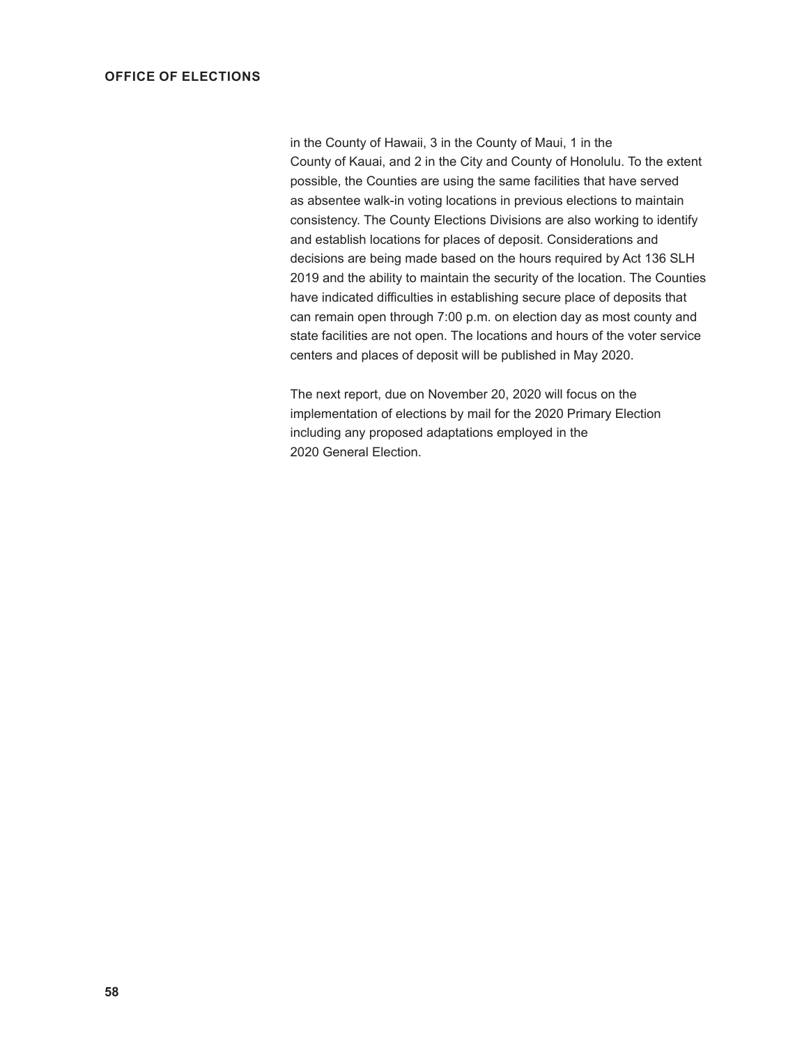in the County of Hawaii, 3 in the County of Maui, 1 in the County of Kauai, and 2 in the City and County of Honolulu. To the extent possible, the Counties are using the same facilities that have served as absentee walk-in voting locations in previous elections to maintain consistency. The County Elections Divisions are also working to identify and establish locations for places of deposit. Considerations and decisions are being made based on the hours required by Act 136 SLH 2019 and the ability to maintain the security of the location. The Counties have indicated difficulties in establishing secure place of deposits that can remain open through 7:00 p.m. on election day as most county and state facilities are not open. The locations and hours of the voter service centers and places of deposit will be published in May 2020.

The next report, due on November 20, 2020 will focus on the implementation of elections by mail for the 2020 Primary Election including any proposed adaptations employed in the 2020 General Election.